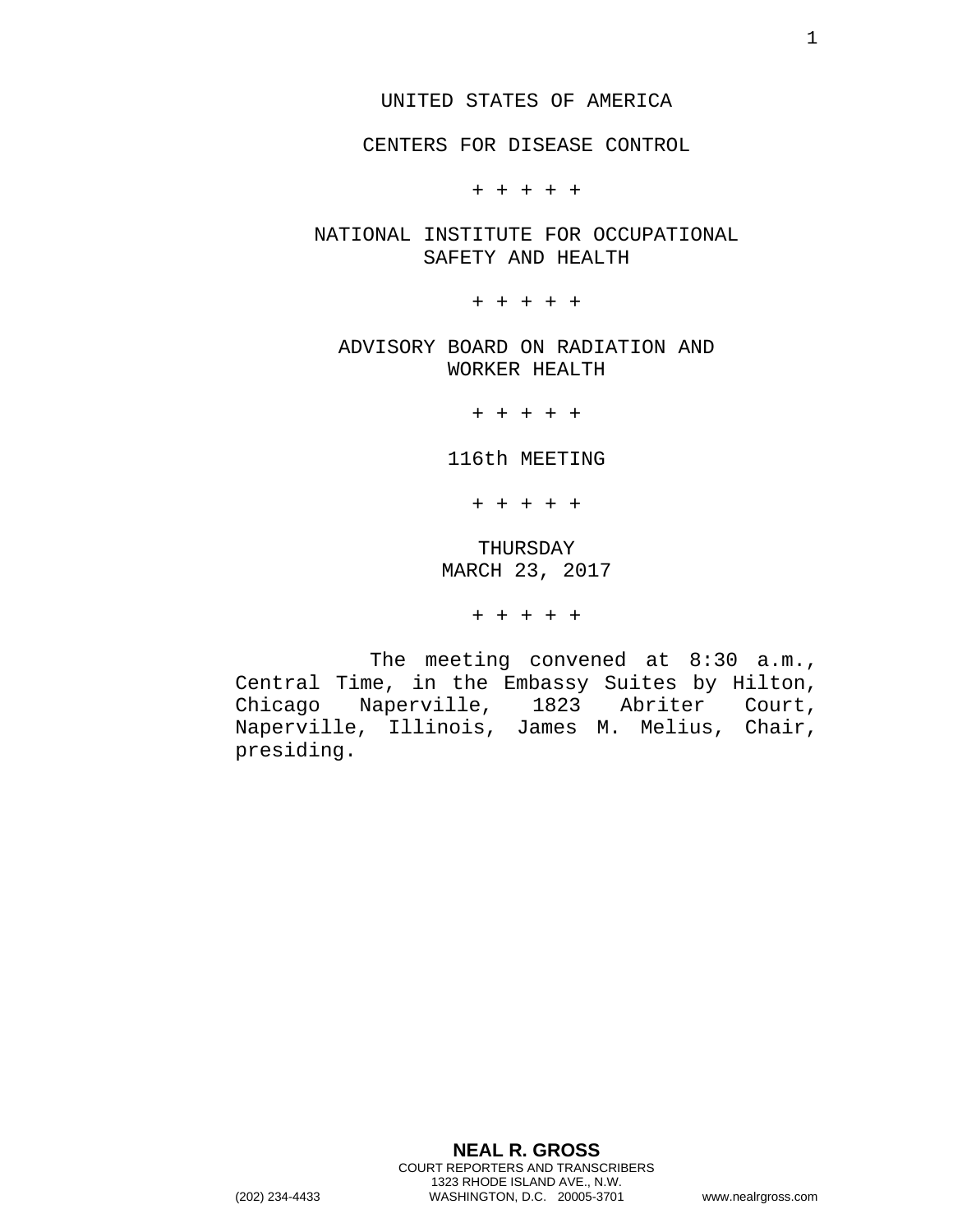UNITED STATES OF AMERICA

CENTERS FOR DISEASE CONTROL

+ + + + +

NATIONAL INSTITUTE FOR OCCUPATIONAL SAFETY AND HEALTH

+ + + + +

ADVISORY BOARD ON RADIATION AND WORKER HEALTH

+ + + + +

116th MEETING

+ + + + +

THURSDAY
MARCH 23, 2017

+ + + + +

The meeting convened at 8:30 a.m., Central Time, in the Embassy Suites by Hilton, Chicago Naperville, 1823 Abriter Court, Naperville, Illinois, James M. Melius, Chair, presiding.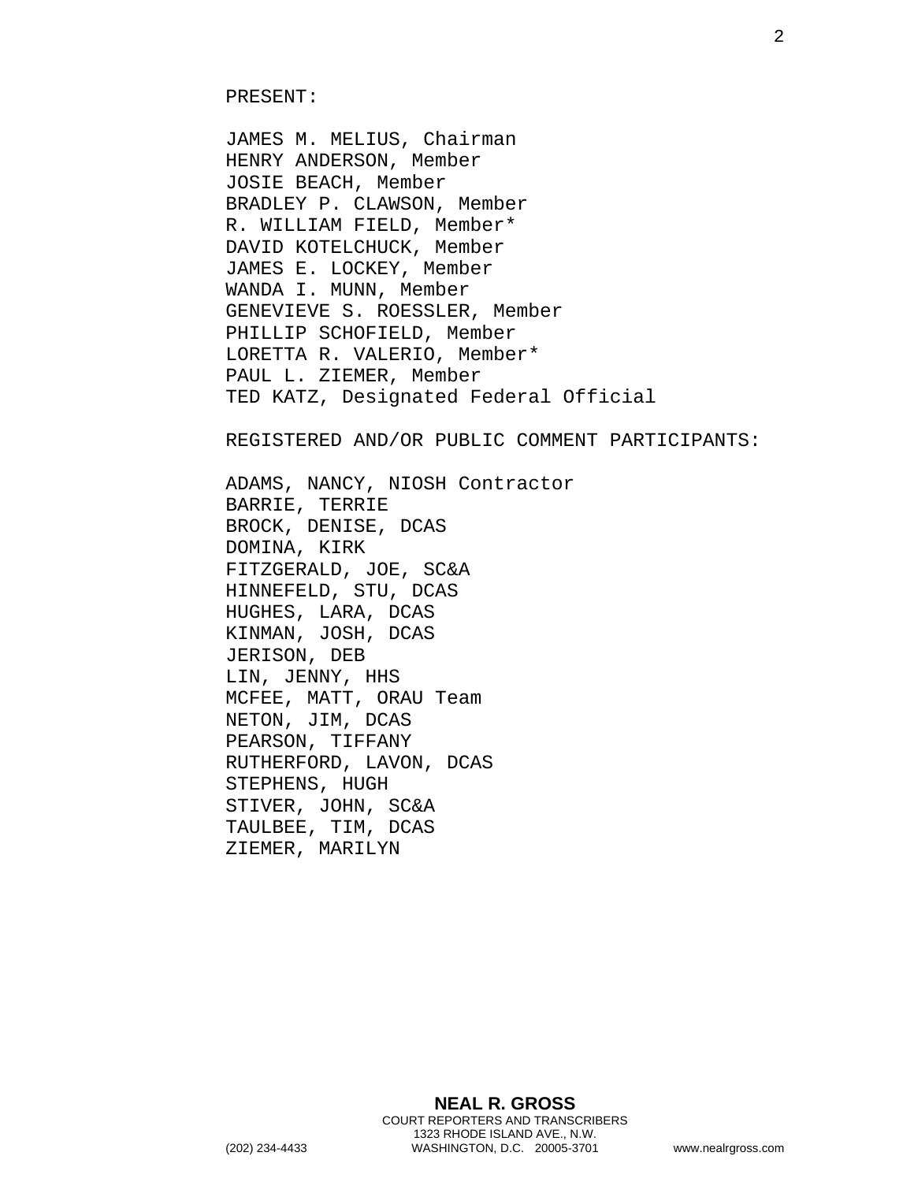PRESENT:

JAMES M. MELIUS, Chairman
HENRY ANDERSON, Member
JOSIE BEACH, Member
BRADLEY P. CLAWSON, Member
R. WILLIAM FIELD, Member*
DAVID KOTELCHUCK, Member
JAMES E. LOCKEY, Member
WANDA I. MUNN, Member
GENEVIEVE S. ROESSLER, Member
PHILLIP SCHOFIELD, Member
LORETTA R. VALERIO, Member*
PAUL L. ZIEMER, Member
TED KATZ, Designated Federal Official

REGISTERED AND/OR PUBLIC COMMENT PARTICIPANTS:

ADAMS, NANCY, NIOSH Contractor
BARRIE, TERRIE
BROCK, DENISE, DCAS
DOMINA, KIRK
FITZGERALD, JOE, SC&A
HINNEFELD, STU, DCAS
HUGHES, LARA, DCAS
KINMAN, JOSH, DCAS
JERISON, DEB
LIN, JENNY, HHS
MCFEE, MATT, ORAU Team
NETON, JIM, DCAS
PEARSON, TIFFANY
RUTHERFORD, LAVON, DCAS
STEPHENS, HUGH
STIVER, JOHN, SC&A
TAULBEE, TIM, DCAS
ZIEMER, MARILYN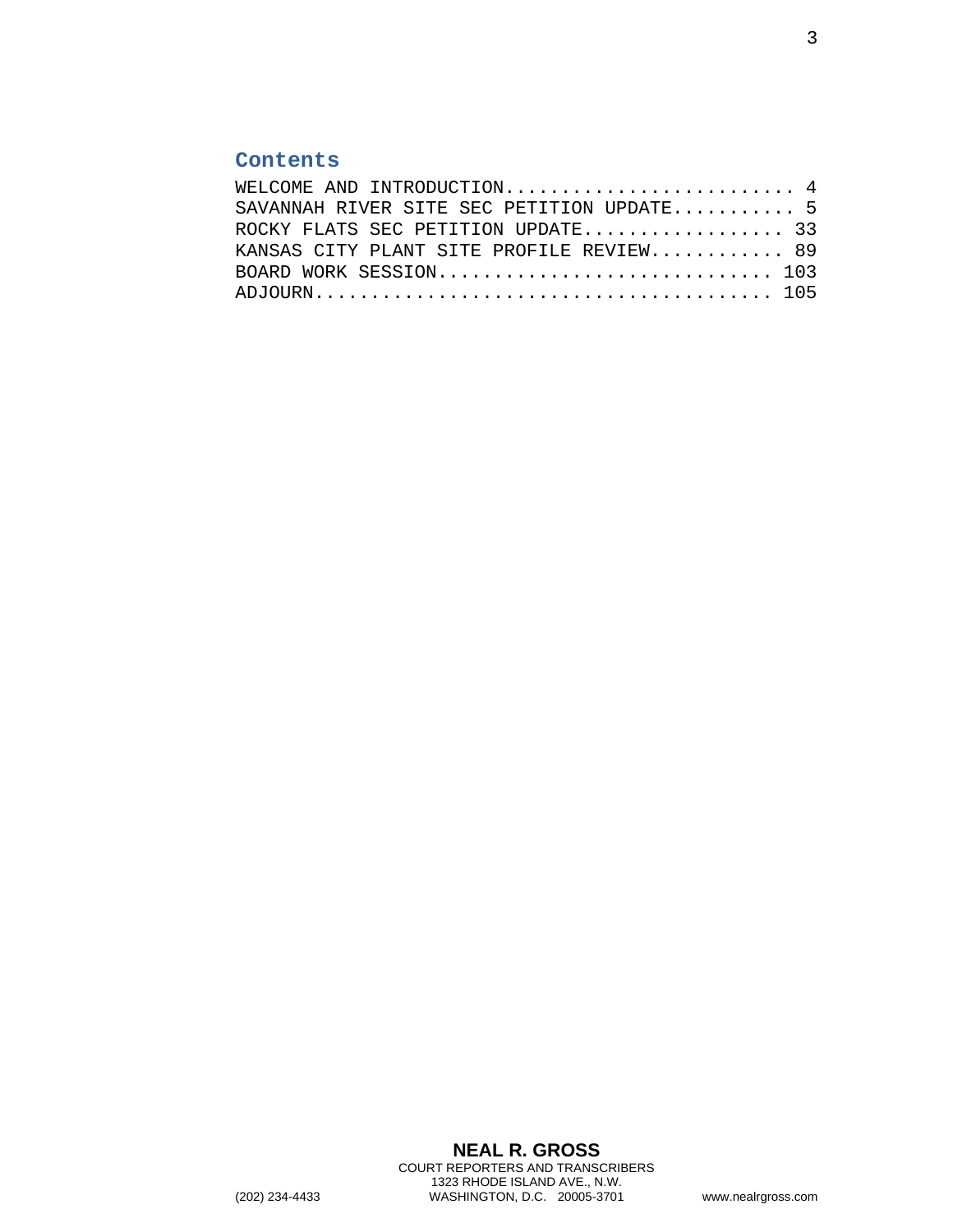## Contents

WELCOME AND INTRODUCTION.......................... 4
SAVANNAH RIVER SITE SEC PETITION UPDATE........... 5
ROCKY FLATS SEC PETITION UPDATE.................. 33
KANSAS CITY PLANT SITE PROFILE REVIEW............ 89
BOARD WORK SESSION.............................. 103
ADJOURN......................................... 105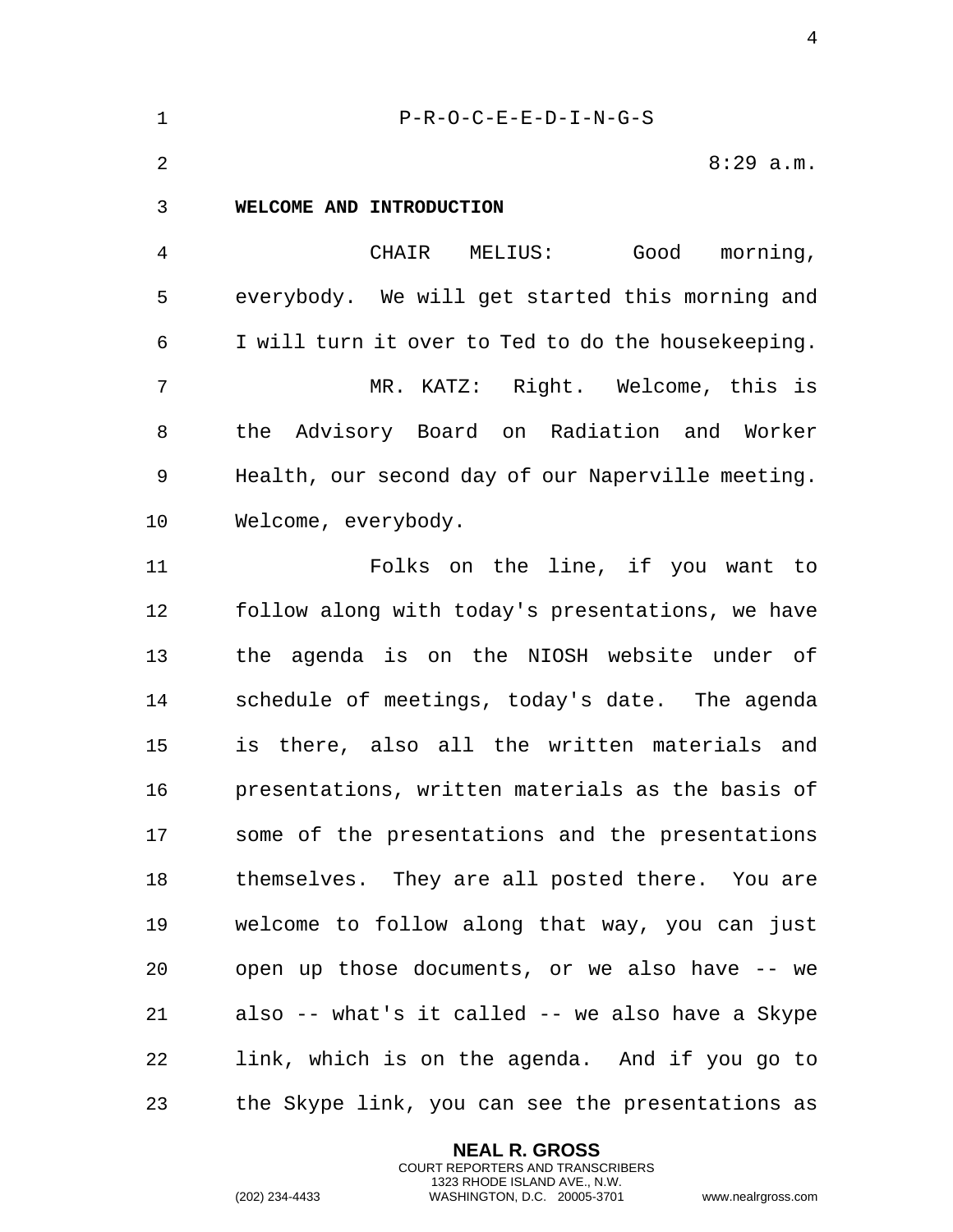P-R-O-C-E-E-D-I-N-G-S

8:29 a.m.

**WELCOME AND INTRODUCTION**

CHAIR MELIUS: Good morning, everybody. We will get started this morning and I will turn it over to Ted to do the housekeeping.

MR. KATZ: Right. Welcome, this is the Advisory Board on Radiation and Worker Health, our second day of our Naperville meeting. Welcome, everybody.

Folks on the line, if you want to follow along with today's presentations, we have the agenda is on the NIOSH website under of schedule of meetings, today's date. The agenda is there, also all the written materials and presentations, written materials as the basis of some of the presentations and the presentations themselves. They are all posted there. You are welcome to follow along that way, you can just open up those documents, or we also have -- we also -- what's it called -- we also have a Skype link, which is on the agenda. And if you go to the Skype link, you can see the presentations as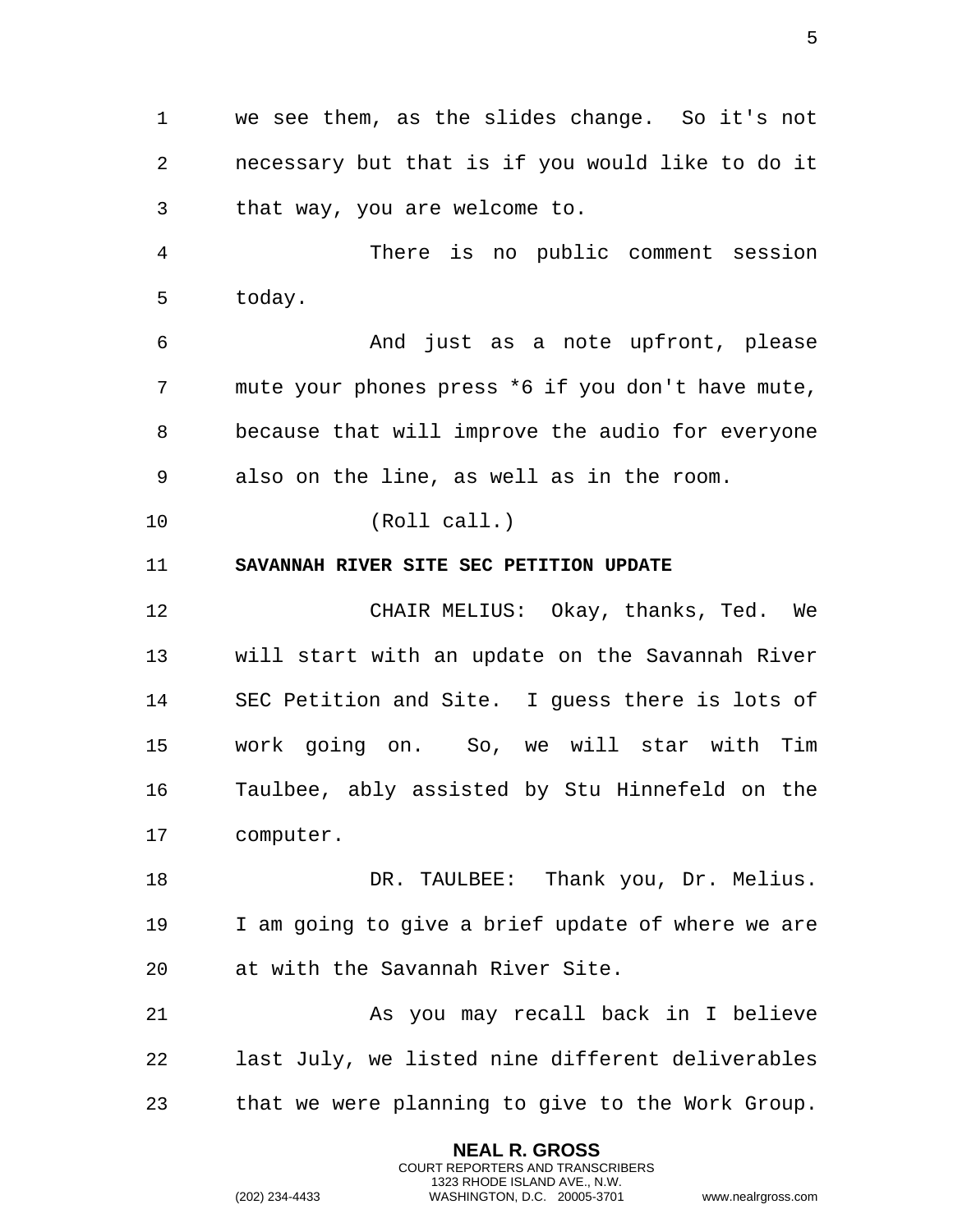we see them, as the slides change. So it's not necessary but that is if you would like to do it that way, you are welcome to.

There is no public comment session today.

And just as a note upfront, please mute your phones press *6 if you don't have mute, because that will improve the audio for everyone also on the line, as well as in the room.

(Roll call.)

**SAVANNAH RIVER SITE SEC PETITION UPDATE**

CHAIR MELIUS: Okay, thanks, Ted. We will start with an update on the Savannah River SEC Petition and Site. I guess there is lots of work going on. So, we will star with Tim Taulbee, ably assisted by Stu Hinnefeld on the computer.

DR. TAULBEE: Thank you, Dr. Melius. I am going to give a brief update of where we are at with the Savannah River Site.

As you may recall back in I believe last July, we listed nine different deliverables that we were planning to give to the Work Group.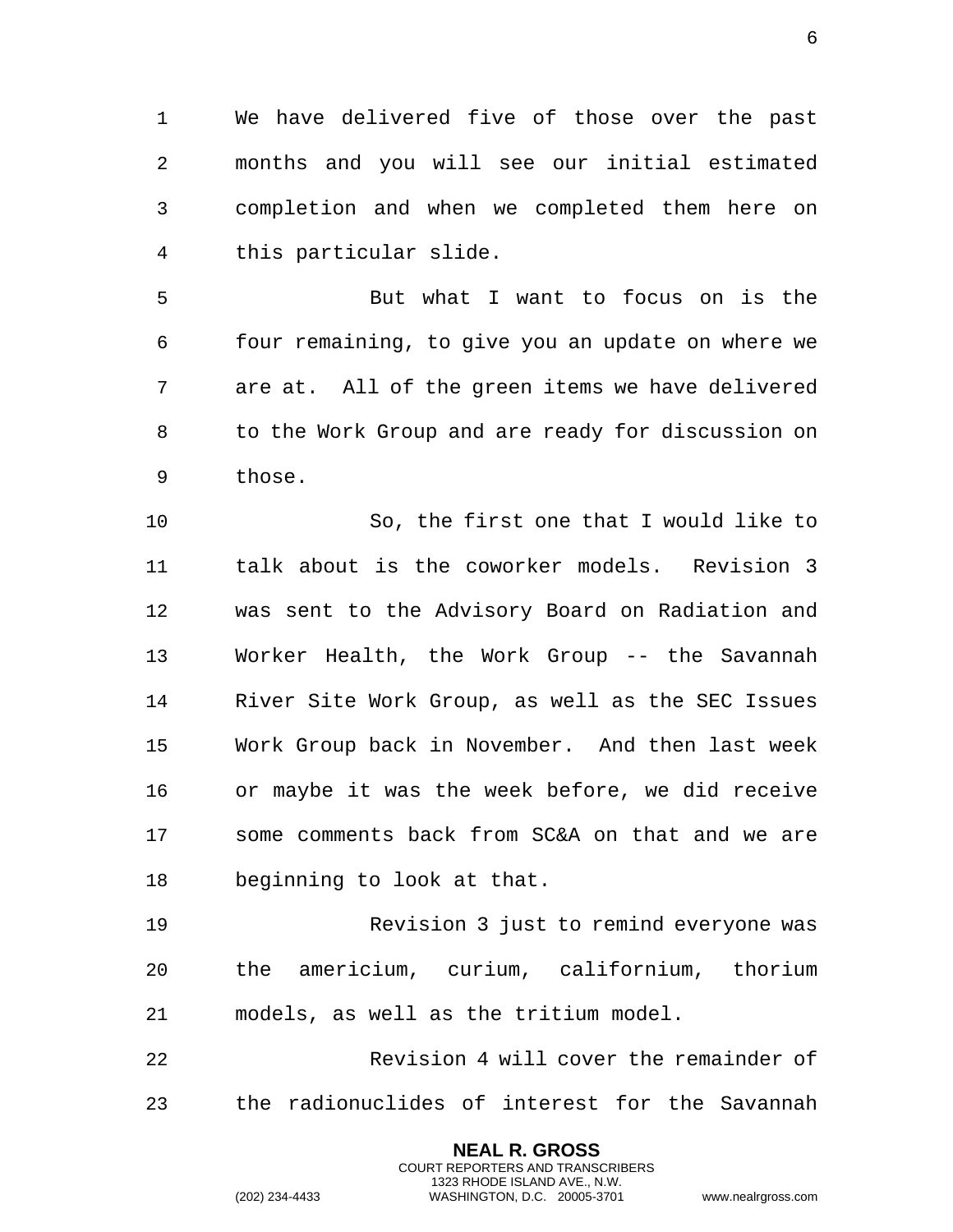We have delivered five of those over the past months and you will see our initial estimated completion and when we completed them here on this particular slide.

But what I want to focus on is the four remaining, to give you an update on where we are at. All of the green items we have delivered to the Work Group and are ready for discussion on those.

So, the first one that I would like to talk about is the coworker models. Revision 3 was sent to the Advisory Board on Radiation and Worker Health, the Work Group -- the Savannah River Site Work Group, as well as the SEC Issues Work Group back in November. And then last week or maybe it was the week before, we did receive some comments back from SC&A on that and we are beginning to look at that.

Revision 3 just to remind everyone was the americium, curium, californium, thorium models, as well as the tritium model.

Revision 4 will cover the remainder of the radionuclides of interest for the Savannah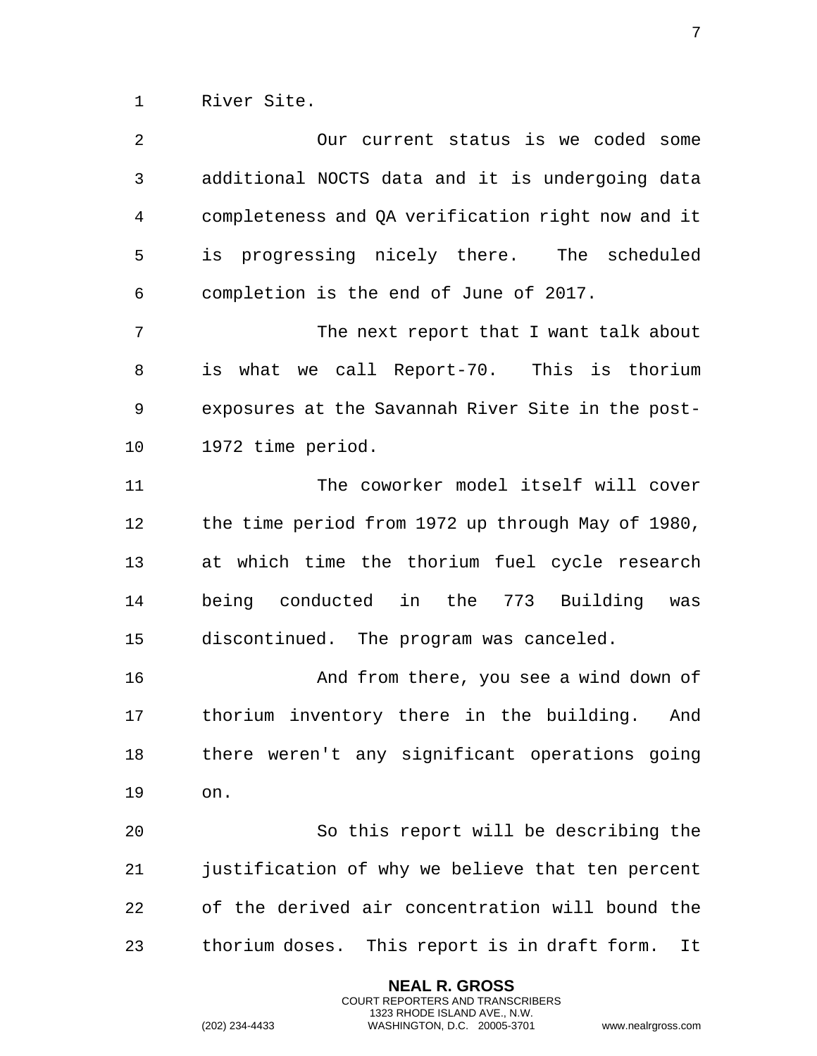River Site.

Our current status is we coded some additional NOCTS data and it is undergoing data completeness and QA verification right now and it is progressing nicely there. The scheduled completion is the end of June of 2017.

The next report that I want talk about is what we call Report-70. This is thorium exposures at the Savannah River Site in the post-1972 time period.

The coworker model itself will cover the time period from 1972 up through May of 1980, at which time the thorium fuel cycle research being conducted in the 773 Building was discontinued. The program was canceled.

And from there, you see a wind down of thorium inventory there in the building. And there weren't any significant operations going on.

So this report will be describing the justification of why we believe that ten percent of the derived air concentration will bound the thorium doses. This report is in draft form. It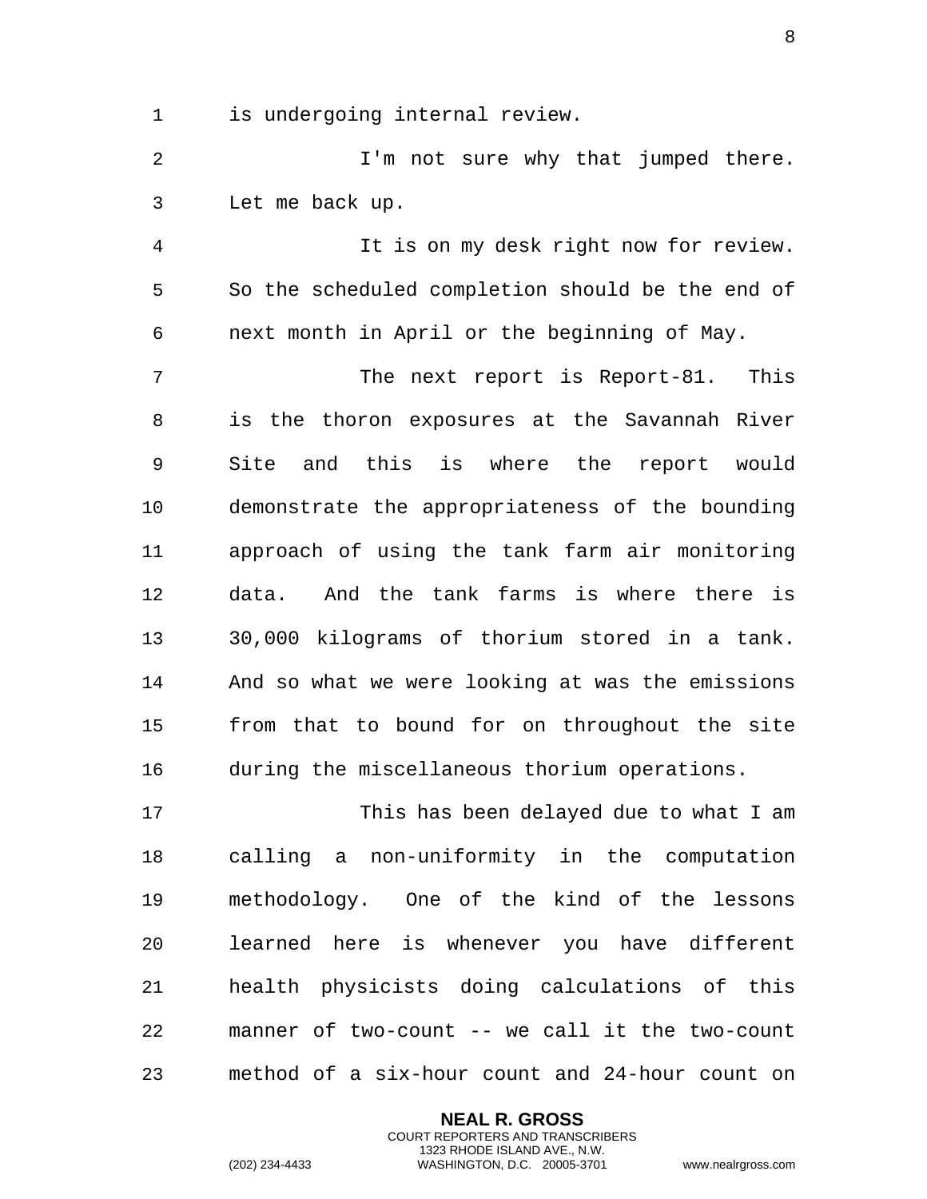is undergoing internal review.

I'm not sure why that jumped there. Let me back up.

It is on my desk right now for review. So the scheduled completion should be the end of next month in April or the beginning of May.

The next report is Report-81. This is the thoron exposures at the Savannah River Site and this is where the report would demonstrate the appropriateness of the bounding approach of using the tank farm air monitoring data. And the tank farms is where there is 30,000 kilograms of thorium stored in a tank. And so what we were looking at was the emissions from that to bound for on throughout the site during the miscellaneous thorium operations.

This has been delayed due to what I am calling a non-uniformity in the computation methodology. One of the kind of the lessons learned here is whenever you have different health physicists doing calculations of this manner of two-count -- we call it the two-count method of a six-hour count and 24-hour count on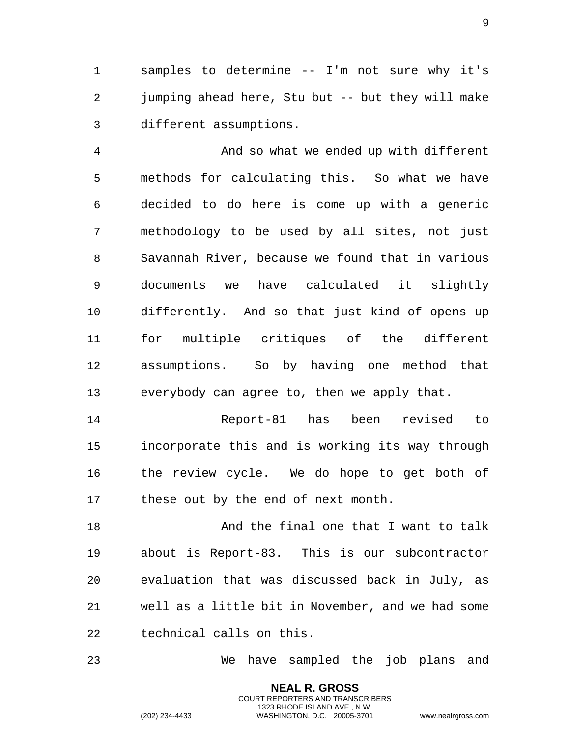samples to determine -- I'm not sure why it's jumping ahead here, Stu but -- but they will make different assumptions.

And so what we ended up with different methods for calculating this. So what we have decided to do here is come up with a generic methodology to be used by all sites, not just Savannah River, because we found that in various documents we have calculated it slightly differently. And so that just kind of opens up for multiple critiques of the different assumptions. So by having one method that everybody can agree to, then we apply that.

Report-81 has been revised to incorporate this and is working its way through the review cycle. We do hope to get both of these out by the end of next month.

And the final one that I want to talk about is Report-83. This is our subcontractor evaluation that was discussed back in July, as well as a little bit in November, and we had some technical calls on this.

We have sampled the job plans and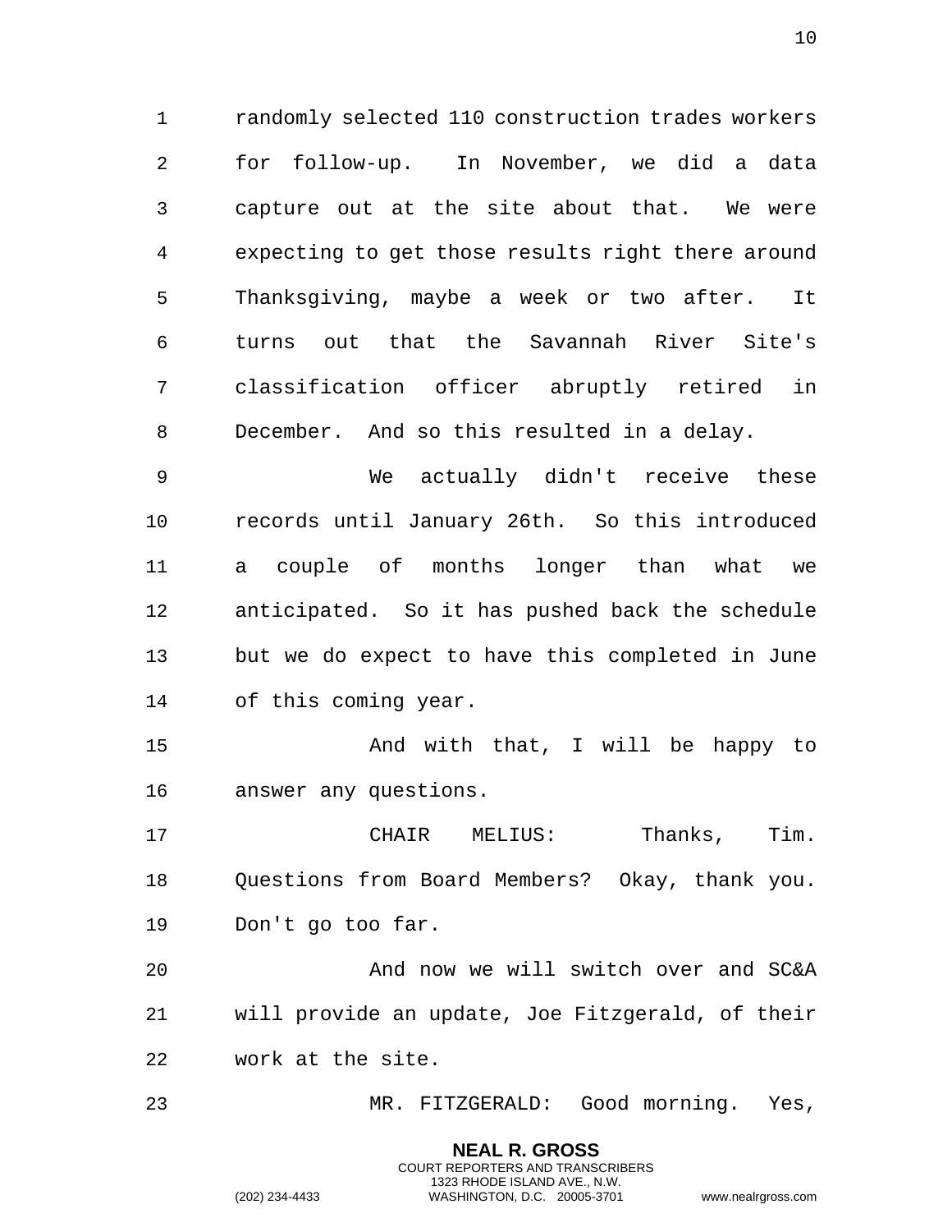randomly selected 110 construction trades workers for follow-up. In November, we did a data capture out at the site about that. We were expecting to get those results right there around Thanksgiving, maybe a week or two after. It turns out that the Savannah River Site's classification officer abruptly retired in December. And so this resulted in a delay.

We actually didn't receive these records until January 26th. So this introduced a couple of months longer than what we anticipated. So it has pushed back the schedule but we do expect to have this completed in June of this coming year.

And with that, I will be happy to answer any questions.

CHAIR MELIUS: Thanks, Tim. Questions from Board Members? Okay, thank you. Don't go too far.

And now we will switch over and SC&A will provide an update, Joe Fitzgerald, of their work at the site.

MR. FITZGERALD: Good morning. Yes,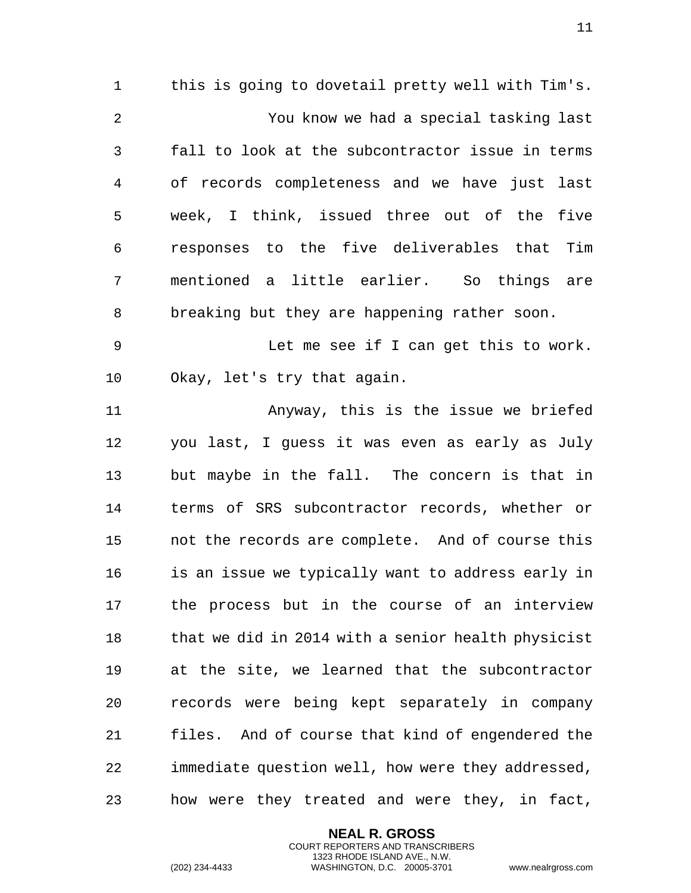this is going to dovetail pretty well with Tim's.

You know we had a special tasking last fall to look at the subcontractor issue in terms of records completeness and we have just last week, I think, issued three out of the five responses to the five deliverables that Tim mentioned a little earlier. So things are breaking but they are happening rather soon.

Let me see if I can get this to work. Okay, let's try that again.

Anyway, this is the issue we briefed you last, I guess it was even as early as July but maybe in the fall. The concern is that in terms of SRS subcontractor records, whether or not the records are complete. And of course this is an issue we typically want to address early in the process but in the course of an interview that we did in 2014 with a senior health physicist at the site, we learned that the subcontractor records were being kept separately in company files. And of course that kind of engendered the immediate question well, how were they addressed, how were they treated and were they, in fact,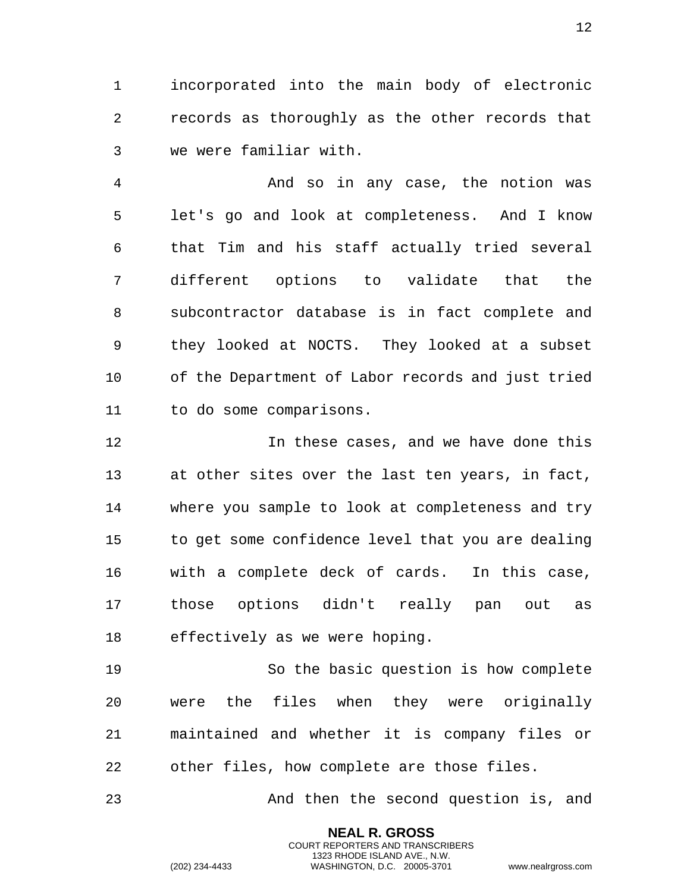incorporated into the main body of electronic records as thoroughly as the other records that we were familiar with.

And so in any case, the notion was let's go and look at completeness. And I know that Tim and his staff actually tried several different options to validate that the subcontractor database is in fact complete and they looked at NOCTS. They looked at a subset of the Department of Labor records and just tried to do some comparisons.

In these cases, and we have done this at other sites over the last ten years, in fact, where you sample to look at completeness and try to get some confidence level that you are dealing with a complete deck of cards. In this case, those options didn't really pan out as effectively as we were hoping.

So the basic question is how complete were the files when they were originally maintained and whether it is company files or other files, how complete are those files.

And then the second question is, and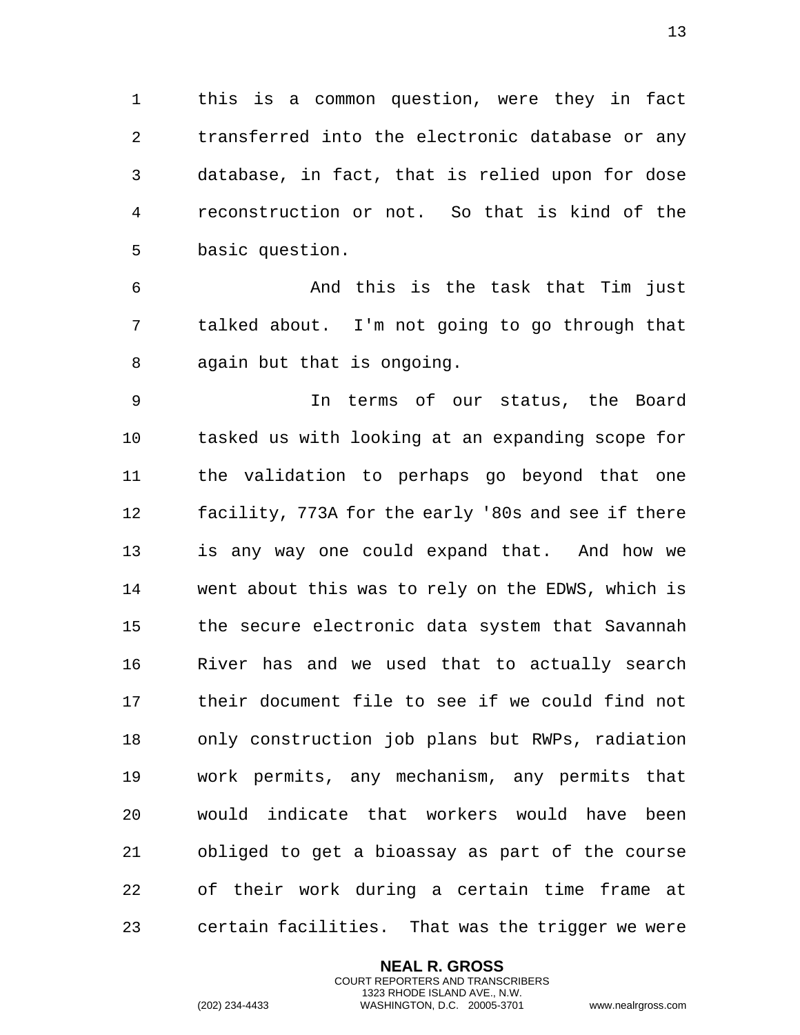this is a common question, were they in fact transferred into the electronic database or any database, in fact, that is relied upon for dose reconstruction or not. So that is kind of the basic question.

And this is the task that Tim just talked about. I'm not going to go through that again but that is ongoing.

In terms of our status, the Board tasked us with looking at an expanding scope for the validation to perhaps go beyond that one facility, 773A for the early '80s and see if there is any way one could expand that. And how we went about this was to rely on the EDWS, which is the secure electronic data system that Savannah River has and we used that to actually search their document file to see if we could find not only construction job plans but RWPs, radiation work permits, any mechanism, any permits that would indicate that workers would have been obliged to get a bioassay as part of the course of their work during a certain time frame at certain facilities. That was the trigger we were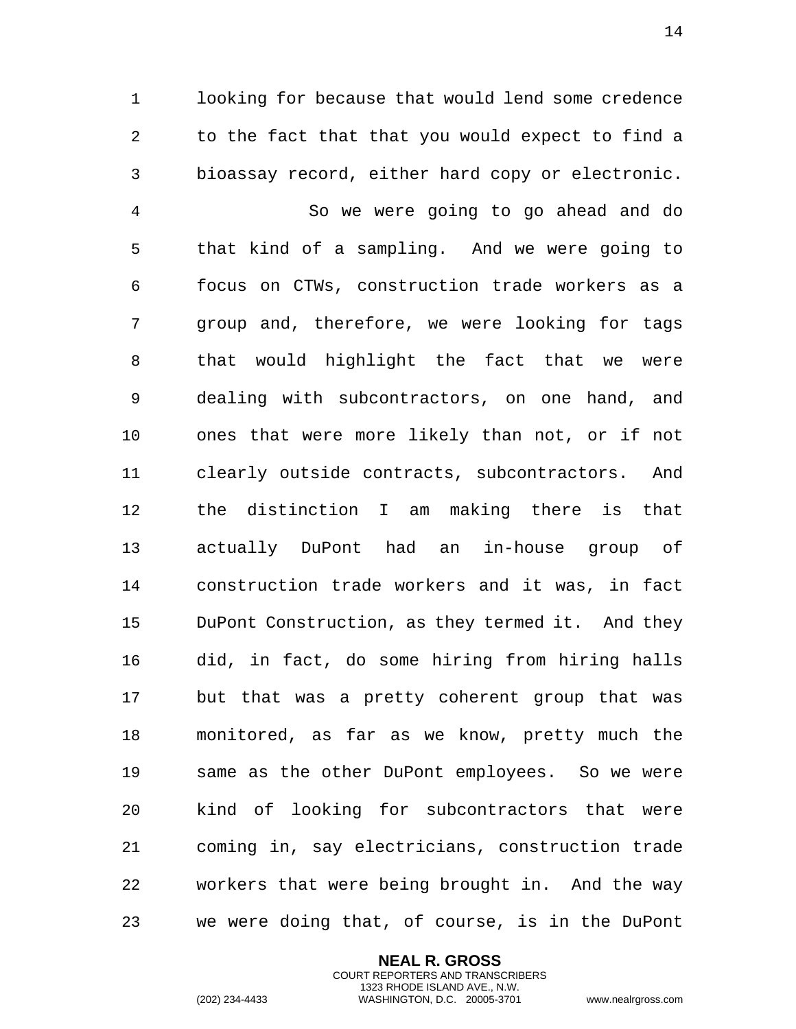looking for because that would lend some credence to the fact that that you would expect to find a bioassay record, either hard copy or electronic.

So we were going to go ahead and do that kind of a sampling. And we were going to focus on CTWs, construction trade workers as a group and, therefore, we were looking for tags that would highlight the fact that we were dealing with subcontractors, on one hand, and ones that were more likely than not, or if not clearly outside contracts, subcontractors. And the distinction I am making there is that actually DuPont had an in-house group of construction trade workers and it was, in fact DuPont Construction, as they termed it. And they did, in fact, do some hiring from hiring halls but that was a pretty coherent group that was monitored, as far as we know, pretty much the same as the other DuPont employees. So we were kind of looking for subcontractors that were coming in, say electricians, construction trade workers that were being brought in. And the way we were doing that, of course, is in the DuPont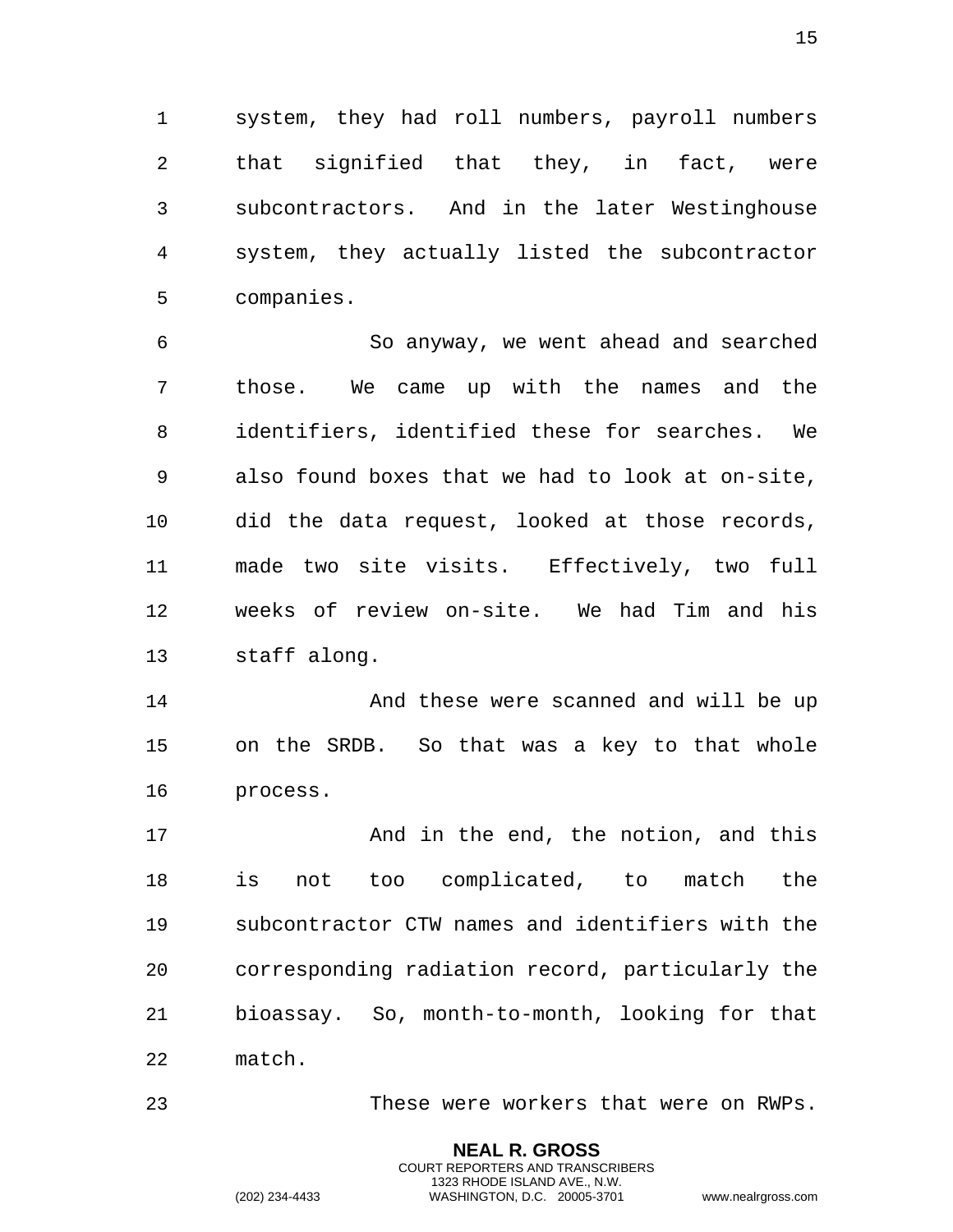system, they had roll numbers, payroll numbers that signified that they, in fact, were subcontractors. And in the later Westinghouse system, they actually listed the subcontractor companies.

So anyway, we went ahead and searched those. We came up with the names and the identifiers, identified these for searches. We also found boxes that we had to look at on-site, did the data request, looked at those records, made two site visits. Effectively, two full weeks of review on-site. We had Tim and his staff along.

And these were scanned and will be up on the SRDB. So that was a key to that whole process.

And in the end, the notion, and this is not too complicated, to match the subcontractor CTW names and identifiers with the corresponding radiation record, particularly the bioassay. So, month-to-month, looking for that match.

These were workers that were on RWPs.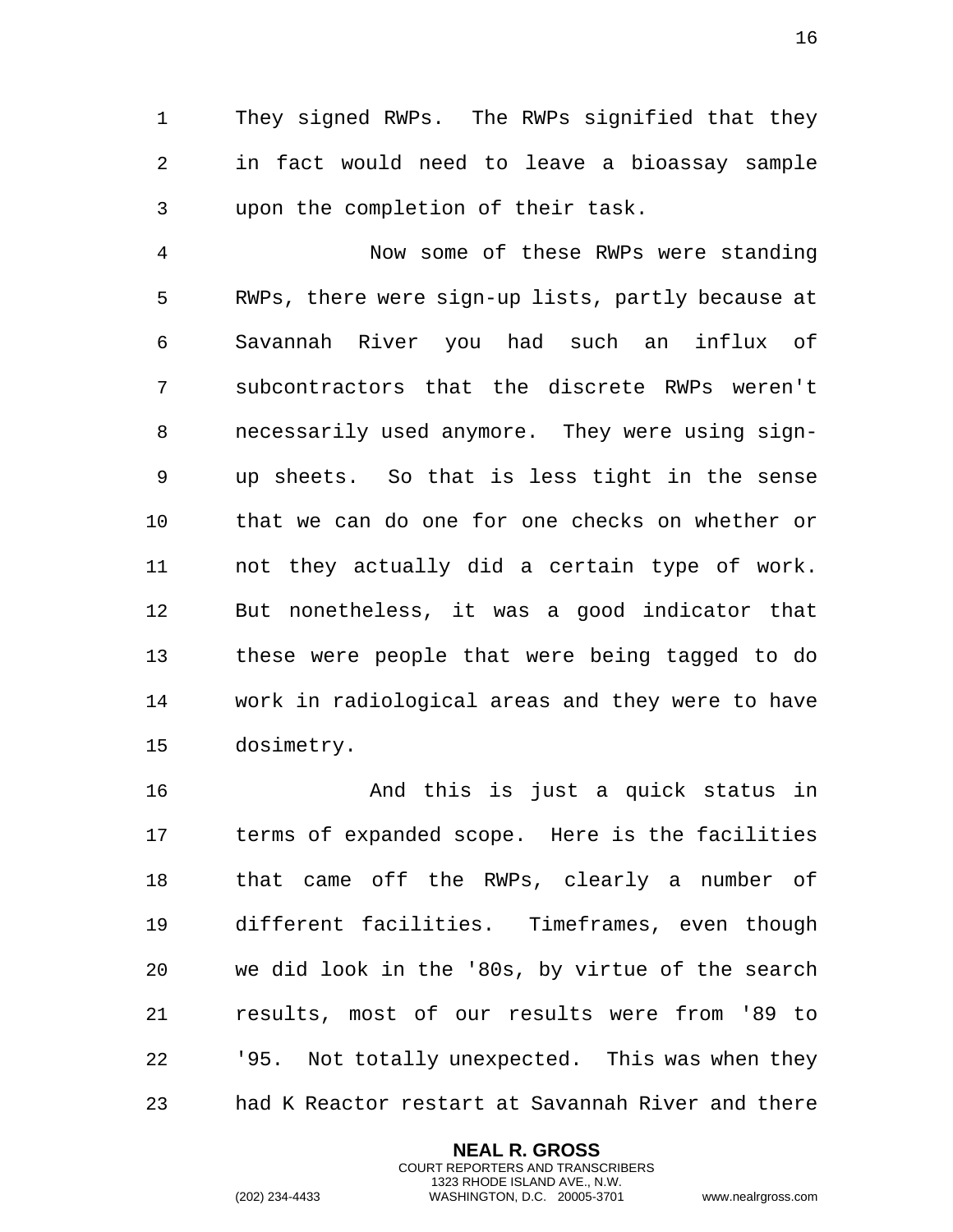They signed RWPs. The RWPs signified that they in fact would need to leave a bioassay sample upon the completion of their task.

Now some of these RWPs were standing RWPs, there were sign-up lists, partly because at Savannah River you had such an influx of subcontractors that the discrete RWPs weren't necessarily used anymore. They were using sign-up sheets. So that is less tight in the sense that we can do one for one checks on whether or not they actually did a certain type of work. But nonetheless, it was a good indicator that these were people that were being tagged to do work in radiological areas and they were to have dosimetry.

And this is just a quick status in terms of expanded scope. Here is the facilities that came off the RWPs, clearly a number of different facilities. Timeframes, even though we did look in the '80s, by virtue of the search results, most of our results were from '89 to '95. Not totally unexpected. This was when they had K Reactor restart at Savannah River and there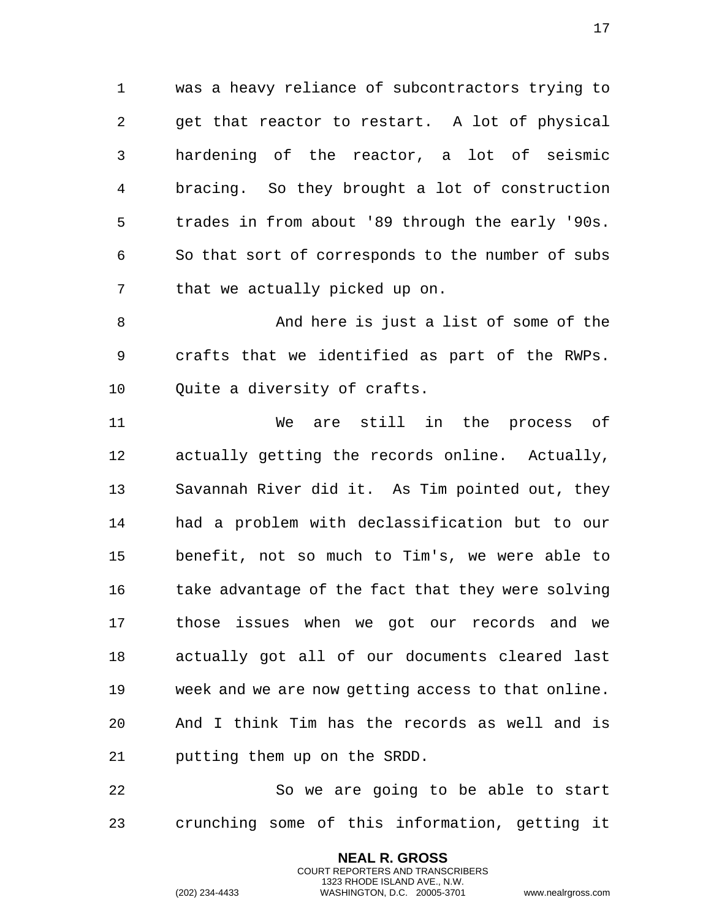was a heavy reliance of subcontractors trying to get that reactor to restart. A lot of physical hardening of the reactor, a lot of seismic bracing. So they brought a lot of construction trades in from about '89 through the early '90s. So that sort of corresponds to the number of subs that we actually picked up on.

And here is just a list of some of the crafts that we identified as part of the RWPs. Quite a diversity of crafts.

We are still in the process of actually getting the records online. Actually, Savannah River did it. As Tim pointed out, they had a problem with declassification but to our benefit, not so much to Tim's, we were able to take advantage of the fact that they were solving those issues when we got our records and we actually got all of our documents cleared last week and we are now getting access to that online. And I think Tim has the records as well and is putting them up on the SRDD.

So we are going to be able to start crunching some of this information, getting it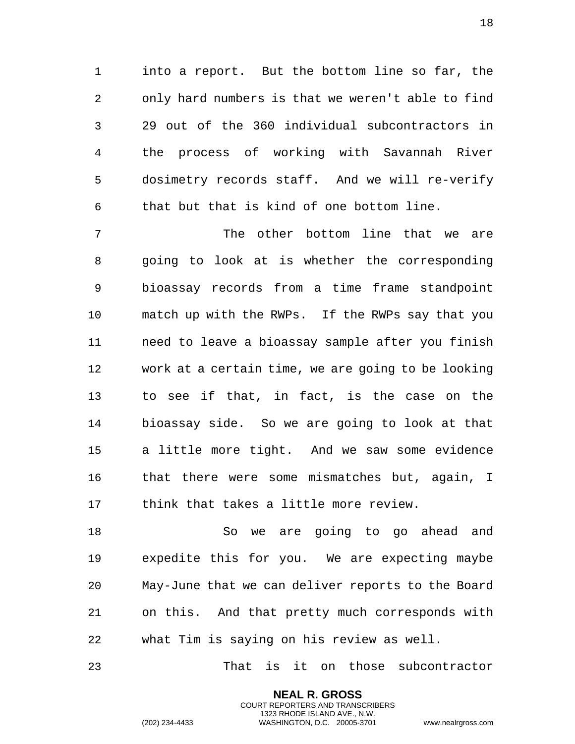into a report. But the bottom line so far, the only hard numbers is that we weren't able to find 29 out of the 360 individual subcontractors in the process of working with Savannah River dosimetry records staff. And we will re-verify that but that is kind of one bottom line.

The other bottom line that we are going to look at is whether the corresponding bioassay records from a time frame standpoint match up with the RWPs. If the RWPs say that you need to leave a bioassay sample after you finish work at a certain time, we are going to be looking to see if that, in fact, is the case on the bioassay side. So we are going to look at that a little more tight. And we saw some evidence that there were some mismatches but, again, I think that takes a little more review.

So we are going to go ahead and expedite this for you. We are expecting maybe May-June that we can deliver reports to the Board on this. And that pretty much corresponds with what Tim is saying on his review as well.

That is it on those subcontractor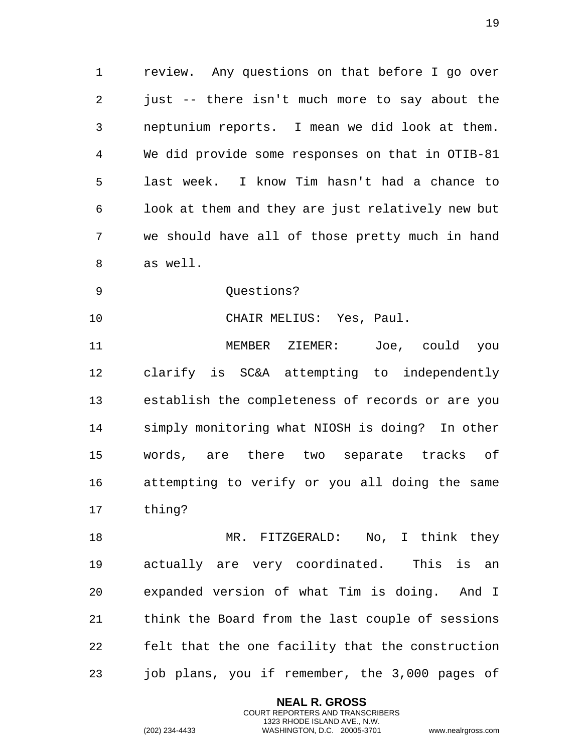review. Any questions on that before I go over just -- there isn't much more to say about the neptunium reports. I mean we did look at them. We did provide some responses on that in OTIB-81 last week. I know Tim hasn't had a chance to look at them and they are just relatively new but we should have all of those pretty much in hand as well.

Questions?

CHAIR MELIUS: Yes, Paul.

MEMBER ZIEMER: Joe, could you clarify is SC&A attempting to independently establish the completeness of records or are you simply monitoring what NIOSH is doing? In other words, are there two separate tracks of attempting to verify or you all doing the same thing?

MR. FITZGERALD: No, I think they actually are very coordinated. This is an expanded version of what Tim is doing. And I think the Board from the last couple of sessions felt that the one facility that the construction job plans, you if remember, the 3,000 pages of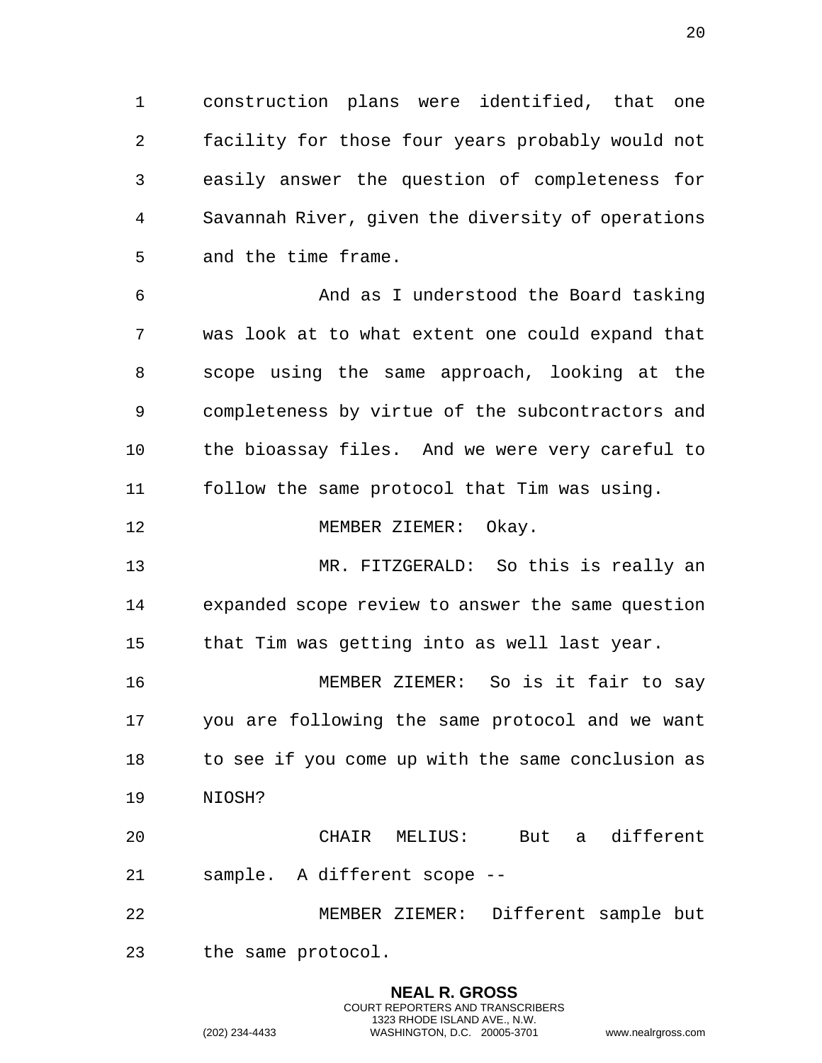construction plans were identified, that one facility for those four years probably would not easily answer the question of completeness for Savannah River, given the diversity of operations and the time frame.

And as I understood the Board tasking was look at to what extent one could expand that scope using the same approach, looking at the completeness by virtue of the subcontractors and the bioassay files. And we were very careful to follow the same protocol that Tim was using.

MEMBER ZIEMER: Okay.

MR. FITZGERALD: So this is really an expanded scope review to answer the same question that Tim was getting into as well last year.

MEMBER ZIEMER: So is it fair to say you are following the same protocol and we want to see if you come up with the same conclusion as NIOSH?

CHAIR MELIUS: But a different sample. A different scope --

MEMBER ZIEMER: Different sample but the same protocol.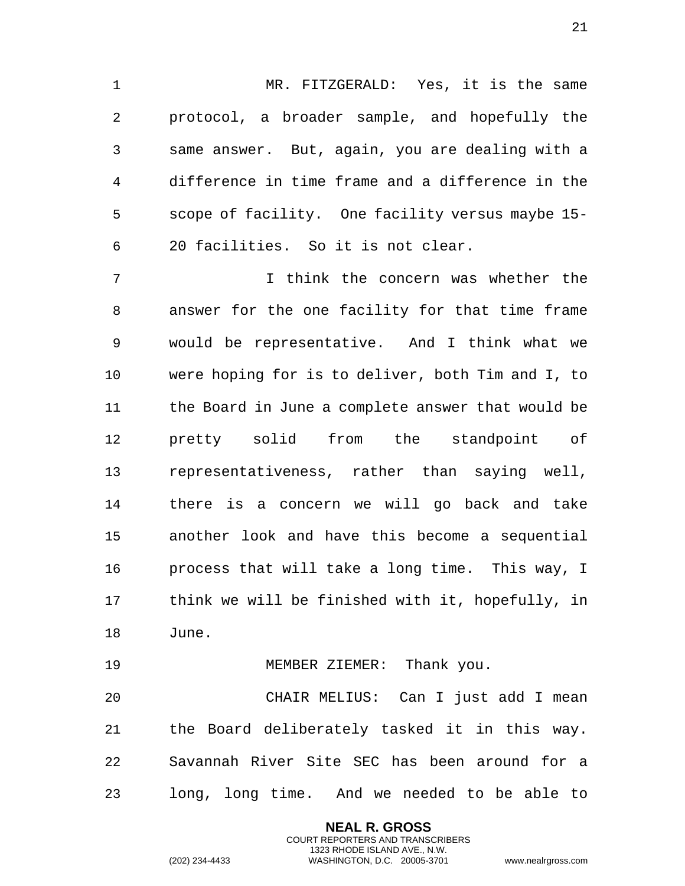MR. FITZGERALD: Yes, it is the same protocol, a broader sample, and hopefully the same answer. But, again, you are dealing with a difference in time frame and a difference in the scope of facility. One facility versus maybe 15-20 facilities. So it is not clear.

I think the concern was whether the answer for the one facility for that time frame would be representative. And I think what we were hoping for is to deliver, both Tim and I, to the Board in June a complete answer that would be pretty solid from the standpoint of representativeness, rather than saying well, there is a concern we will go back and take another look and have this become a sequential process that will take a long time. This way, I think we will be finished with it, hopefully, in June.

MEMBER ZIEMER: Thank you.

CHAIR MELIUS: Can I just add I mean the Board deliberately tasked it in this way. Savannah River Site SEC has been around for a long, long time. And we needed to be able to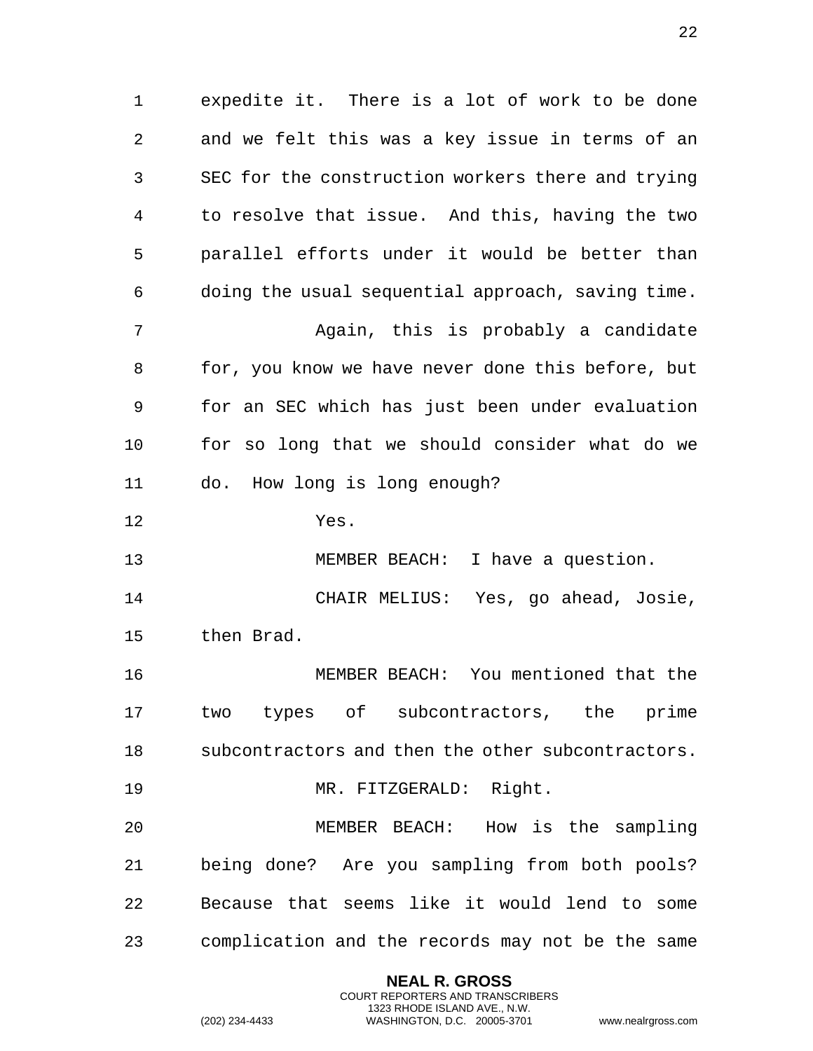expedite it. There is a lot of work to be done and we felt this was a key issue in terms of an SEC for the construction workers there and trying to resolve that issue. And this, having the two parallel efforts under it would be better than doing the usual sequential approach, saving time.

Again, this is probably a candidate for, you know we have never done this before, but for an SEC which has just been under evaluation for so long that we should consider what do we do. How long is long enough?

Yes.

MEMBER BEACH: I have a question.

CHAIR MELIUS: Yes, go ahead, Josie, then Brad.

MEMBER BEACH: You mentioned that the two types of subcontractors, the prime subcontractors and then the other subcontractors.

MR. FITZGERALD: Right.

MEMBER BEACH: How is the sampling being done? Are you sampling from both pools? Because that seems like it would lend to some complication and the records may not be the same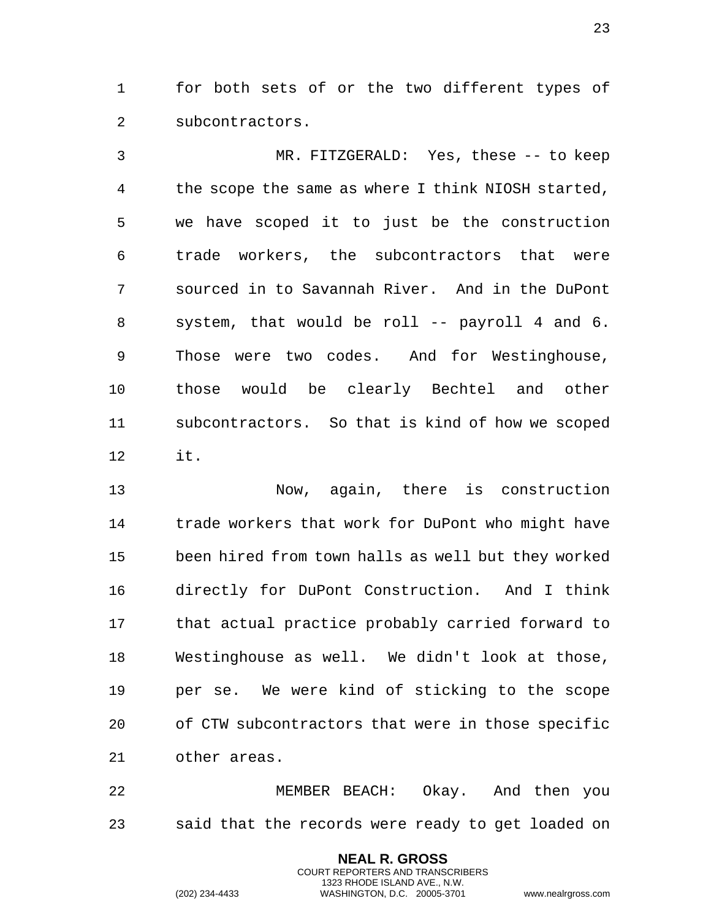for both sets of or the two different types of subcontractors.

MR. FITZGERALD: Yes, these -- to keep the scope the same as where I think NIOSH started, we have scoped it to just be the construction trade workers, the subcontractors that were sourced in to Savannah River. And in the DuPont system, that would be roll -- payroll 4 and 6. Those were two codes. And for Westinghouse, those would be clearly Bechtel and other subcontractors. So that is kind of how we scoped it.

Now, again, there is construction trade workers that work for DuPont who might have been hired from town halls as well but they worked directly for DuPont Construction. And I think that actual practice probably carried forward to Westinghouse as well. We didn't look at those, per se. We were kind of sticking to the scope of CTW subcontractors that were in those specific other areas.

MEMBER BEACH: Okay. And then you said that the records were ready to get loaded on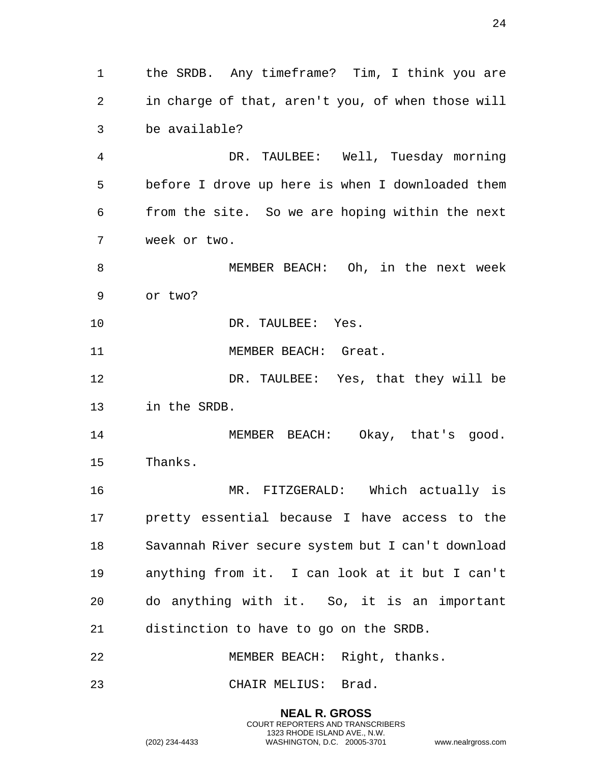the SRDB. Any timeframe? Tim, I think you are in charge of that, aren't you, of when those will be available?

DR. TAULBEE: Well, Tuesday morning before I drove up here is when I downloaded them from the site. So we are hoping within the next week or two.

MEMBER BEACH: Oh, in the next week or two?

DR. TAULBEE: Yes.

MEMBER BEACH: Great.

DR. TAULBEE: Yes, that they will be in the SRDB.

MEMBER BEACH: Okay, that's good. Thanks.

MR. FITZGERALD: Which actually is pretty essential because I have access to the Savannah River secure system but I can't download anything from it. I can look at it but I can't do anything with it. So, it is an important distinction to have to go on the SRDB.

MEMBER BEACH: Right, thanks.

CHAIR MELIUS: Brad.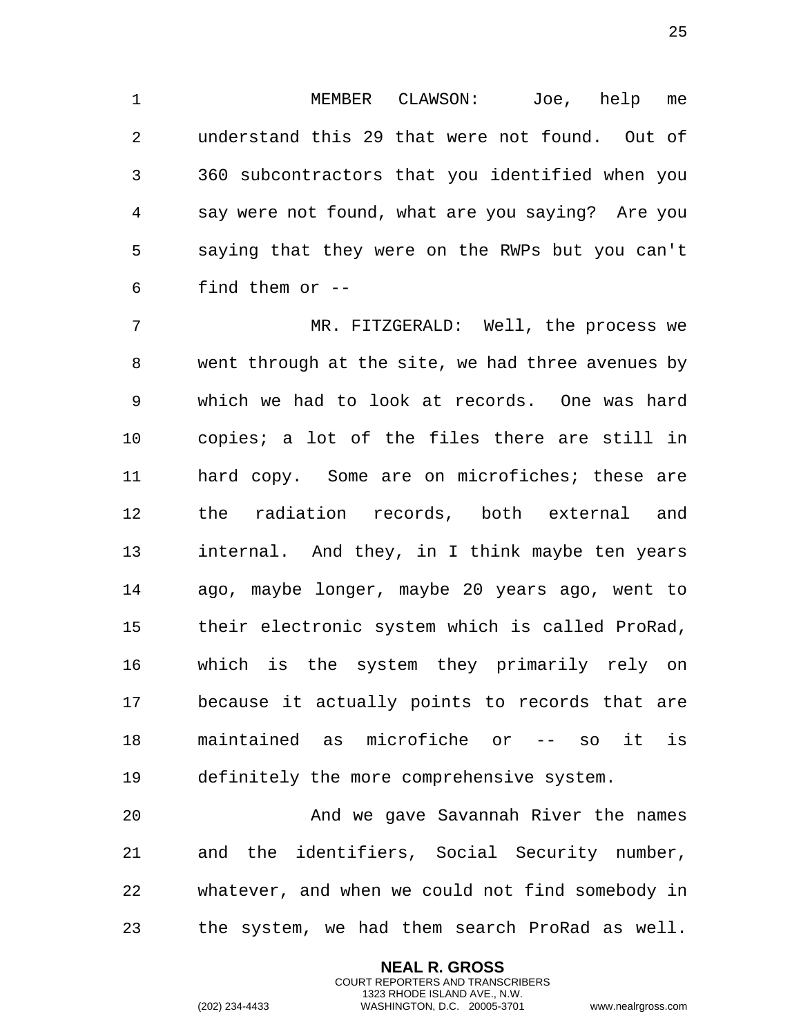MEMBER CLAWSON: Joe, help me understand this 29 that were not found. Out of 360 subcontractors that you identified when you say were not found, what are you saying? Are you saying that they were on the RWPs but you can't find them or --

MR. FITZGERALD: Well, the process we went through at the site, we had three avenues by which we had to look at records. One was hard copies; a lot of the files there are still in hard copy. Some are on microfiches; these are the radiation records, both external and internal. And they, in I think maybe ten years ago, maybe longer, maybe 20 years ago, went to their electronic system which is called ProRad, which is the system they primarily rely on because it actually points to records that are maintained as microfiche or -- so it is definitely the more comprehensive system.

And we gave Savannah River the names and the identifiers, Social Security number, whatever, and when we could not find somebody in the system, we had them search ProRad as well.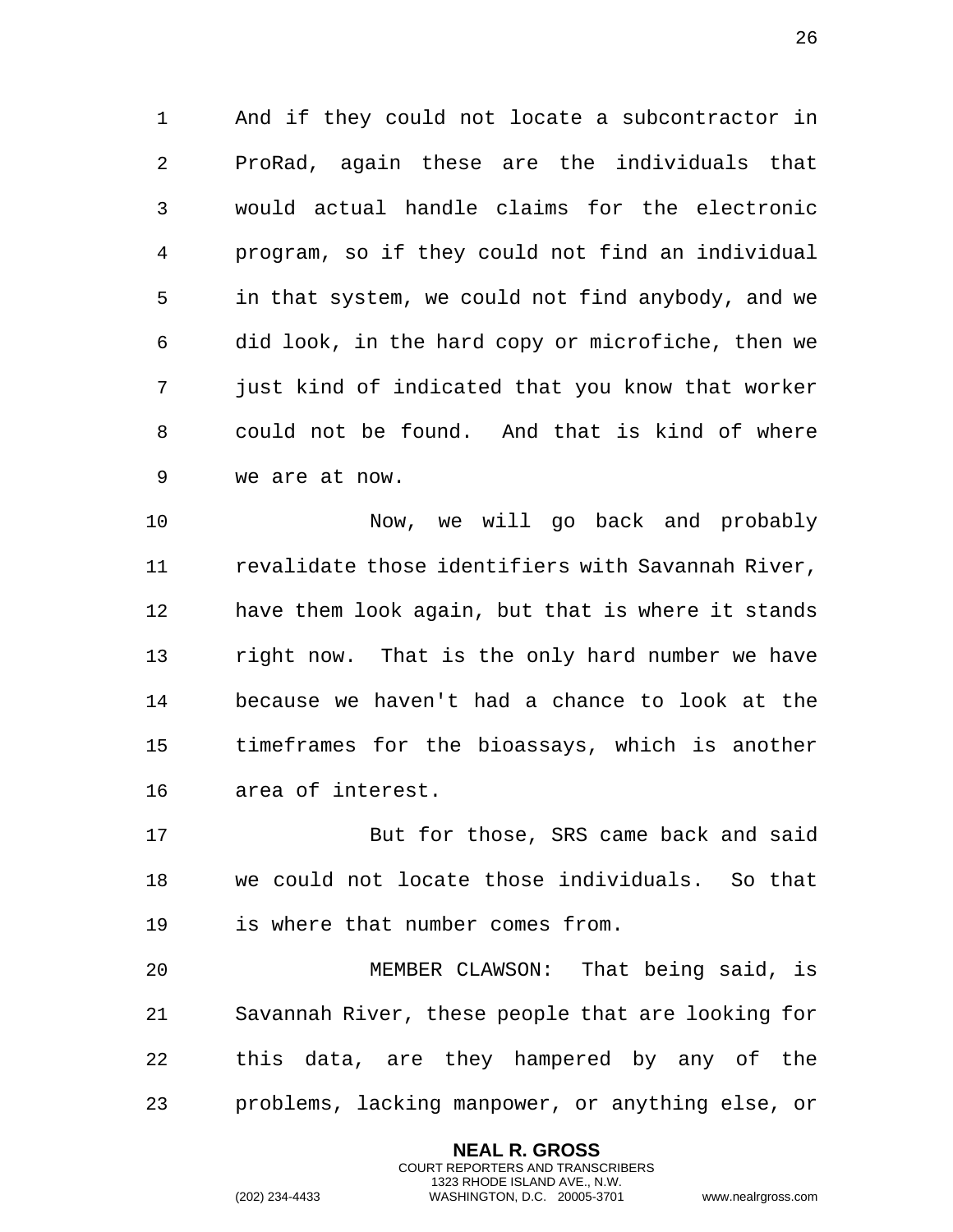And if they could not locate a subcontractor in ProRad, again these are the individuals that would actual handle claims for the electronic program, so if they could not find an individual in that system, we could not find anybody, and we did look, in the hard copy or microfiche, then we just kind of indicated that you know that worker could not be found. And that is kind of where we are at now.

Now, we will go back and probably revalidate those identifiers with Savannah River, have them look again, but that is where it stands right now. That is the only hard number we have because we haven't had a chance to look at the timeframes for the bioassays, which is another area of interest.

But for those, SRS came back and said we could not locate those individuals. So that is where that number comes from.

MEMBER CLAWSON: That being said, is Savannah River, these people that are looking for this data, are they hampered by any of the problems, lacking manpower, or anything else, or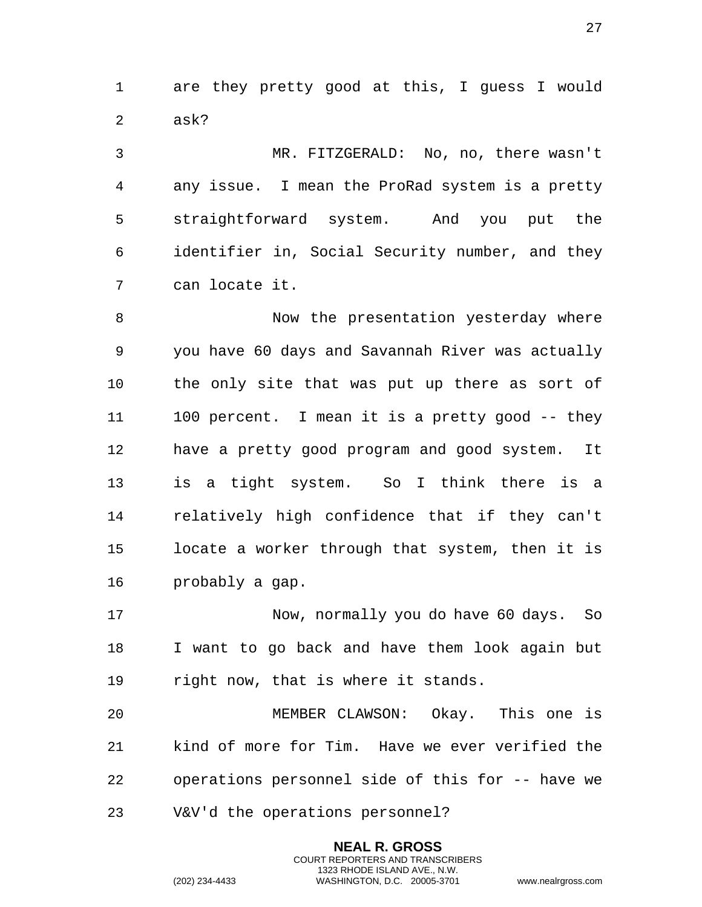are they pretty good at this, I guess I would ask?

MR. FITZGERALD: No, no, there wasn't any issue. I mean the ProRad system is a pretty straightforward system. And you put the identifier in, Social Security number, and they can locate it.

Now the presentation yesterday where you have 60 days and Savannah River was actually the only site that was put up there as sort of 100 percent. I mean it is a pretty good -- they have a pretty good program and good system. It is a tight system. So I think there is a relatively high confidence that if they can't locate a worker through that system, then it is probably a gap.

Now, normally you do have 60 days. So I want to go back and have them look again but right now, that is where it stands.

MEMBER CLAWSON: Okay. This one is kind of more for Tim. Have we ever verified the operations personnel side of this for -- have we V&V'd the operations personnel?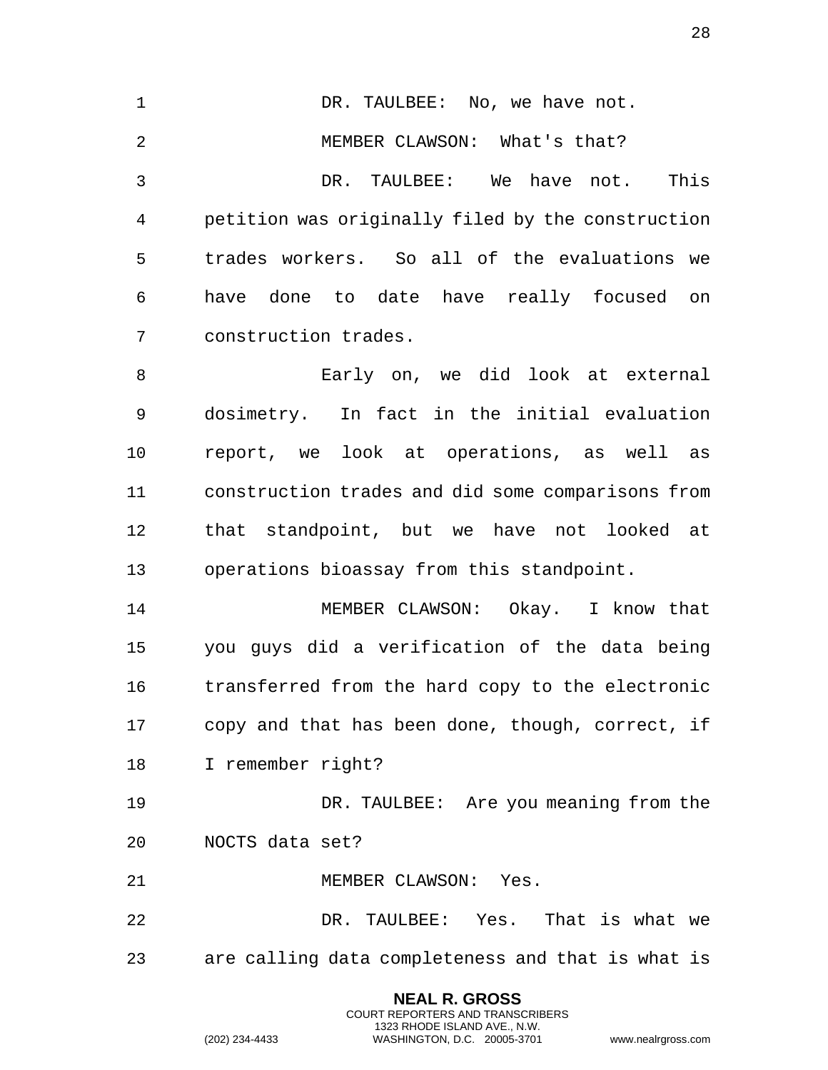DR. TAULBEE: No, we have not.

MEMBER CLAWSON: What's that?

DR. TAULBEE: We have not. This petition was originally filed by the construction trades workers. So all of the evaluations we have done to date have really focused on construction trades.

Early on, we did look at external dosimetry. In fact in the initial evaluation report, we look at operations, as well as construction trades and did some comparisons from that standpoint, but we have not looked at operations bioassay from this standpoint.

MEMBER CLAWSON: Okay. I know that you guys did a verification of the data being transferred from the hard copy to the electronic copy and that has been done, though, correct, if I remember right?

DR. TAULBEE: Are you meaning from the NOCTS data set?

MEMBER CLAWSON: Yes.

DR. TAULBEE: Yes. That is what we are calling data completeness and that is what is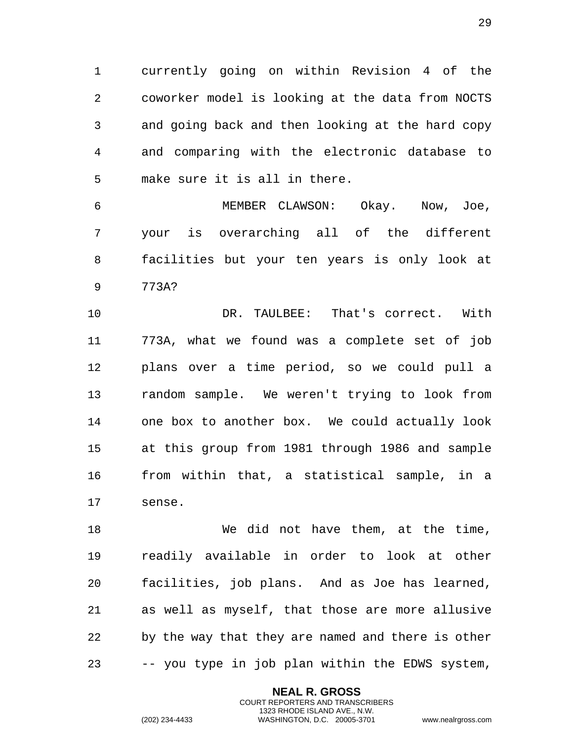currently going on within Revision 4 of the coworker model is looking at the data from NOCTS and going back and then looking at the hard copy and comparing with the electronic database to make sure it is all in there.

MEMBER CLAWSON: Okay. Now, Joe, your is overarching all of the different facilities but your ten years is only look at 773A?

DR. TAULBEE: That's correct. With 773A, what we found was a complete set of job plans over a time period, so we could pull a random sample. We weren't trying to look from one box to another box. We could actually look at this group from 1981 through 1986 and sample from within that, a statistical sample, in a sense.

We did not have them, at the time, readily available in order to look at other facilities, job plans. And as Joe has learned, as well as myself, that those are more allusive by the way that they are named and there is other -- you type in job plan within the EDWS system,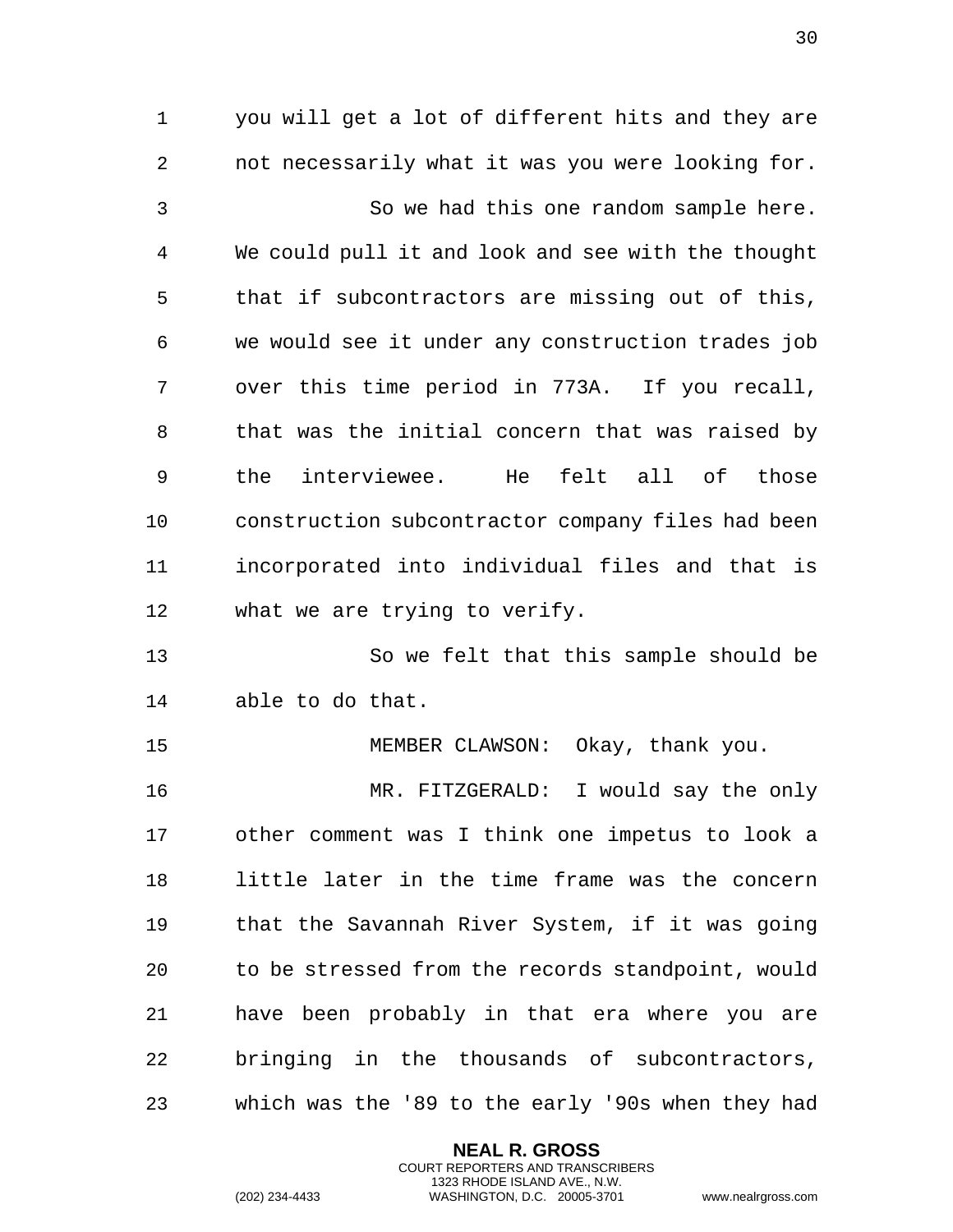you will get a lot of different hits and they are not necessarily what it was you were looking for.

So we had this one random sample here. We could pull it and look and see with the thought that if subcontractors are missing out of this, we would see it under any construction trades job over this time period in 773A. If you recall, that was the initial concern that was raised by the interviewee. He felt all of those construction subcontractor company files had been incorporated into individual files and that is what we are trying to verify.

So we felt that this sample should be able to do that.

MEMBER CLAWSON: Okay, thank you.

MR. FITZGERALD: I would say the only other comment was I think one impetus to look a little later in the time frame was the concern that the Savannah River System, if it was going to be stressed from the records standpoint, would have been probably in that era where you are bringing in the thousands of subcontractors, which was the '89 to the early '90s when they had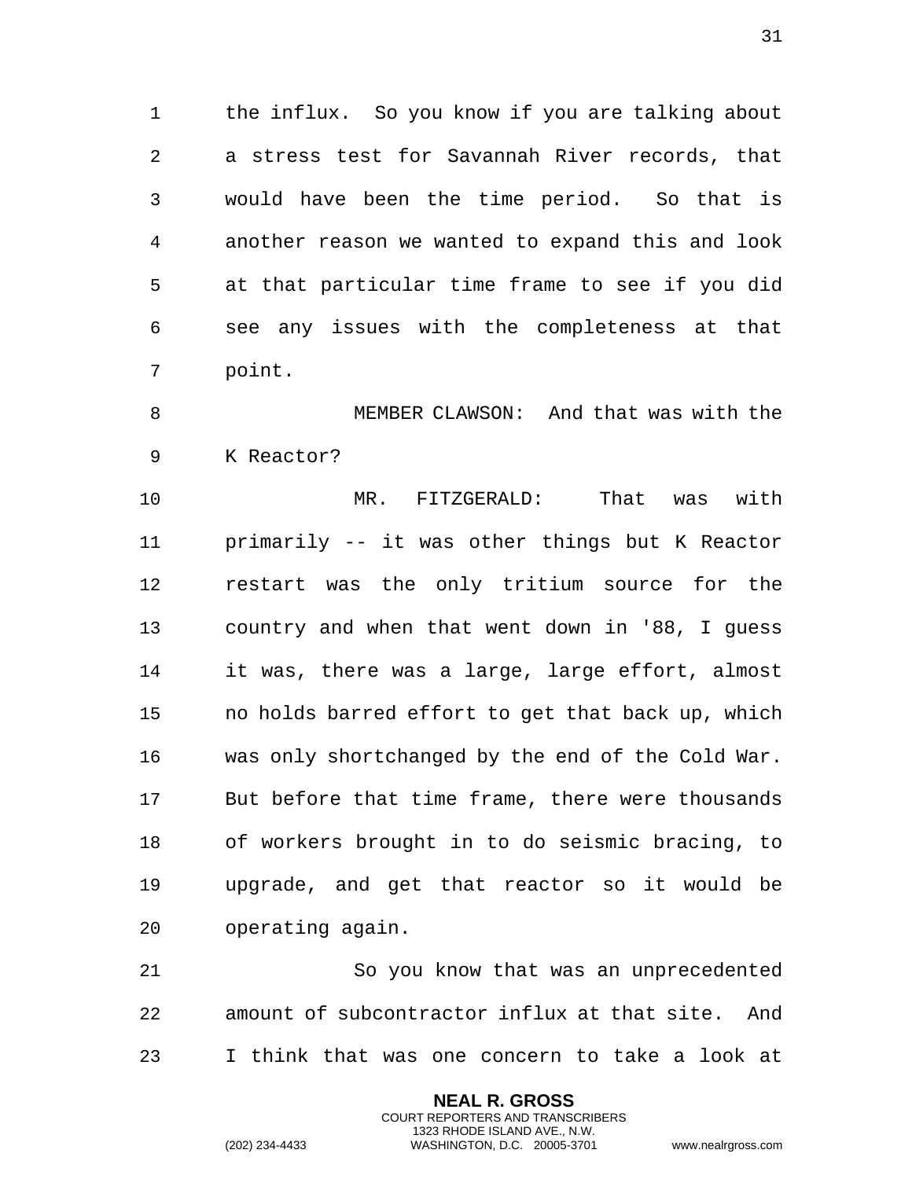the influx. So you know if you are talking about a stress test for Savannah River records, that would have been the time period. So that is another reason we wanted to expand this and look at that particular time frame to see if you did see any issues with the completeness at that point.

MEMBER CLAWSON: And that was with the K Reactor?

MR. FITZGERALD: That was with primarily -- it was other things but K Reactor restart was the only tritium source for the country and when that went down in '88, I guess it was, there was a large, large effort, almost no holds barred effort to get that back up, which was only shortchanged by the end of the Cold War. But before that time frame, there were thousands of workers brought in to do seismic bracing, to upgrade, and get that reactor so it would be operating again.

So you know that was an unprecedented amount of subcontractor influx at that site. And I think that was one concern to take a look at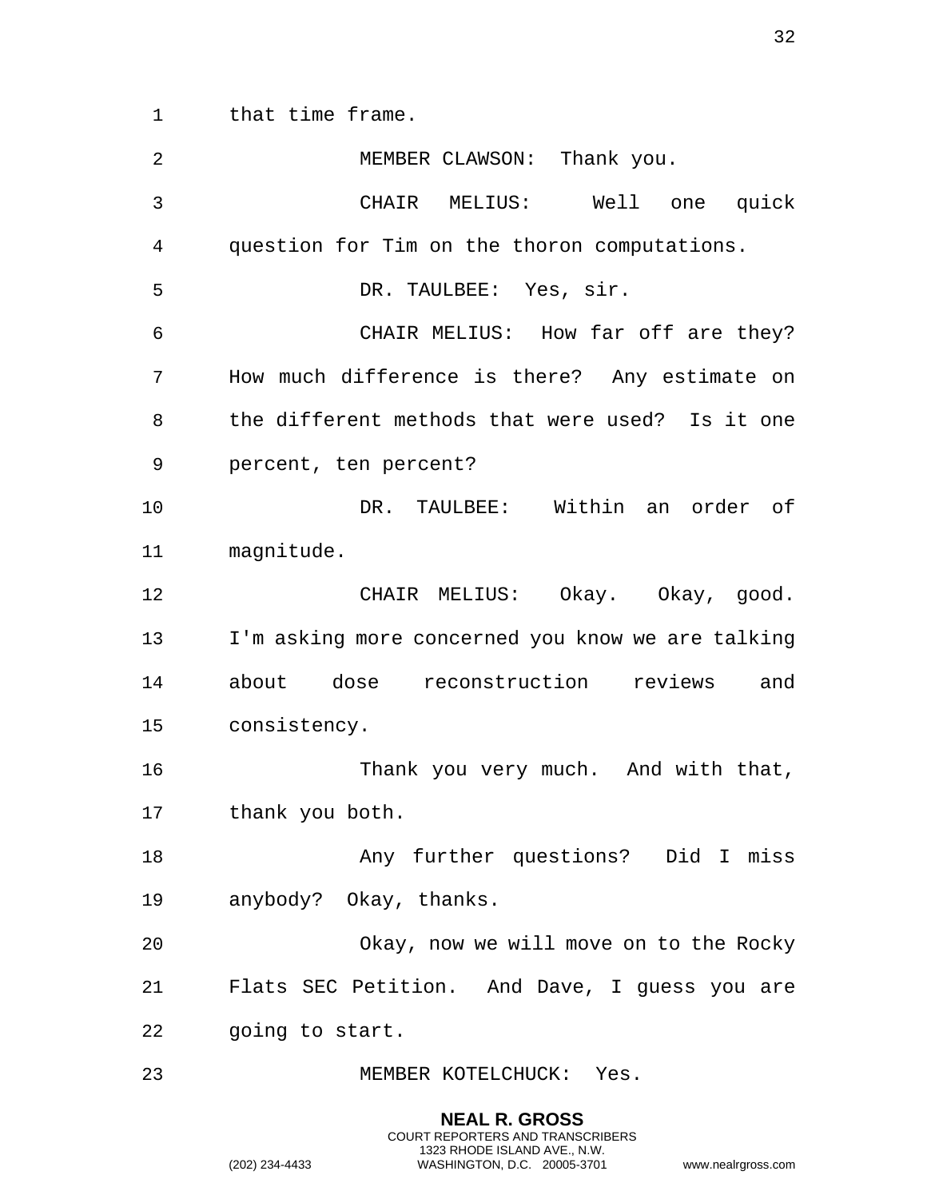that time frame.

MEMBER CLAWSON: Thank you.

CHAIR MELIUS: Well one quick question for Tim on the thoron computations.

DR. TAULBEE: Yes, sir.

CHAIR MELIUS: How far off are they? How much difference is there? Any estimate on the different methods that were used? Is it one percent, ten percent?

DR. TAULBEE: Within an order of magnitude.

CHAIR MELIUS: Okay. Okay, good. I'm asking more concerned you know we are talking about dose reconstruction reviews and consistency.

Thank you very much. And with that, thank you both.

Any further questions? Did I miss anybody? Okay, thanks.

Okay, now we will move on to the Rocky Flats SEC Petition. And Dave, I guess you are going to start.

MEMBER KOTELCHUCK: Yes.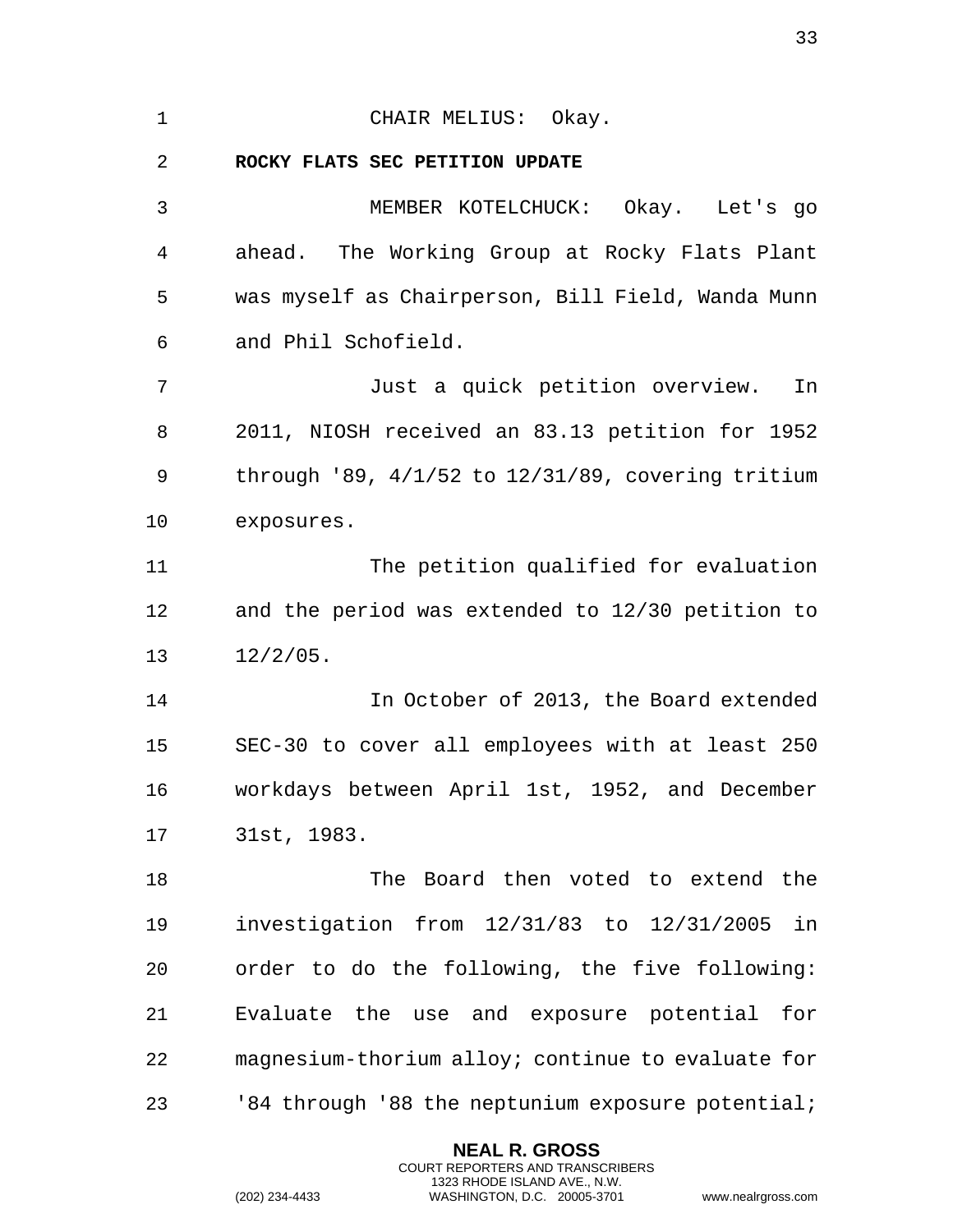CHAIR MELIUS: Okay.

**ROCKY FLATS SEC PETITION UPDATE**

MEMBER KOTELCHUCK: Okay. Let's go ahead. The Working Group at Rocky Flats Plant was myself as Chairperson, Bill Field, Wanda Munn and Phil Schofield.

Just a quick petition overview. In 2011, NIOSH received an 83.13 petition for 1952 through '89, 4/1/52 to 12/31/89, covering tritium exposures.

The petition qualified for evaluation and the period was extended to 12/30 petition to 12/2/05.

In October of 2013, the Board extended SEC-30 to cover all employees with at least 250 workdays between April 1st, 1952, and December 31st, 1983.

The Board then voted to extend the investigation from 12/31/83 to 12/31/2005 in order to do the following, the five following: Evaluate the use and exposure potential for magnesium-thorium alloy; continue to evaluate for '84 through '88 the neptunium exposure potential;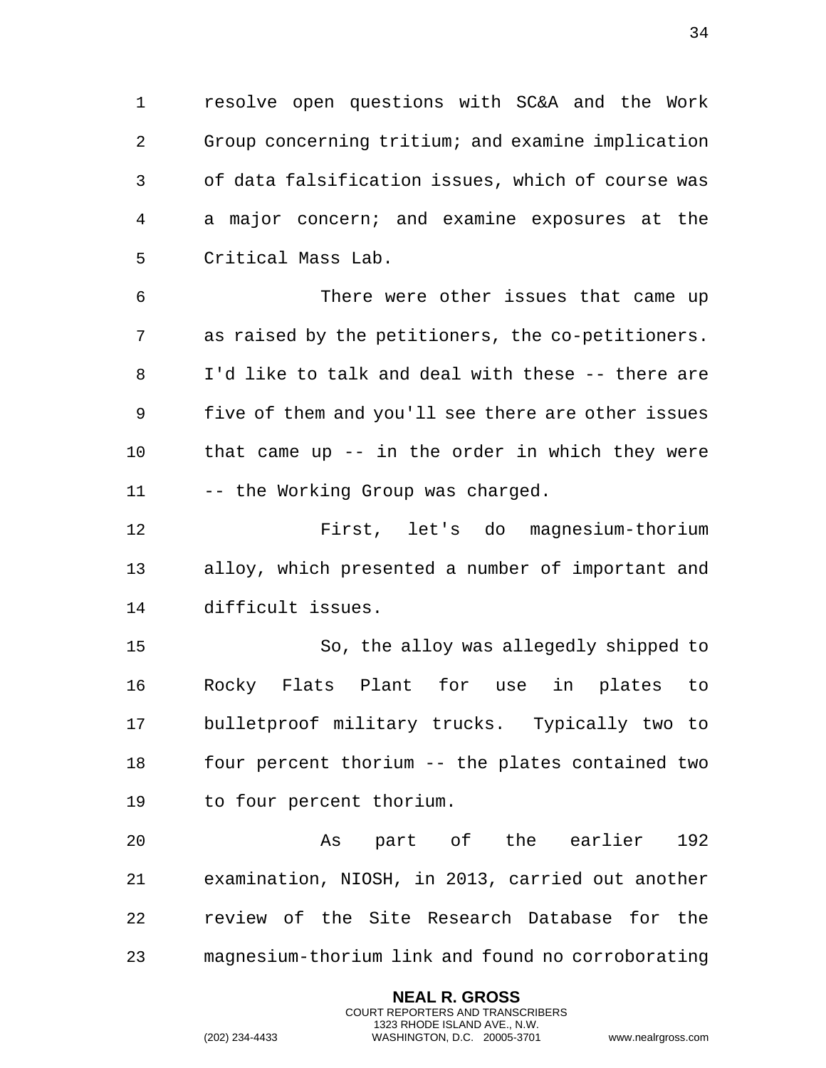resolve open questions with SC&A and the Work Group concerning tritium; and examine implication of data falsification issues, which of course was a major concern; and examine exposures at the Critical Mass Lab.

There were other issues that came up as raised by the petitioners, the co-petitioners. I'd like to talk and deal with these -- there are five of them and you'll see there are other issues that came up -- in the order in which they were -- the Working Group was charged.

First, let's do magnesium-thorium alloy, which presented a number of important and difficult issues.

So, the alloy was allegedly shipped to Rocky Flats Plant for use in plates to bulletproof military trucks. Typically two to four percent thorium -- the plates contained two to four percent thorium.

As part of the earlier 192 examination, NIOSH, in 2013, carried out another review of the Site Research Database for the magnesium-thorium link and found no corroborating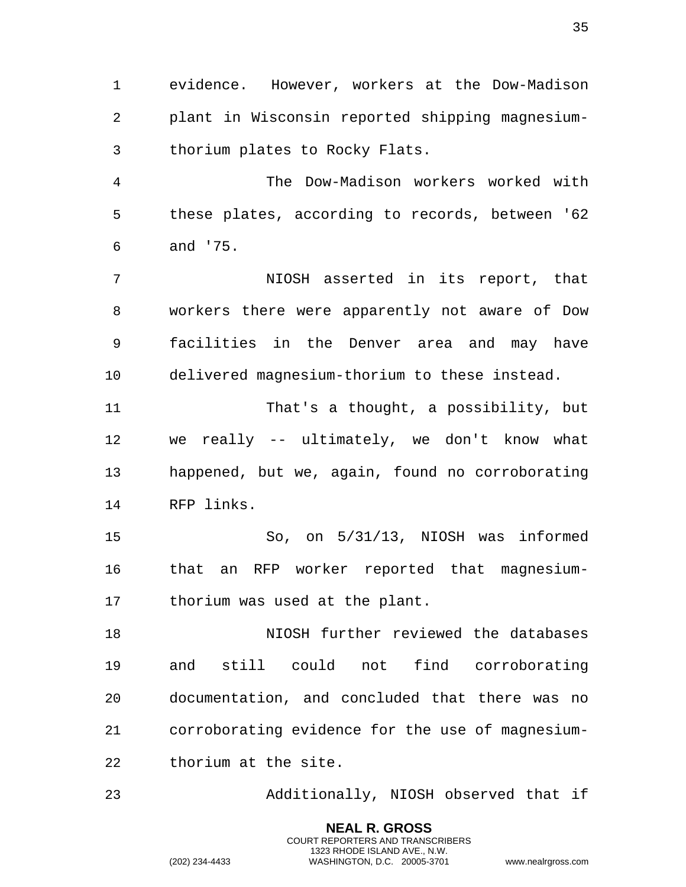evidence. However, workers at the Dow-Madison plant in Wisconsin reported shipping magnesium-thorium plates to Rocky Flats.

The Dow-Madison workers worked with these plates, according to records, between '62 and '75.

NIOSH asserted in its report, that workers there were apparently not aware of Dow facilities in the Denver area and may have delivered magnesium-thorium to these instead.

That's a thought, a possibility, but we really -- ultimately, we don't know what happened, but we, again, found no corroborating RFP links.

So, on 5/31/13, NIOSH was informed that an RFP worker reported that magnesium-thorium was used at the plant.

NIOSH further reviewed the databases and still could not find corroborating documentation, and concluded that there was no corroborating evidence for the use of magnesium-thorium at the site.

Additionally, NIOSH observed that if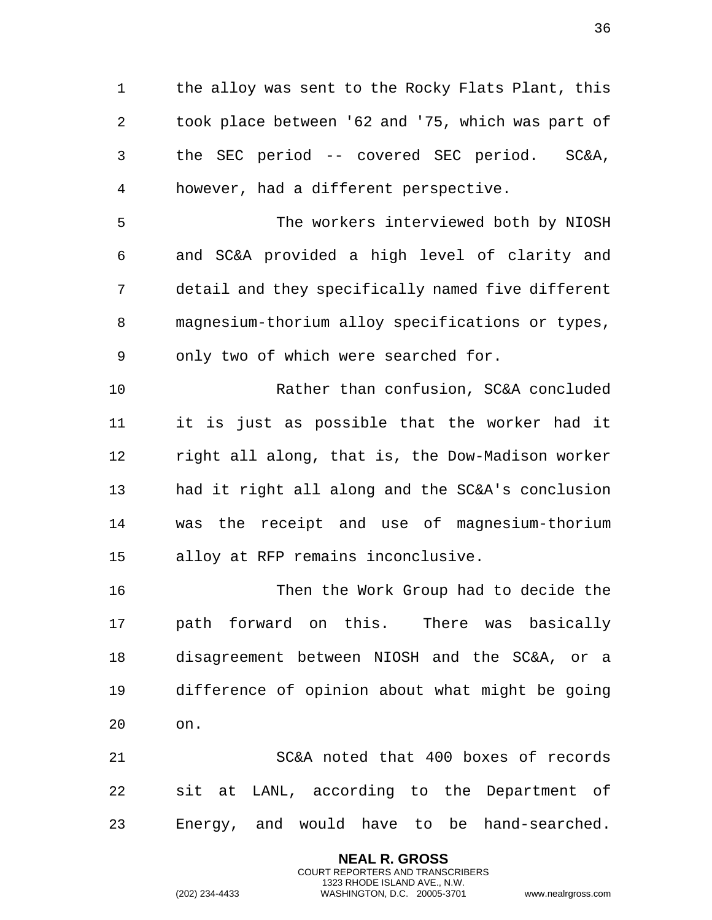the alloy was sent to the Rocky Flats Plant, this took place between '62 and '75, which was part of the SEC period -- covered SEC period. SC&A, however, had a different perspective.

The workers interviewed both by NIOSH and SC&A provided a high level of clarity and detail and they specifically named five different magnesium-thorium alloy specifications or types, only two of which were searched for.

Rather than confusion, SC&A concluded it is just as possible that the worker had it right all along, that is, the Dow-Madison worker had it right all along and the SC&A's conclusion was the receipt and use of magnesium-thorium alloy at RFP remains inconclusive.

Then the Work Group had to decide the path forward on this. There was basically disagreement between NIOSH and the SC&A, or a difference of opinion about what might be going on.

SC&A noted that 400 boxes of records sit at LANL, according to the Department of Energy, and would have to be hand-searched.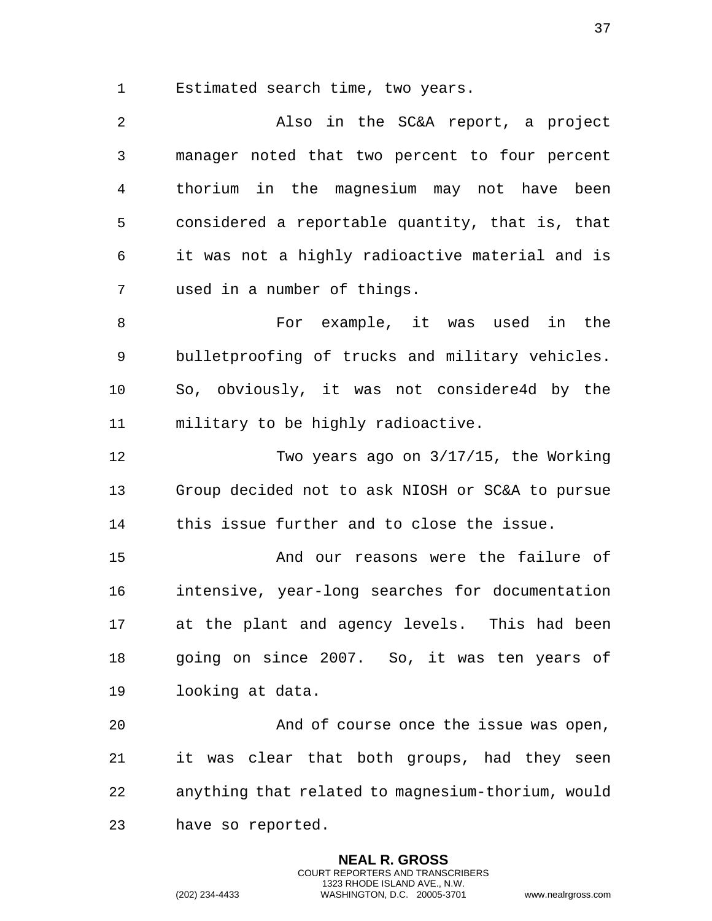Estimated search time, two years.

Also in the SC&A report, a project manager noted that two percent to four percent thorium in the magnesium may not have been considered a reportable quantity, that is, that it was not a highly radioactive material and is used in a number of things.

For example, it was used in the bulletproofing of trucks and military vehicles. So, obviously, it was not considere4d by the military to be highly radioactive.

Two years ago on 3/17/15, the Working Group decided not to ask NIOSH or SC&A to pursue this issue further and to close the issue.

And our reasons were the failure of intensive, year-long searches for documentation at the plant and agency levels. This had been going on since 2007. So, it was ten years of looking at data.

And of course once the issue was open, it was clear that both groups, had they seen anything that related to magnesium-thorium, would have so reported.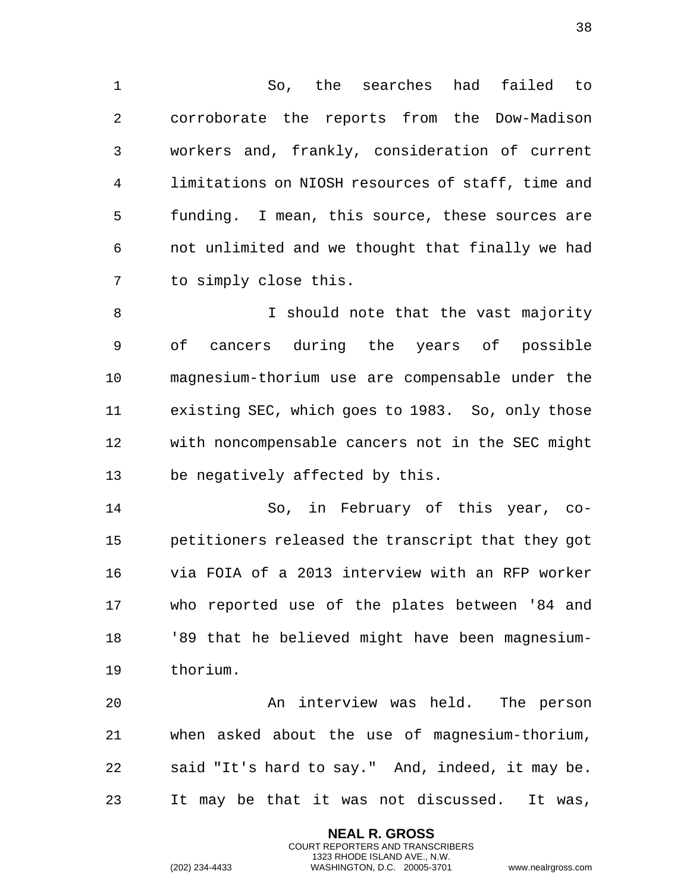So, the searches had failed to corroborate the reports from the Dow-Madison workers and, frankly, consideration of current limitations on NIOSH resources of staff, time and funding. I mean, this source, these sources are not unlimited and we thought that finally we had to simply close this.

I should note that the vast majority of cancers during the years of possible magnesium-thorium use are compensable under the existing SEC, which goes to 1983. So, only those with noncompensable cancers not in the SEC might be negatively affected by this.

So, in February of this year, co-petitioners released the transcript that they got via FOIA of a 2013 interview with an RFP worker who reported use of the plates between '84 and '89 that he believed might have been magnesium-thorium.

An interview was held. The person when asked about the use of magnesium-thorium, said "It's hard to say." And, indeed, it may be. It may be that it was not discussed. It was,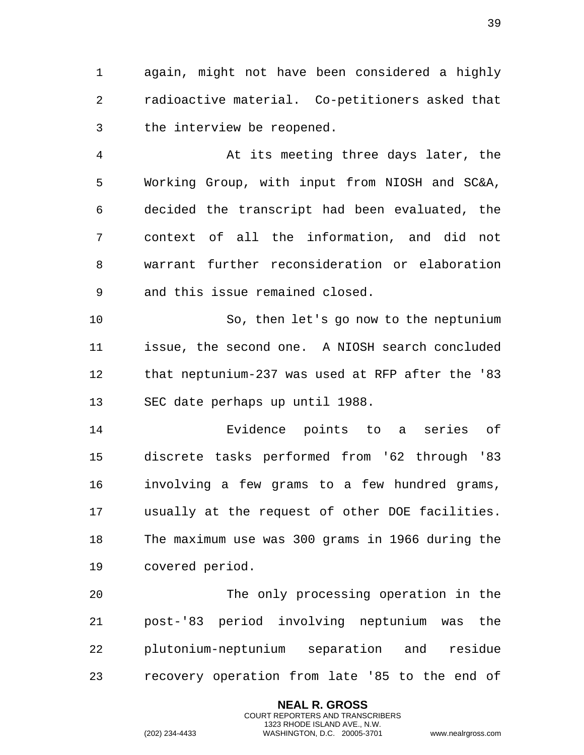again, might not have been considered a highly radioactive material. Co-petitioners asked that the interview be reopened.

At its meeting three days later, the Working Group, with input from NIOSH and SC&A, decided the transcript had been evaluated, the context of all the information, and did not warrant further reconsideration or elaboration and this issue remained closed.

So, then let's go now to the neptunium issue, the second one. A NIOSH search concluded that neptunium-237 was used at RFP after the '83 SEC date perhaps up until 1988.

Evidence points to a series of discrete tasks performed from '62 through '83 involving a few grams to a few hundred grams, usually at the request of other DOE facilities. The maximum use was 300 grams in 1966 during the covered period.

The only processing operation in the post-'83 period involving neptunium was the plutonium-neptunium separation and residue recovery operation from late '85 to the end of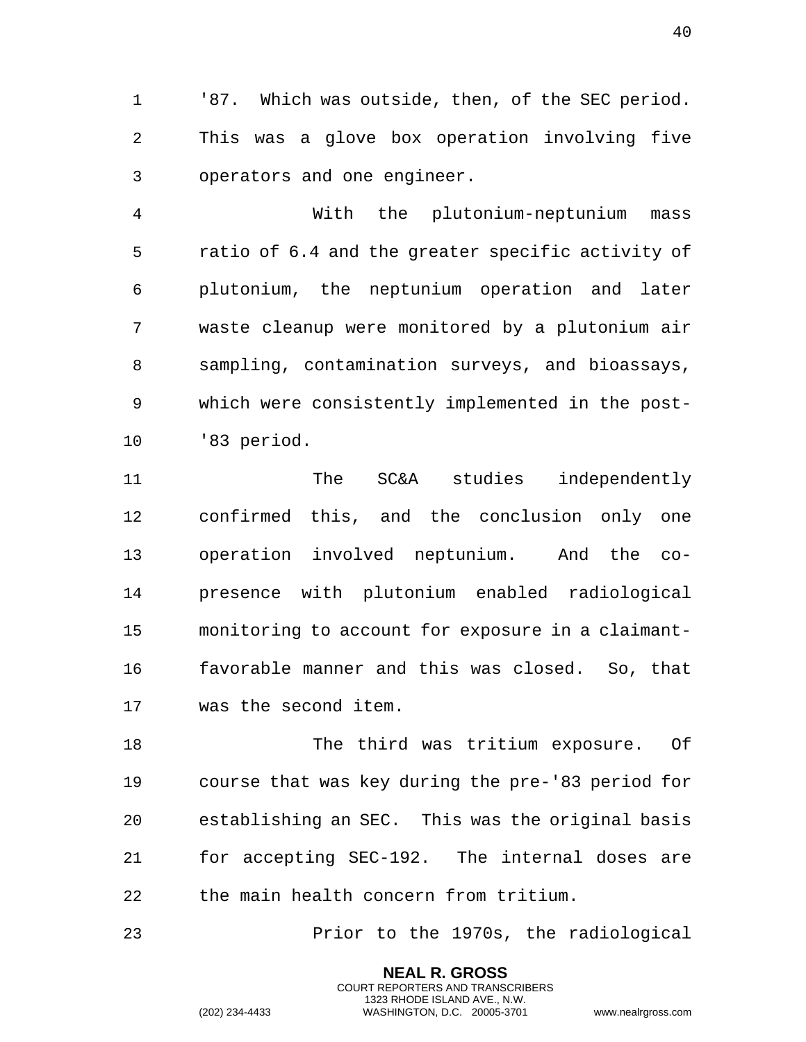'87. Which was outside, then, of the SEC period. This was a glove box operation involving five operators and one engineer.

With the plutonium-neptunium mass ratio of 6.4 and the greater specific activity of plutonium, the neptunium operation and later waste cleanup were monitored by a plutonium air sampling, contamination surveys, and bioassays, which were consistently implemented in the post-'83 period.

The SC&A studies independently confirmed this, and the conclusion only one operation involved neptunium. And the co-presence with plutonium enabled radiological monitoring to account for exposure in a claimant-favorable manner and this was closed. So, that was the second item.

The third was tritium exposure. Of course that was key during the pre-'83 period for establishing an SEC. This was the original basis for accepting SEC-192. The internal doses are the main health concern from tritium.

Prior to the 1970s, the radiological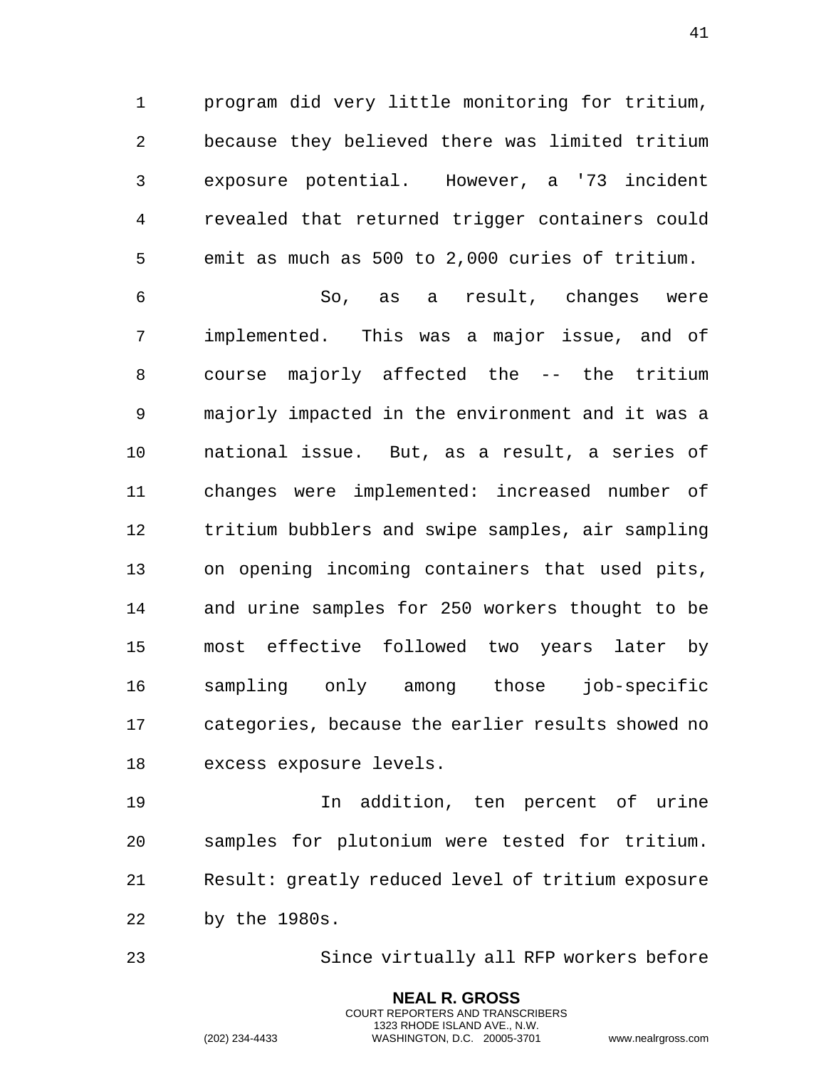program did very little monitoring for tritium, because they believed there was limited tritium exposure potential. However, a '73 incident revealed that returned trigger containers could emit as much as 500 to 2,000 curies of tritium.

So, as a result, changes were implemented. This was a major issue, and of course majorly affected the -- the tritium majorly impacted in the environment and it was a national issue. But, as a result, a series of changes were implemented: increased number of tritium bubblers and swipe samples, air sampling on opening incoming containers that used pits, and urine samples for 250 workers thought to be most effective followed two years later by sampling only among those job-specific categories, because the earlier results showed no excess exposure levels.

In addition, ten percent of urine samples for plutonium were tested for tritium. Result: greatly reduced level of tritium exposure by the 1980s.

Since virtually all RFP workers before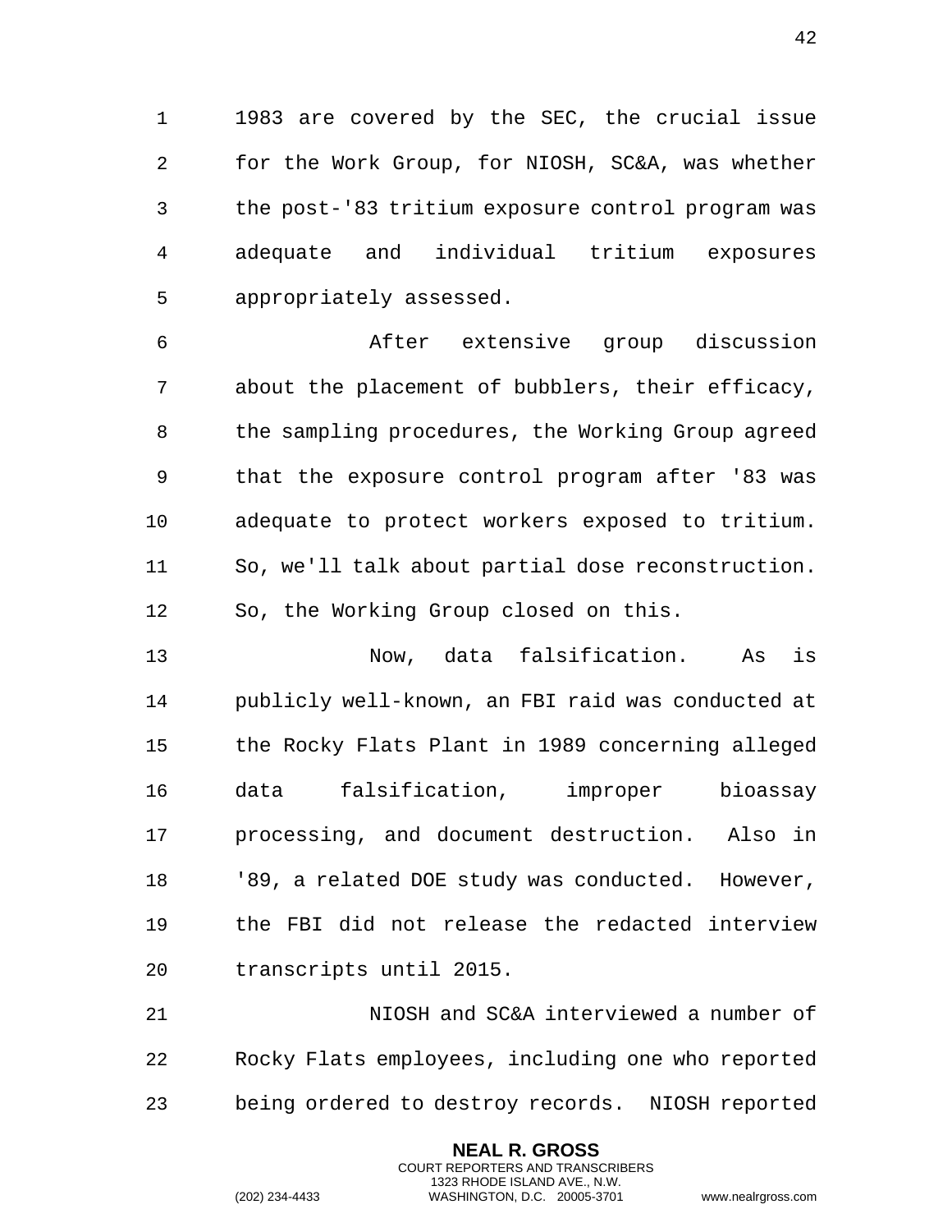1983 are covered by the SEC, the crucial issue for the Work Group, for NIOSH, SC&A, was whether the post-'83 tritium exposure control program was adequate and individual tritium exposures appropriately assessed.

After extensive group discussion about the placement of bubblers, their efficacy, the sampling procedures, the Working Group agreed that the exposure control program after '83 was adequate to protect workers exposed to tritium. So, we'll talk about partial dose reconstruction. So, the Working Group closed on this.

Now, data falsification. As is publicly well-known, an FBI raid was conducted at the Rocky Flats Plant in 1989 concerning alleged data falsification, improper bioassay processing, and document destruction. Also in '89, a related DOE study was conducted. However, the FBI did not release the redacted interview transcripts until 2015.

NIOSH and SC&A interviewed a number of Rocky Flats employees, including one who reported being ordered to destroy records. NIOSH reported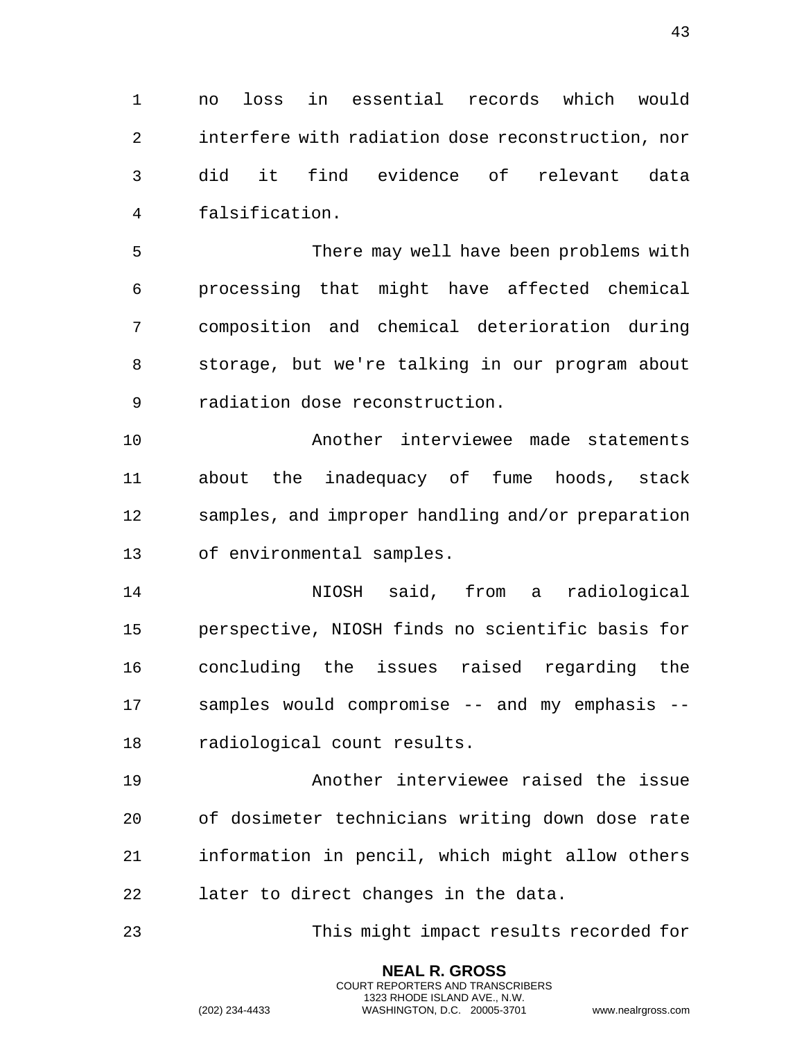no loss in essential records which would interfere with radiation dose reconstruction, nor did it find evidence of relevant data falsification.

There may well have been problems with processing that might have affected chemical composition and chemical deterioration during storage, but we're talking in our program about radiation dose reconstruction.

Another interviewee made statements about the inadequacy of fume hoods, stack samples, and improper handling and/or preparation of environmental samples.

NIOSH said, from a radiological perspective, NIOSH finds no scientific basis for concluding the issues raised regarding the samples would compromise -- and my emphasis -- radiological count results.

Another interviewee raised the issue of dosimeter technicians writing down dose rate information in pencil, which might allow others later to direct changes in the data.

This might impact results recorded for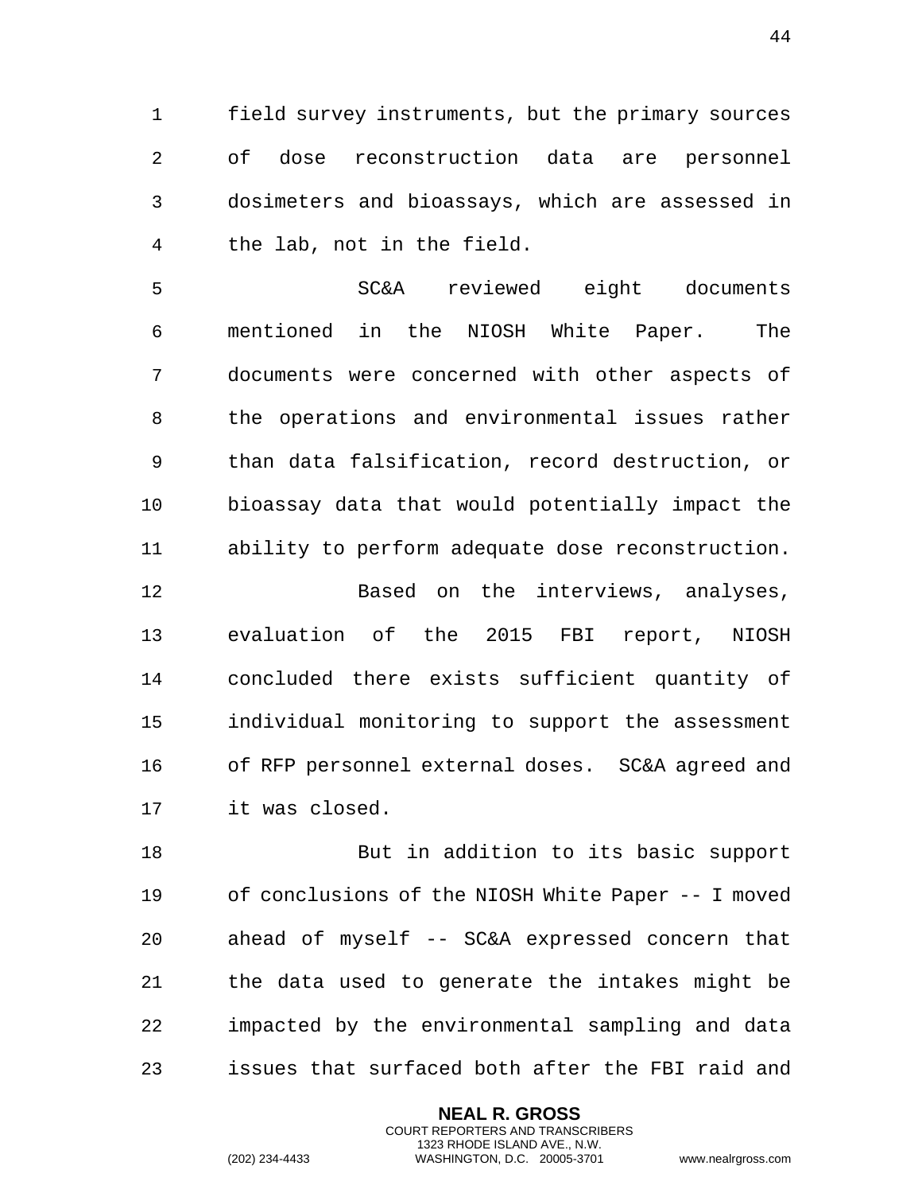field survey instruments, but the primary sources of dose reconstruction data are personnel dosimeters and bioassays, which are assessed in the lab, not in the field.

SC&A reviewed eight documents mentioned in the NIOSH White Paper. The documents were concerned with other aspects of the operations and environmental issues rather than data falsification, record destruction, or bioassay data that would potentially impact the ability to perform adequate dose reconstruction.

Based on the interviews, analyses, evaluation of the 2015 FBI report, NIOSH concluded there exists sufficient quantity of individual monitoring to support the assessment of RFP personnel external doses. SC&A agreed and it was closed.

But in addition to its basic support of conclusions of the NIOSH White Paper -- I moved ahead of myself -- SC&A expressed concern that the data used to generate the intakes might be impacted by the environmental sampling and data issues that surfaced both after the FBI raid and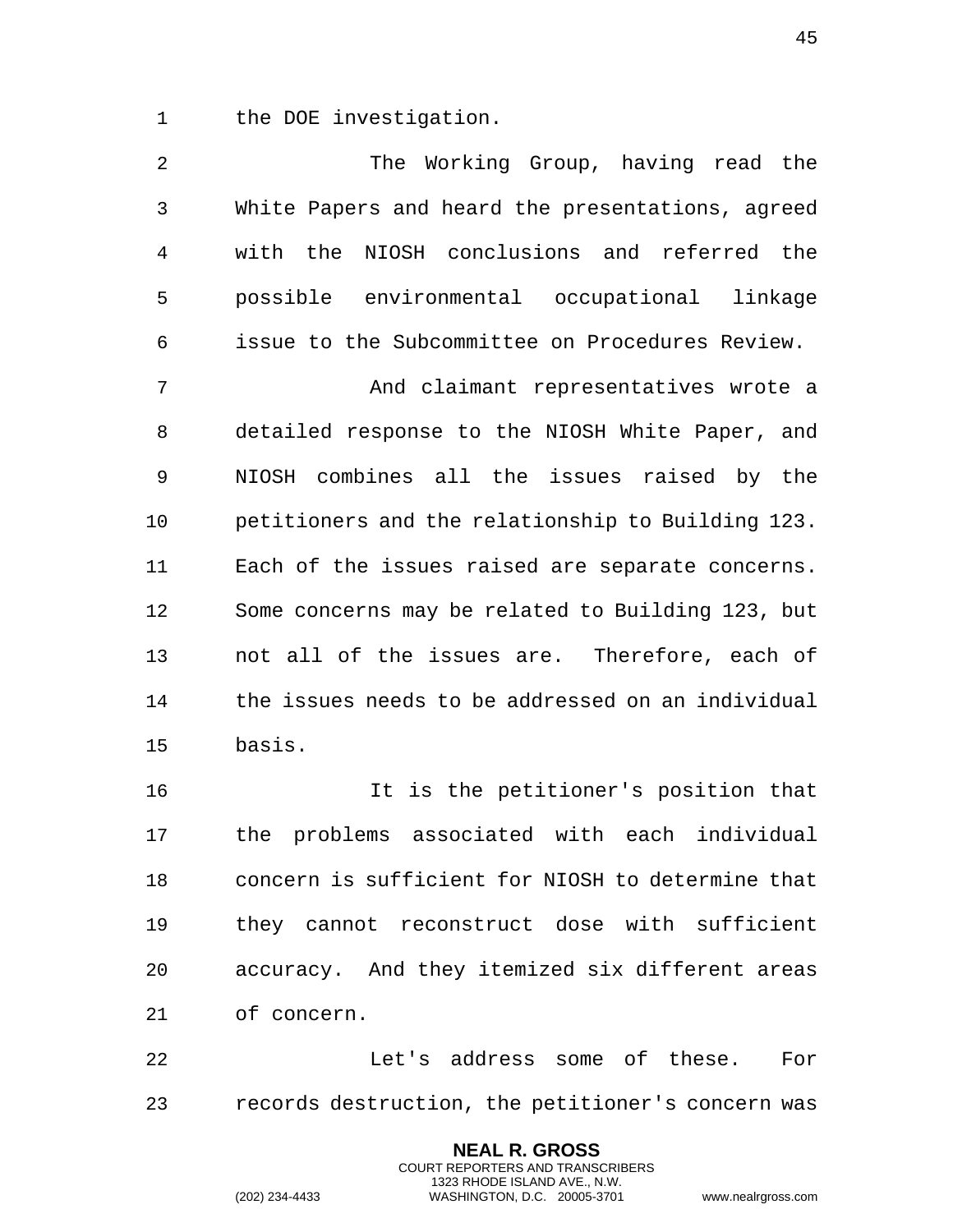the DOE investigation.

The Working Group, having read the White Papers and heard the presentations, agreed with the NIOSH conclusions and referred the possible environmental occupational linkage issue to the Subcommittee on Procedures Review.

And claimant representatives wrote a detailed response to the NIOSH White Paper, and NIOSH combines all the issues raised by the petitioners and the relationship to Building 123. Each of the issues raised are separate concerns. Some concerns may be related to Building 123, but not all of the issues are. Therefore, each of the issues needs to be addressed on an individual basis.

It is the petitioner's position that the problems associated with each individual concern is sufficient for NIOSH to determine that they cannot reconstruct dose with sufficient accuracy. And they itemized six different areas of concern.

Let's address some of these. For records destruction, the petitioner's concern was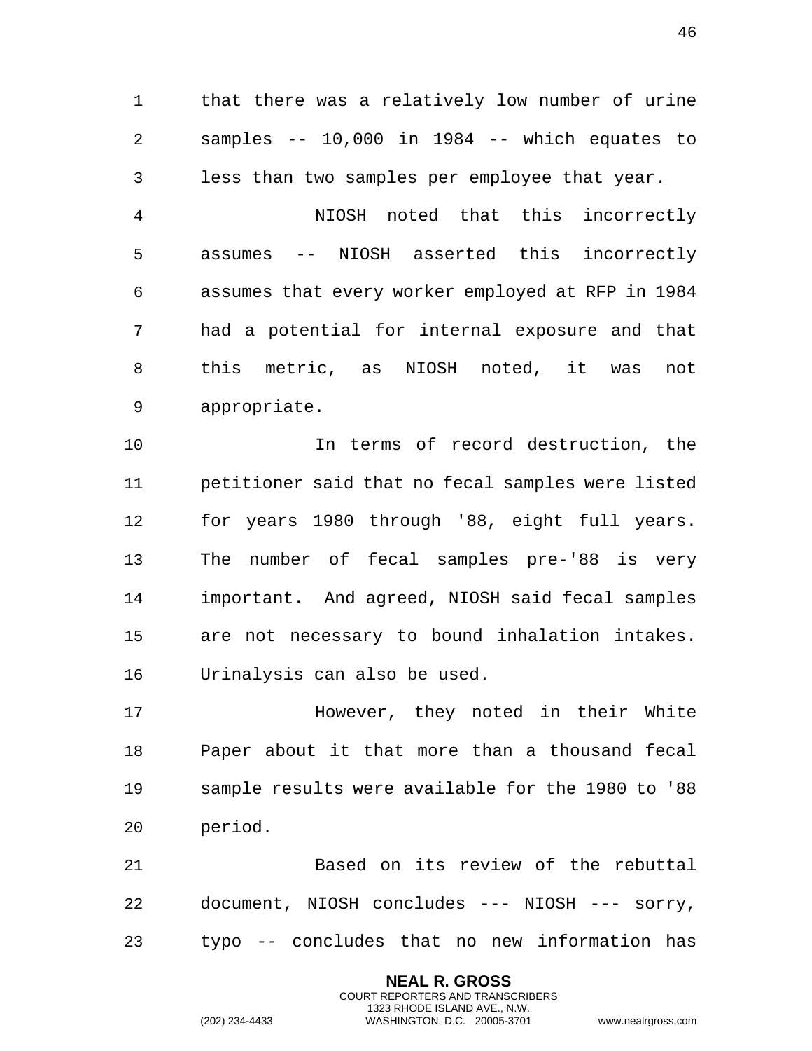that there was a relatively low number of urine samples -- 10,000 in 1984 -- which equates to less than two samples per employee that year.

NIOSH noted that this incorrectly assumes -- NIOSH asserted this incorrectly assumes that every worker employed at RFP in 1984 had a potential for internal exposure and that this metric, as NIOSH noted, it was not appropriate.

In terms of record destruction, the petitioner said that no fecal samples were listed for years 1980 through '88, eight full years. The number of fecal samples pre-'88 is very important. And agreed, NIOSH said fecal samples are not necessary to bound inhalation intakes. Urinalysis can also be used.

However, they noted in their White Paper about it that more than a thousand fecal sample results were available for the 1980 to '88 period.

Based on its review of the rebuttal document, NIOSH concludes --- NIOSH --- sorry, typo -- concludes that no new information has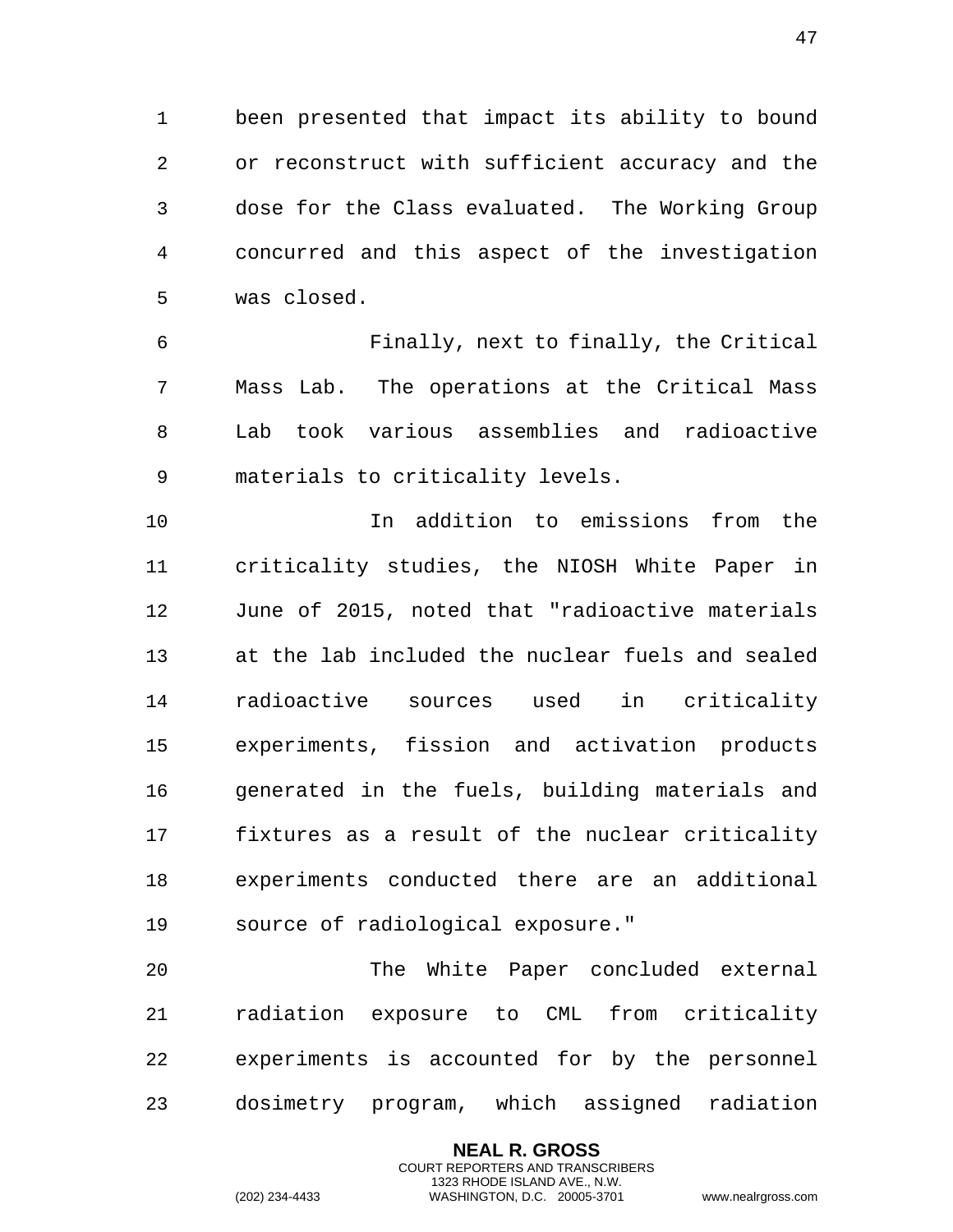been presented that impact its ability to bound or reconstruct with sufficient accuracy and the dose for the Class evaluated. The Working Group concurred and this aspect of the investigation was closed.

Finally, next to finally, the Critical Mass Lab. The operations at the Critical Mass Lab took various assemblies and radioactive materials to criticality levels.

In addition to emissions from the criticality studies, the NIOSH White Paper in June of 2015, noted that "radioactive materials at the lab included the nuclear fuels and sealed radioactive sources used in criticality experiments, fission and activation products generated in the fuels, building materials and fixtures as a result of the nuclear criticality experiments conducted there are an additional source of radiological exposure."

The White Paper concluded external radiation exposure to CML from criticality experiments is accounted for by the personnel dosimetry program, which assigned radiation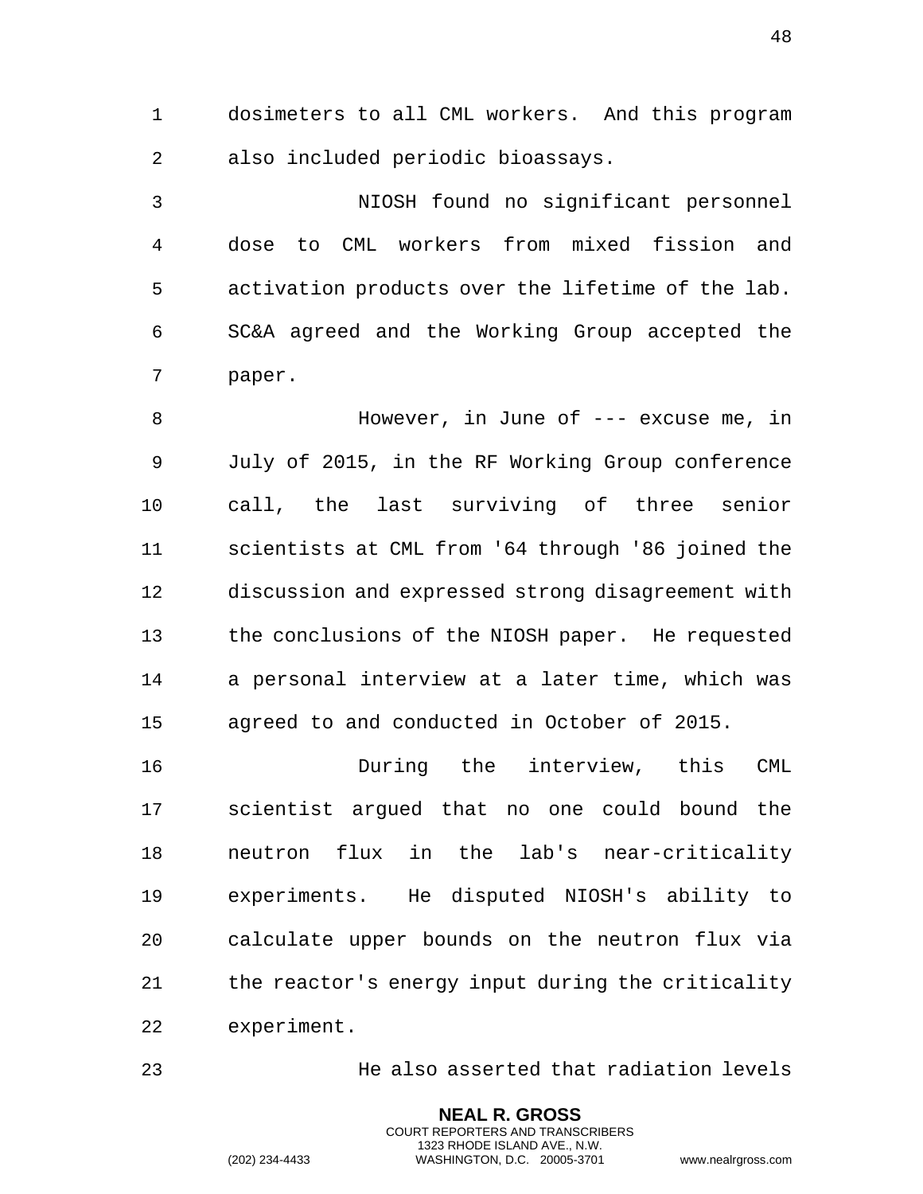dosimeters to all CML workers. And this program also included periodic bioassays.

NIOSH found no significant personnel dose to CML workers from mixed fission and activation products over the lifetime of the lab. SC&A agreed and the Working Group accepted the paper.

However, in June of --- excuse me, in July of 2015, in the RF Working Group conference call, the last surviving of three senior scientists at CML from '64 through '86 joined the discussion and expressed strong disagreement with the conclusions of the NIOSH paper. He requested a personal interview at a later time, which was agreed to and conducted in October of 2015.

During the interview, this CML scientist argued that no one could bound the neutron flux in the lab's near-criticality experiments. He disputed NIOSH's ability to calculate upper bounds on the neutron flux via the reactor's energy input during the criticality experiment.

He also asserted that radiation levels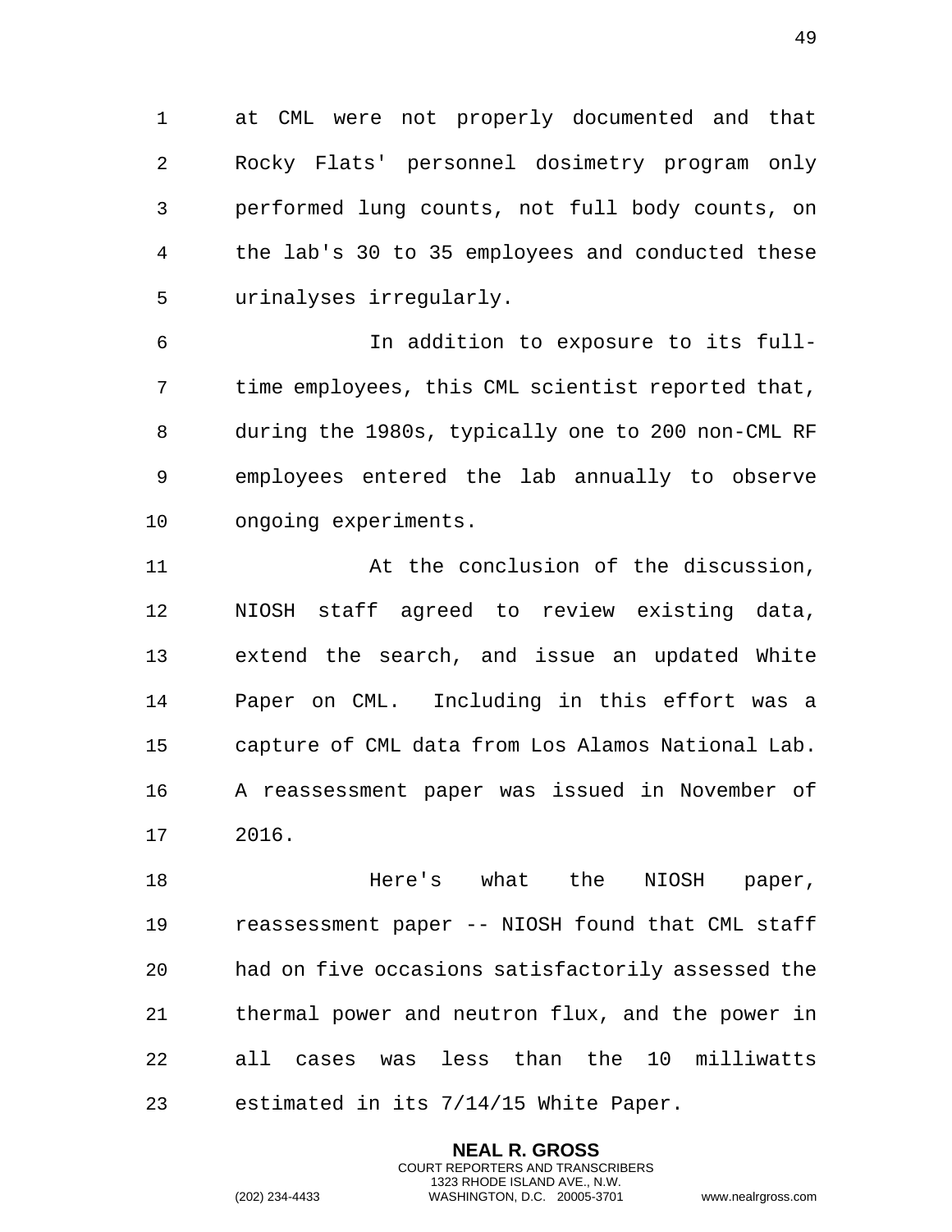at CML were not properly documented and that Rocky Flats' personnel dosimetry program only performed lung counts, not full body counts, on the lab's 30 to 35 employees and conducted these urinalyses irregularly.

In addition to exposure to its full-time employees, this CML scientist reported that, during the 1980s, typically one to 200 non-CML RF employees entered the lab annually to observe ongoing experiments.

At the conclusion of the discussion, NIOSH staff agreed to review existing data, extend the search, and issue an updated White Paper on CML. Including in this effort was a capture of CML data from Los Alamos National Lab. A reassessment paper was issued in November of 2016.

Here's what the NIOSH paper, reassessment paper -- NIOSH found that CML staff had on five occasions satisfactorily assessed the thermal power and neutron flux, and the power in all cases was less than the 10 milliwatts estimated in its 7/14/15 White Paper.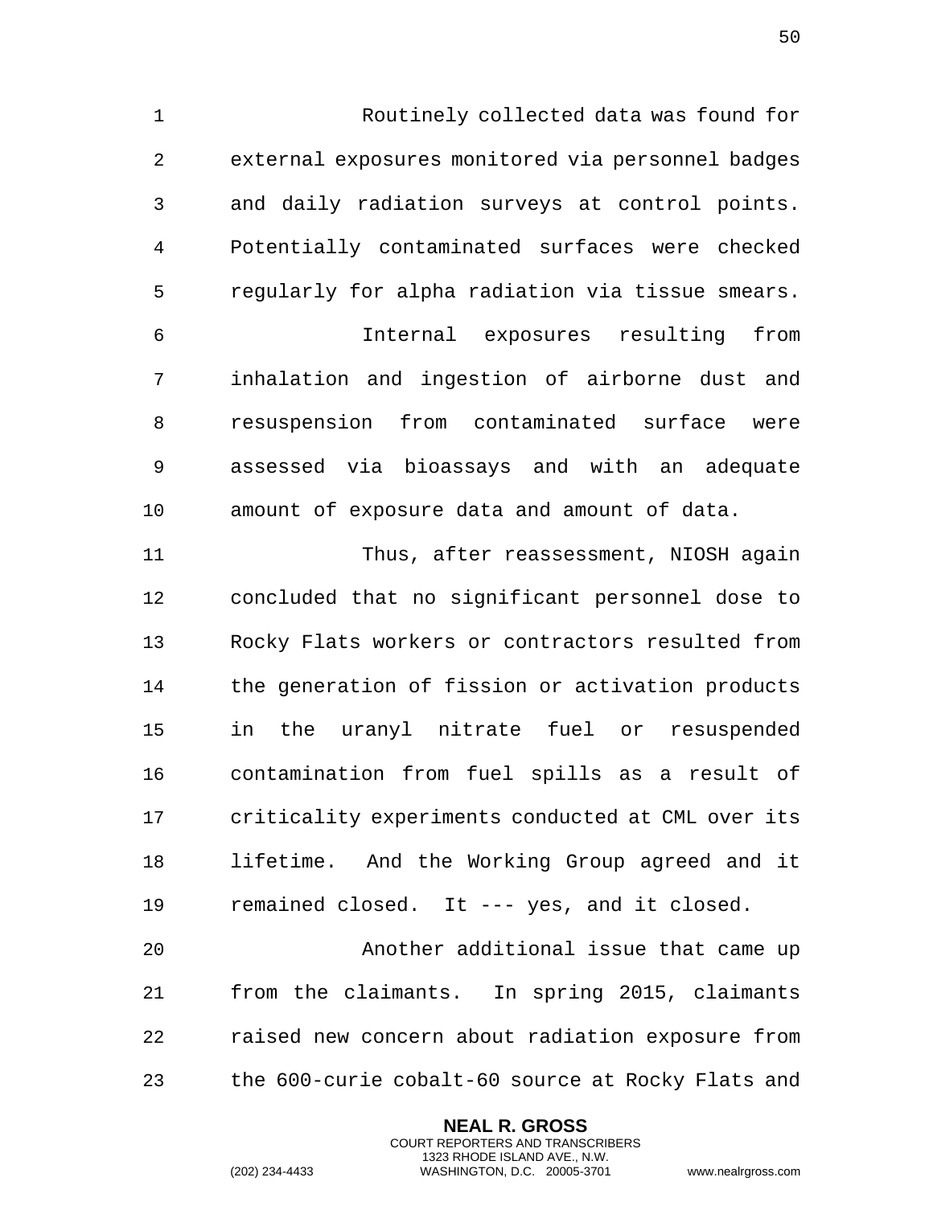Routinely collected data was found for external exposures monitored via personnel badges and daily radiation surveys at control points. Potentially contaminated surfaces were checked regularly for alpha radiation via tissue smears.

Internal exposures resulting from inhalation and ingestion of airborne dust and resuspension from contaminated surface were assessed via bioassays and with an adequate amount of exposure data and amount of data.

Thus, after reassessment, NIOSH again concluded that no significant personnel dose to Rocky Flats workers or contractors resulted from the generation of fission or activation products in the uranyl nitrate fuel or resuspended contamination from fuel spills as a result of criticality experiments conducted at CML over its lifetime. And the Working Group agreed and it remained closed. It --- yes, and it closed.

Another additional issue that came up from the claimants. In spring 2015, claimants raised new concern about radiation exposure from the 600-curie cobalt-60 source at Rocky Flats and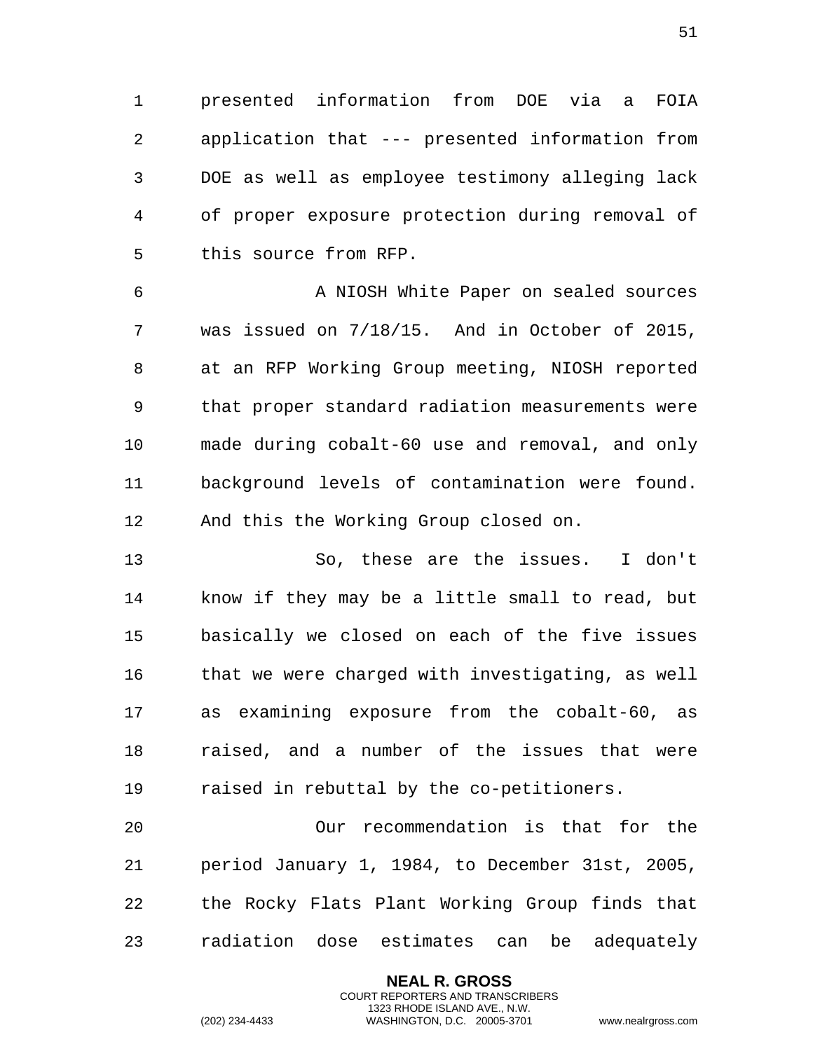presented information from DOE via a FOIA application that --- presented information from DOE as well as employee testimony alleging lack of proper exposure protection during removal of this source from RFP.

A NIOSH White Paper on sealed sources was issued on 7/18/15. And in October of 2015, at an RFP Working Group meeting, NIOSH reported that proper standard radiation measurements were made during cobalt-60 use and removal, and only background levels of contamination were found. And this the Working Group closed on.

So, these are the issues. I don't know if they may be a little small to read, but basically we closed on each of the five issues that we were charged with investigating, as well as examining exposure from the cobalt-60, as raised, and a number of the issues that were raised in rebuttal by the co-petitioners.

Our recommendation is that for the period January 1, 1984, to December 31st, 2005, the Rocky Flats Plant Working Group finds that radiation dose estimates can be adequately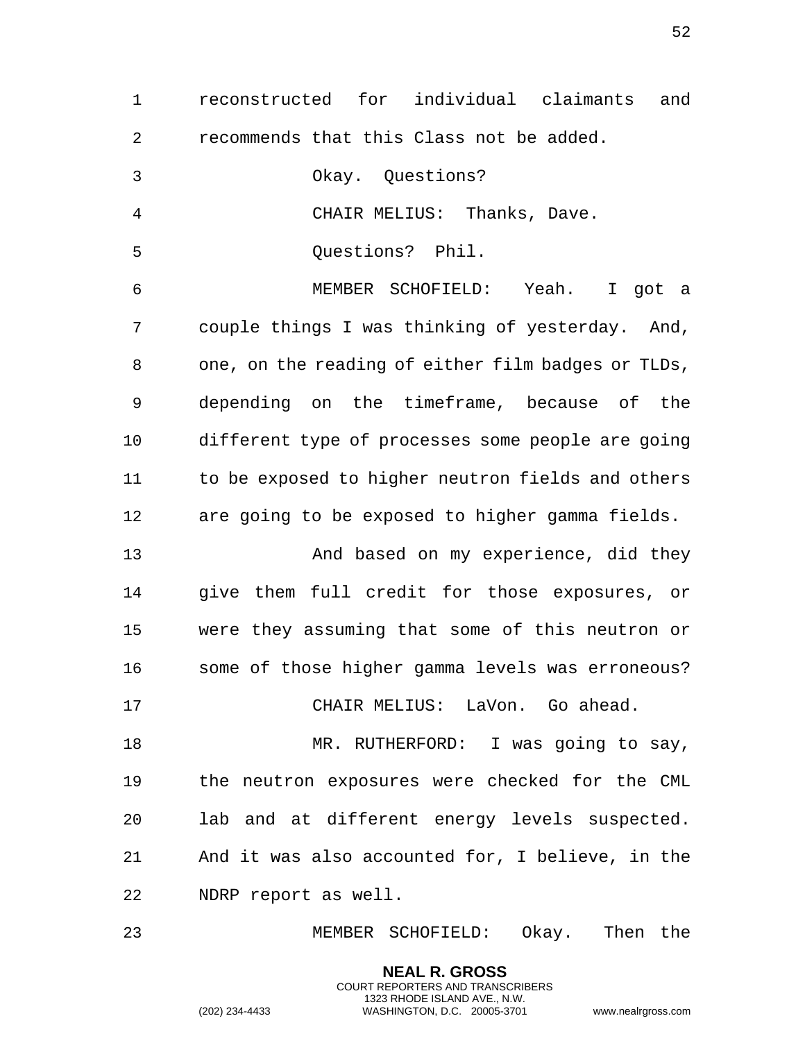reconstructed for individual claimants and recommends that this Class not be added.

Okay. Questions?

CHAIR MELIUS: Thanks, Dave.

Questions? Phil.

MEMBER SCHOFIELD: Yeah. I got a couple things I was thinking of yesterday. And, one, on the reading of either film badges or TLDs, depending on the timeframe, because of the different type of processes some people are going to be exposed to higher neutron fields and others are going to be exposed to higher gamma fields.

And based on my experience, did they give them full credit for those exposures, or were they assuming that some of this neutron or some of those higher gamma levels was erroneous?

CHAIR MELIUS: LaVon. Go ahead.

MR. RUTHERFORD: I was going to say, the neutron exposures were checked for the CML lab and at different energy levels suspected. And it was also accounted for, I believe, in the NDRP report as well.

MEMBER SCHOFIELD: Okay. Then the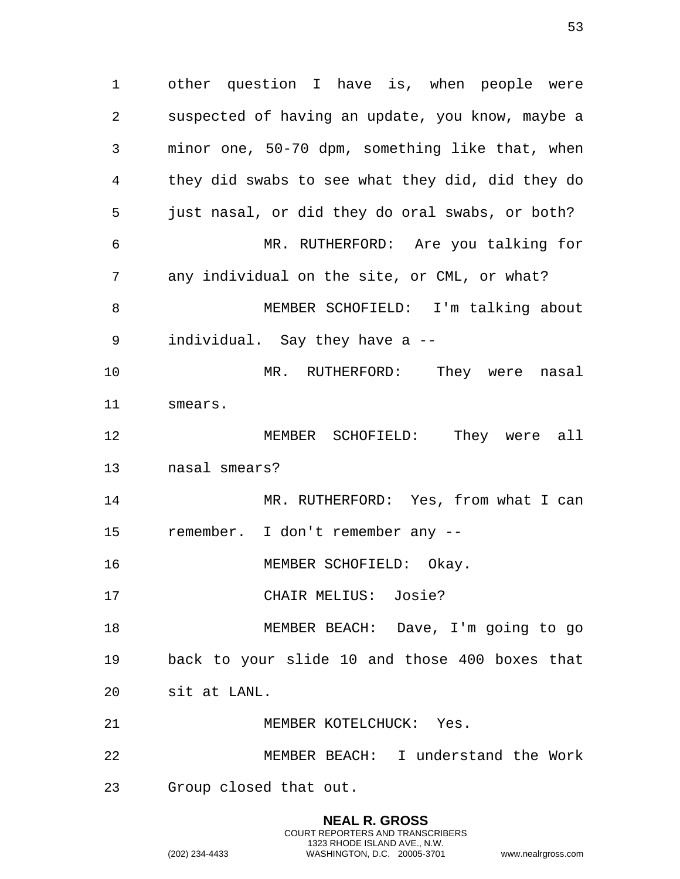other question I have is, when people were suspected of having an update, you know, maybe a minor one, 50-70 dpm, something like that, when they did swabs to see what they did, did they do just nasal, or did they do oral swabs, or both?

MR. RUTHERFORD: Are you talking for any individual on the site, or CML, or what?

MEMBER SCHOFIELD: I'm talking about individual. Say they have a --

MR. RUTHERFORD: They were nasal smears.

MEMBER SCHOFIELD: They were all nasal smears?

MR. RUTHERFORD: Yes, from what I can remember. I don't remember any --

MEMBER SCHOFIELD: Okay.

CHAIR MELIUS: Josie?

MEMBER BEACH: Dave, I'm going to go back to your slide 10 and those 400 boxes that sit at LANL.

MEMBER KOTELCHUCK: Yes.

MEMBER BEACH: I understand the Work Group closed that out.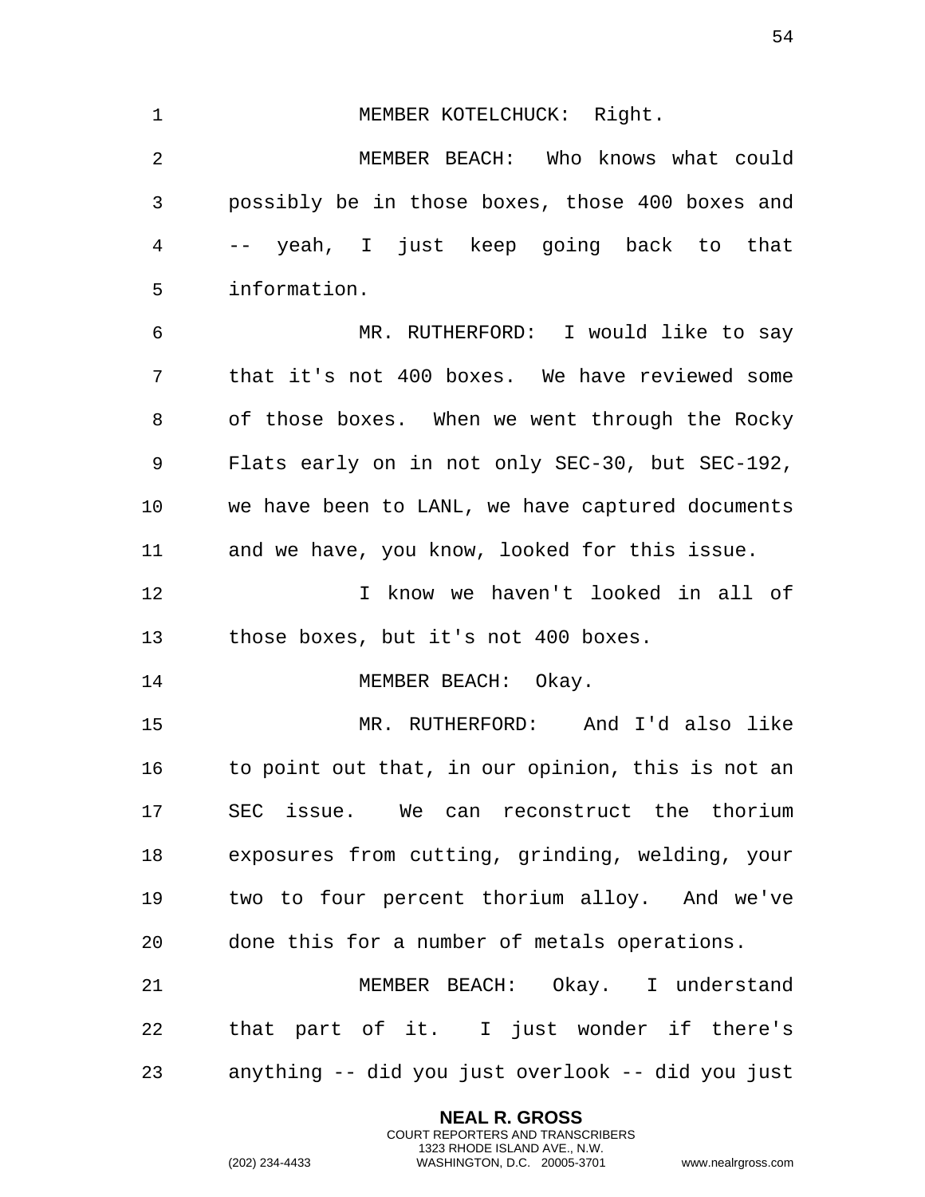MEMBER KOTELCHUCK: Right.

MEMBER BEACH: Who knows what could possibly be in those boxes, those 400 boxes and -- yeah, I just keep going back to that information.

MR. RUTHERFORD: I would like to say that it's not 400 boxes. We have reviewed some of those boxes. When we went through the Rocky Flats early on in not only SEC-30, but SEC-192, we have been to LANL, we have captured documents and we have, you know, looked for this issue.

I know we haven't looked in all of those boxes, but it's not 400 boxes.

MEMBER BEACH: Okay.

MR. RUTHERFORD: And I'd also like to point out that, in our opinion, this is not an SEC issue. We can reconstruct the thorium exposures from cutting, grinding, welding, your two to four percent thorium alloy. And we've done this for a number of metals operations.

MEMBER BEACH: Okay. I understand that part of it. I just wonder if there's anything -- did you just overlook -- did you just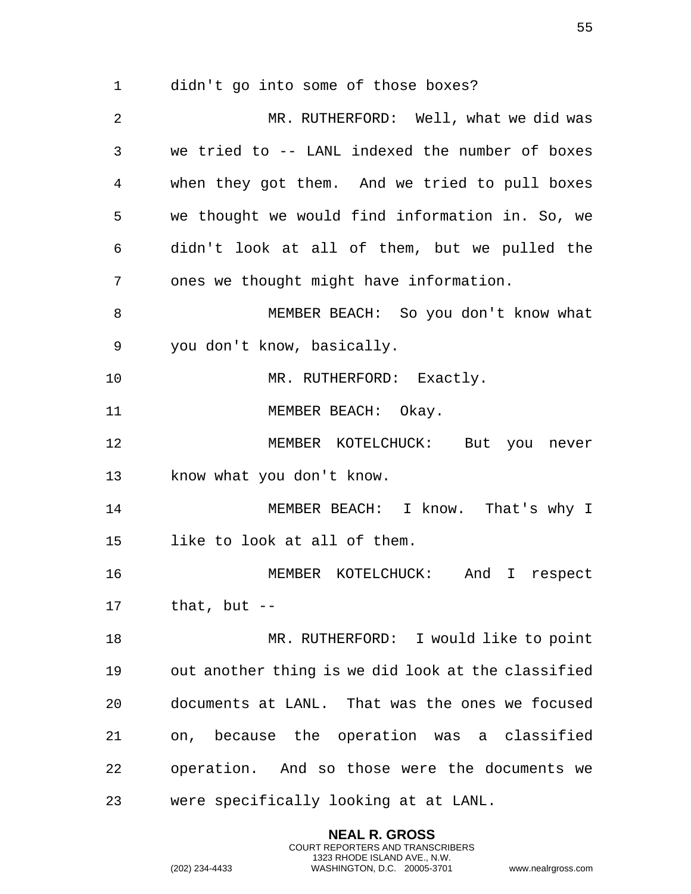didn't go into some of those boxes?

MR. RUTHERFORD: Well, what we did was we tried to -- LANL indexed the number of boxes when they got them. And we tried to pull boxes we thought we would find information in. So, we didn't look at all of them, but we pulled the ones we thought might have information.

MEMBER BEACH: So you don't know what you don't know, basically.

MR. RUTHERFORD: Exactly.

MEMBER BEACH: Okay.

MEMBER KOTELCHUCK: But you never know what you don't know.

MEMBER BEACH: I know. That's why I like to look at all of them.

MEMBER KOTELCHUCK: And I respect that, but --

MR. RUTHERFORD: I would like to point out another thing is we did look at the classified documents at LANL. That was the ones we focused on, because the operation was a classified operation. And so those were the documents we were specifically looking at at LANL.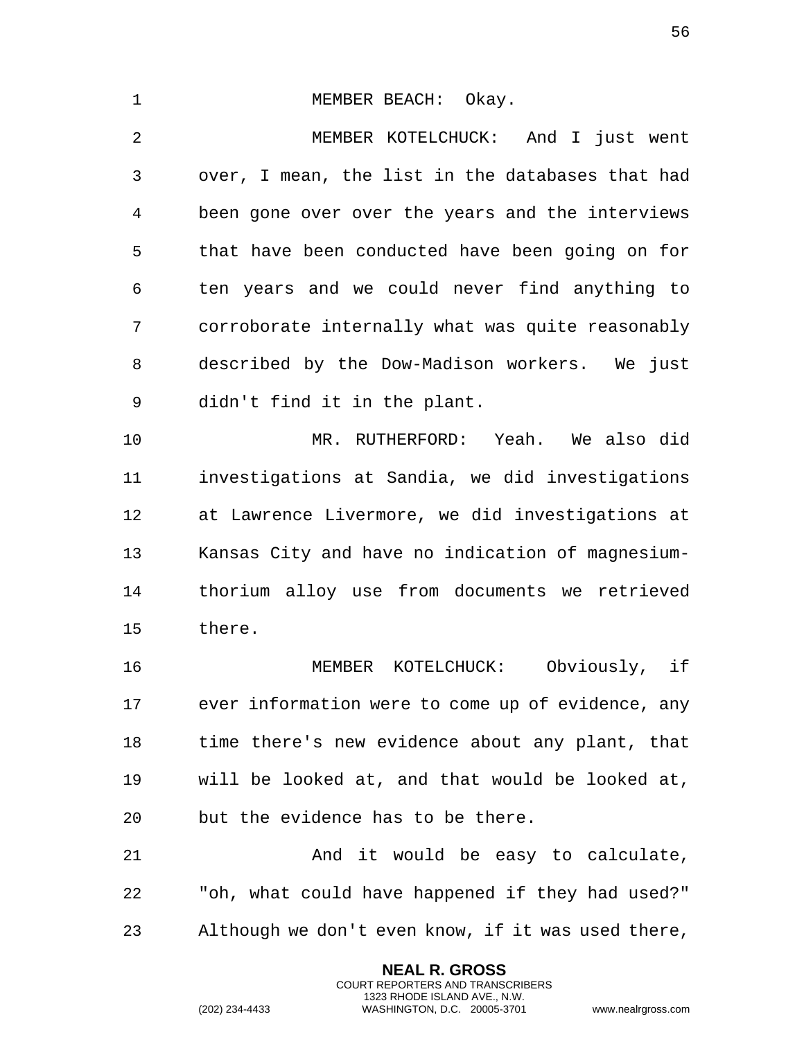MEMBER BEACH: Okay.

MEMBER KOTELCHUCK: And I just went over, I mean, the list in the databases that had been gone over over the years and the interviews that have been conducted have been going on for ten years and we could never find anything to corroborate internally what was quite reasonably described by the Dow-Madison workers. We just didn't find it in the plant.

MR. RUTHERFORD: Yeah. We also did investigations at Sandia, we did investigations at Lawrence Livermore, we did investigations at Kansas City and have no indication of magnesium-thorium alloy use from documents we retrieved there.

MEMBER KOTELCHUCK: Obviously, if ever information were to come up of evidence, any time there's new evidence about any plant, that will be looked at, and that would be looked at, but the evidence has to be there.

And it would be easy to calculate, "oh, what could have happened if they had used?" Although we don't even know, if it was used there,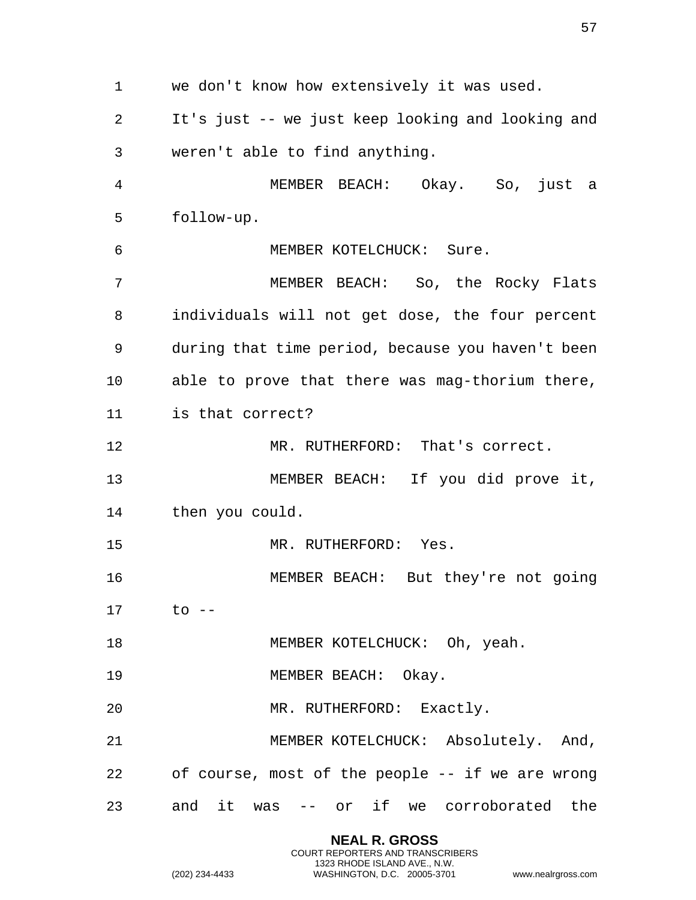we don't know how extensively it was used. It's just -- we just keep looking and looking and weren't able to find anything.

MEMBER BEACH: Okay. So, just a follow-up.

MEMBER KOTELCHUCK: Sure.

MEMBER BEACH: So, the Rocky Flats individuals will not get dose, the four percent during that time period, because you haven't been able to prove that there was mag-thorium there, is that correct?

MR. RUTHERFORD: That's correct.

MEMBER BEACH: If you did prove it, then you could.

MR. RUTHERFORD: Yes.

MEMBER BEACH: But they're not going to --

MEMBER KOTELCHUCK: Oh, yeah.

MEMBER BEACH: Okay.

MR. RUTHERFORD: Exactly.

MEMBER KOTELCHUCK: Absolutely. And, of course, most of the people -- if we are wrong and it was -- or if we corroborated the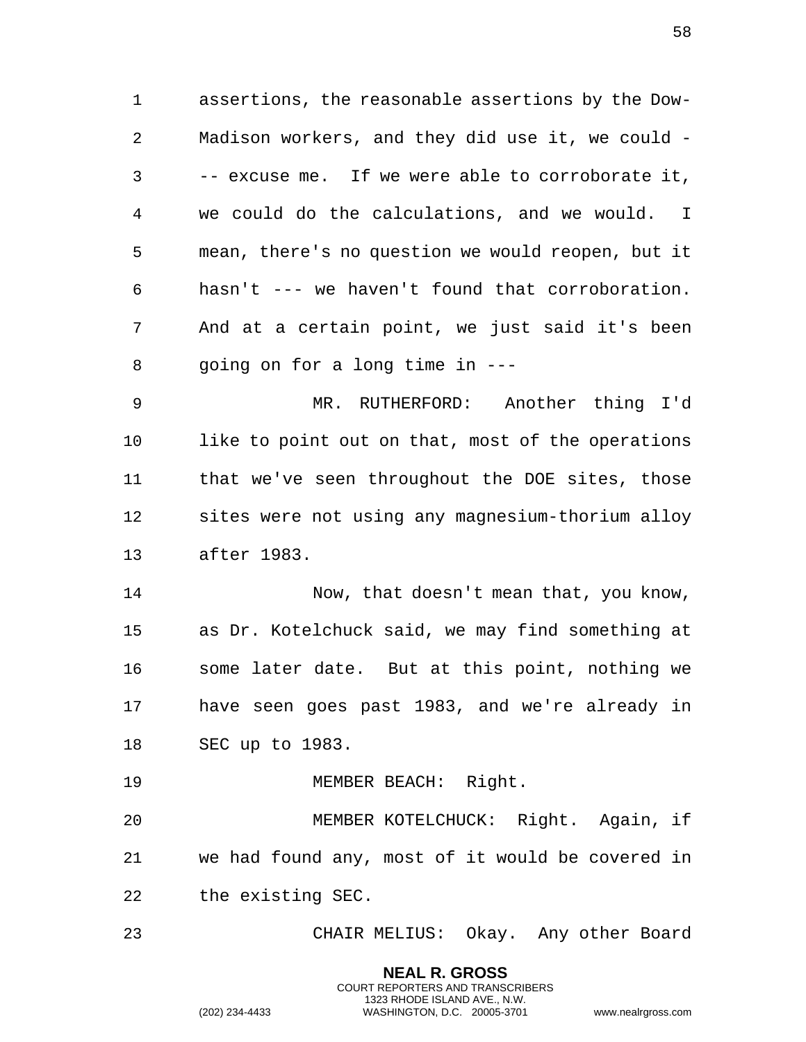assertions, the reasonable assertions by the Dow-Madison workers, and they did use it, we could --- excuse me. If we were able to corroborate it, we could do the calculations, and we would. I mean, there's no question we would reopen, but it hasn't --- we haven't found that corroboration. And at a certain point, we just said it's been going on for a long time in ---

MR. RUTHERFORD: Another thing I'd like to point out on that, most of the operations that we've seen throughout the DOE sites, those sites were not using any magnesium-thorium alloy after 1983.

Now, that doesn't mean that, you know, as Dr. Kotelchuck said, we may find something at some later date. But at this point, nothing we have seen goes past 1983, and we're already in SEC up to 1983.

MEMBER BEACH: Right.

MEMBER KOTELCHUCK: Right. Again, if we had found any, most of it would be covered in the existing SEC.

CHAIR MELIUS: Okay. Any other Board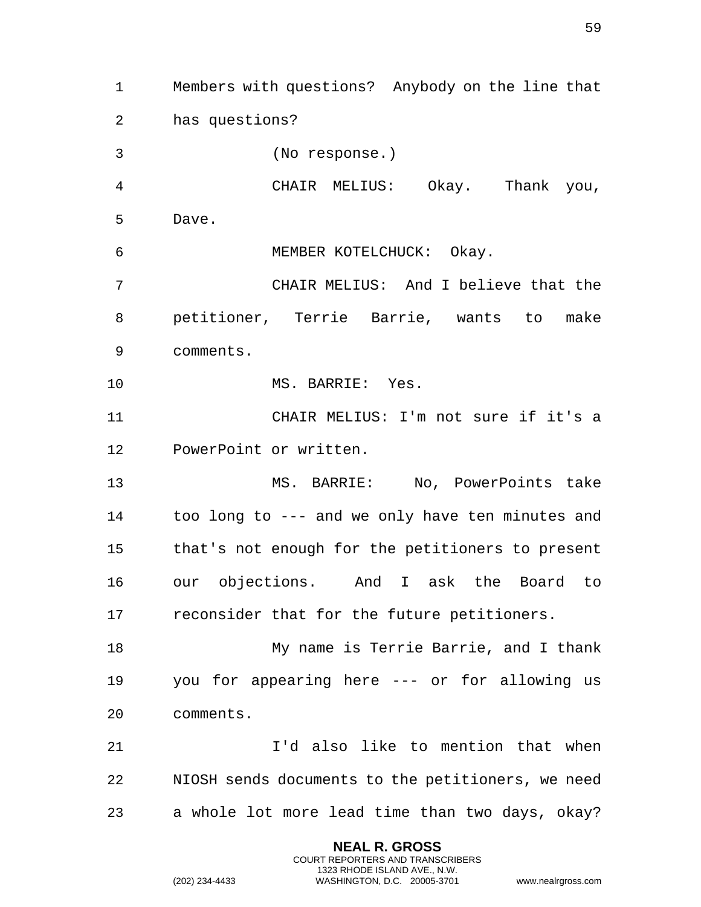Members with questions? Anybody on the line that has questions?

(No response.)

CHAIR MELIUS: Okay. Thank you, Dave.

MEMBER KOTELCHUCK: Okay.

CHAIR MELIUS: And I believe that the petitioner, Terrie Barrie, wants to make comments.

MS. BARRIE: Yes.

CHAIR MELIUS: I'm not sure if it's a PowerPoint or written.

MS. BARRIE: No, PowerPoints take too long to --- and we only have ten minutes and that's not enough for the petitioners to present our objections. And I ask the Board to reconsider that for the future petitioners.

My name is Terrie Barrie, and I thank you for appearing here --- or for allowing us comments.

I'd also like to mention that when NIOSH sends documents to the petitioners, we need a whole lot more lead time than two days, okay?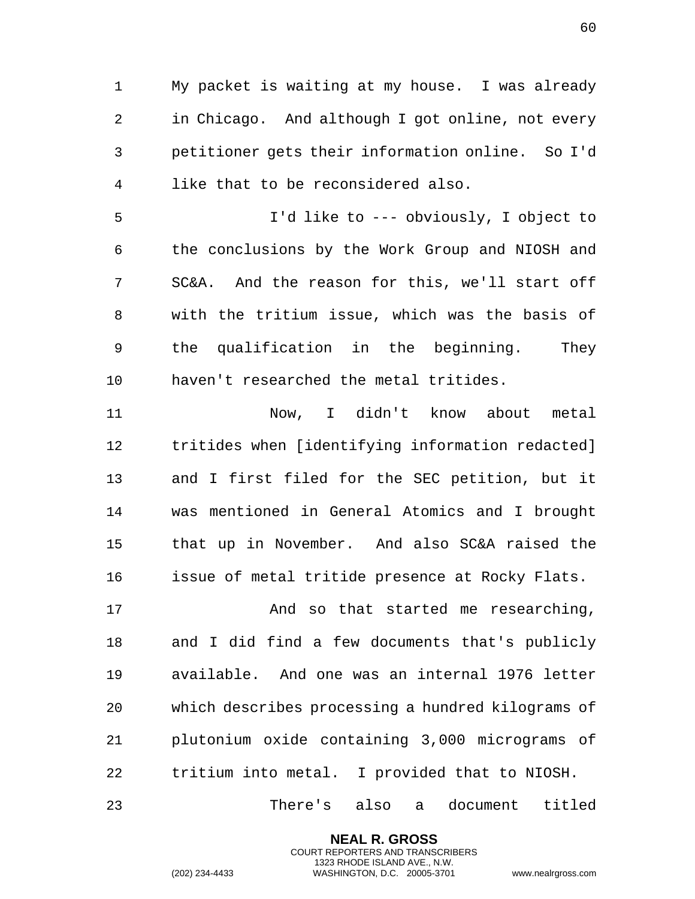My packet is waiting at my house. I was already in Chicago. And although I got online, not every petitioner gets their information online. So I'd like that to be reconsidered also.

I'd like to --- obviously, I object to the conclusions by the Work Group and NIOSH and SC&A. And the reason for this, we'll start off with the tritium issue, which was the basis of the qualification in the beginning. They haven't researched the metal tritides.

Now, I didn't know about metal tritides when [identifying information redacted] and I first filed for the SEC petition, but it was mentioned in General Atomics and I brought that up in November. And also SC&A raised the issue of metal tritide presence at Rocky Flats.

And so that started me researching, and I did find a few documents that's publicly available. And one was an internal 1976 letter which describes processing a hundred kilograms of plutonium oxide containing 3,000 micrograms of tritium into metal. I provided that to NIOSH.

There's also a document titled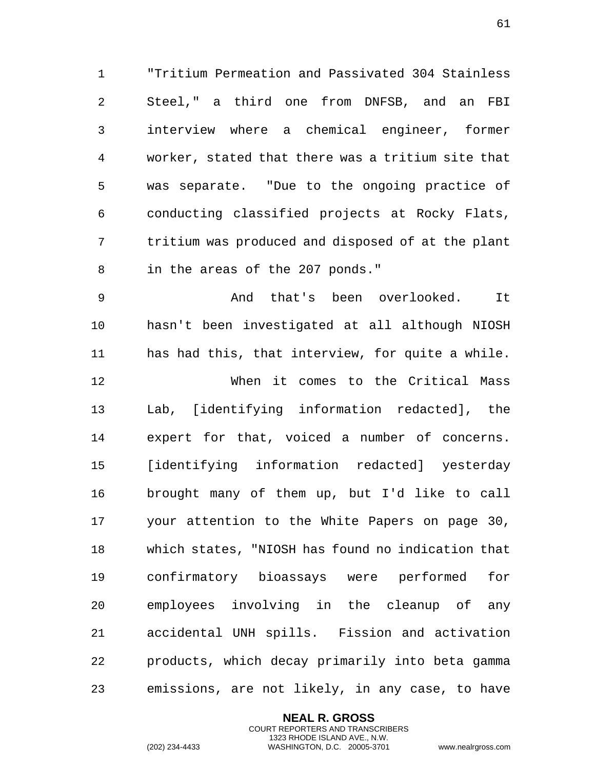"Tritium Permeation and Passivated 304 Stainless Steel," a third one from DNFSB, and an FBI interview where a chemical engineer, former worker, stated that there was a tritium site that was separate. "Due to the ongoing practice of conducting classified projects at Rocky Flats, tritium was produced and disposed of at the plant in the areas of the 207 ponds."

And that's been overlooked. It hasn't been investigated at all although NIOSH has had this, that interview, for quite a while.

When it comes to the Critical Mass Lab, [identifying information redacted], the expert for that, voiced a number of concerns. [identifying information redacted] yesterday brought many of them up, but I'd like to call your attention to the White Papers on page 30, which states, "NIOSH has found no indication that confirmatory bioassays were performed for employees involving in the cleanup of any accidental UNH spills. Fission and activation products, which decay primarily into beta gamma emissions, are not likely, in any case, to have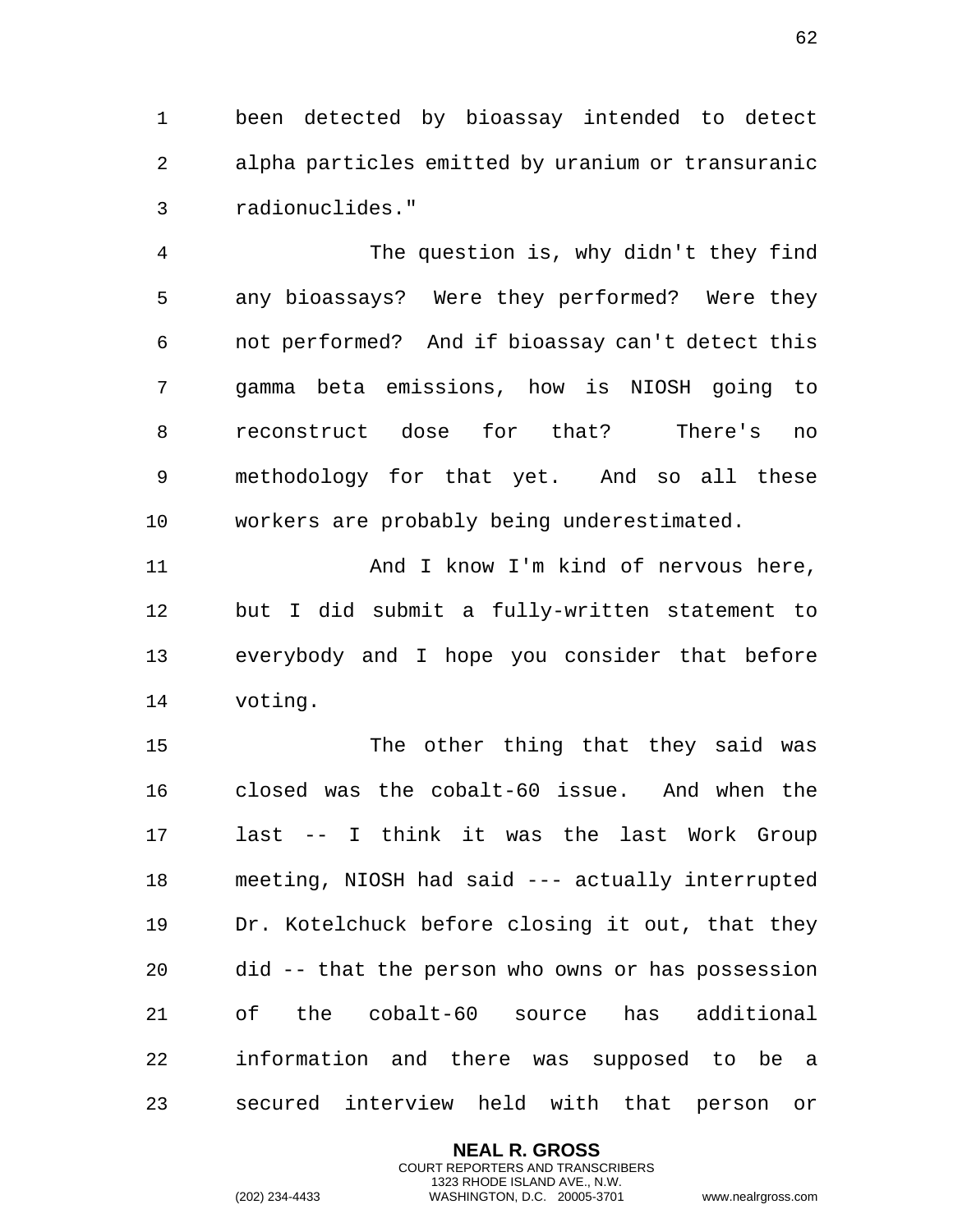been detected by bioassay intended to detect alpha particles emitted by uranium or transuranic radionuclides."

The question is, why didn't they find any bioassays? Were they performed? Were they not performed? And if bioassay can't detect this gamma beta emissions, how is NIOSH going to reconstruct dose for that? There's no methodology for that yet. And so all these workers are probably being underestimated.

And I know I'm kind of nervous here, but I did submit a fully-written statement to everybody and I hope you consider that before voting.

The other thing that they said was closed was the cobalt-60 issue. And when the last -- I think it was the last Work Group meeting, NIOSH had said --- actually interrupted Dr. Kotelchuck before closing it out, that they did -- that the person who owns or has possession of the cobalt-60 source has additional information and there was supposed to be a secured interview held with that person or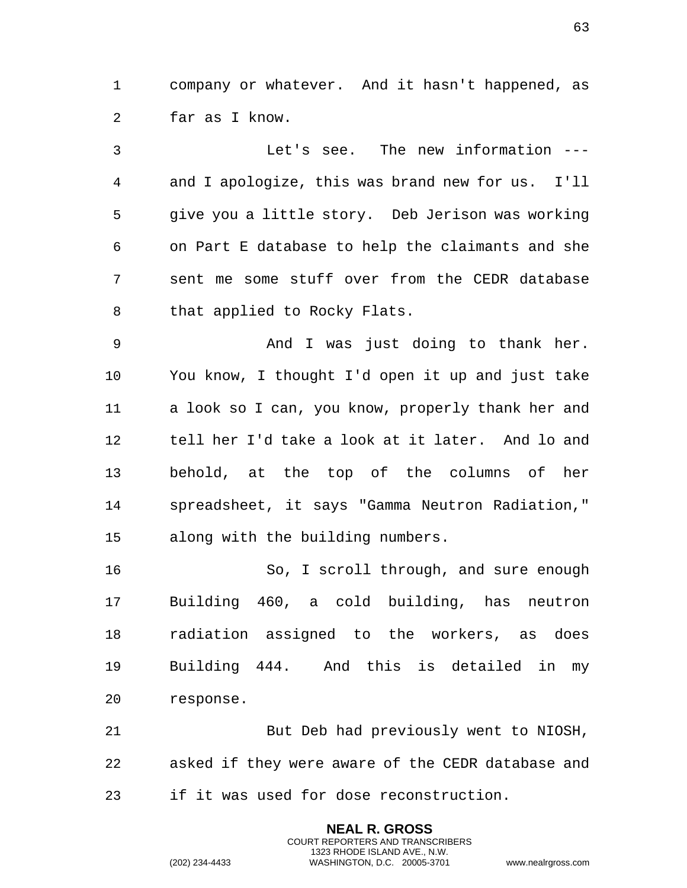company or whatever. And it hasn't happened, as far as I know.

Let's see. The new information --- and I apologize, this was brand new for us. I'll give you a little story. Deb Jerison was working on Part E database to help the claimants and she sent me some stuff over from the CEDR database that applied to Rocky Flats.

And I was just doing to thank her. You know, I thought I'd open it up and just take a look so I can, you know, properly thank her and tell her I'd take a look at it later. And lo and behold, at the top of the columns of her spreadsheet, it says "Gamma Neutron Radiation," along with the building numbers.

So, I scroll through, and sure enough Building 460, a cold building, has neutron radiation assigned to the workers, as does Building 444. And this is detailed in my response.

But Deb had previously went to NIOSH, asked if they were aware of the CEDR database and if it was used for dose reconstruction.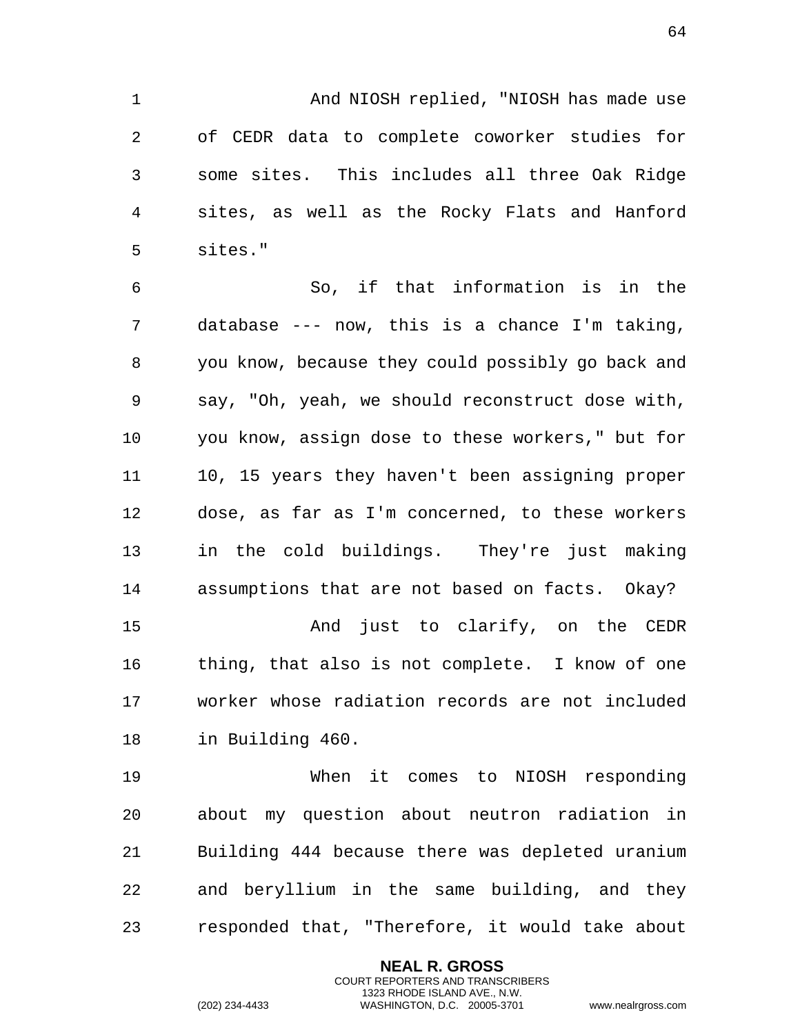And NIOSH replied, "NIOSH has made use of CEDR data to complete coworker studies for some sites. This includes all three Oak Ridge sites, as well as the Rocky Flats and Hanford sites."

So, if that information is in the database --- now, this is a chance I'm taking, you know, because they could possibly go back and say, "Oh, yeah, we should reconstruct dose with, you know, assign dose to these workers," but for 10, 15 years they haven't been assigning proper dose, as far as I'm concerned, to these workers in the cold buildings. They're just making assumptions that are not based on facts. Okay?

And just to clarify, on the CEDR thing, that also is not complete. I know of one worker whose radiation records are not included in Building 460.

When it comes to NIOSH responding about my question about neutron radiation in Building 444 because there was depleted uranium and beryllium in the same building, and they responded that, "Therefore, it would take about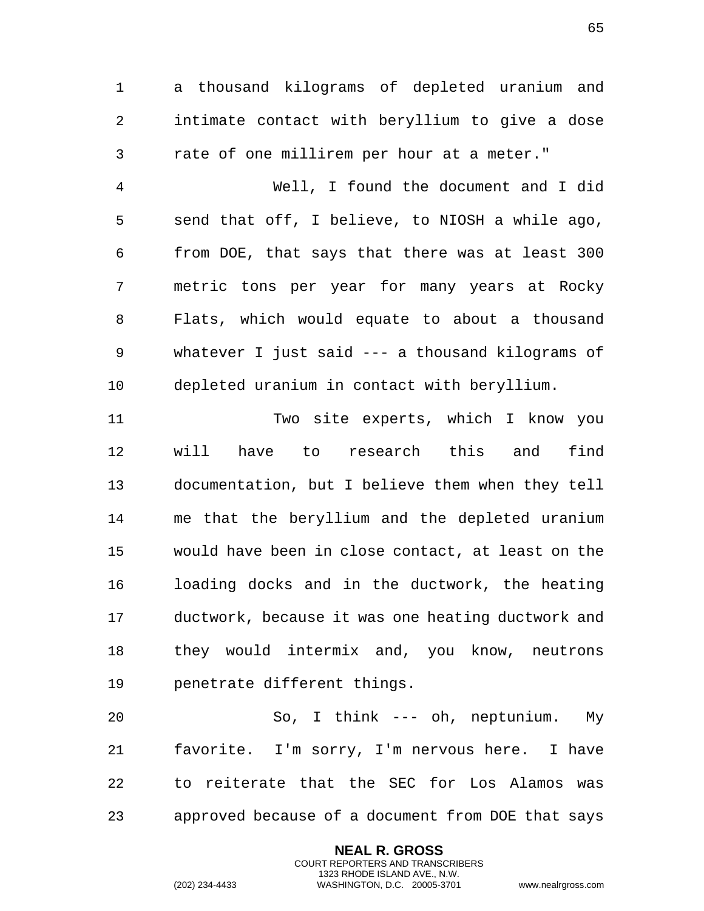a thousand kilograms of depleted uranium and intimate contact with beryllium to give a dose rate of one millirem per hour at a meter."

Well, I found the document and I did send that off, I believe, to NIOSH a while ago, from DOE, that says that there was at least 300 metric tons per year for many years at Rocky Flats, which would equate to about a thousand whatever I just said --- a thousand kilograms of depleted uranium in contact with beryllium.

Two site experts, which I know you will have to research this and find documentation, but I believe them when they tell me that the beryllium and the depleted uranium would have been in close contact, at least on the loading docks and in the ductwork, the heating ductwork, because it was one heating ductwork and they would intermix and, you know, neutrons penetrate different things.

So, I think --- oh, neptunium. My favorite. I'm sorry, I'm nervous here. I have to reiterate that the SEC for Los Alamos was approved because of a document from DOE that says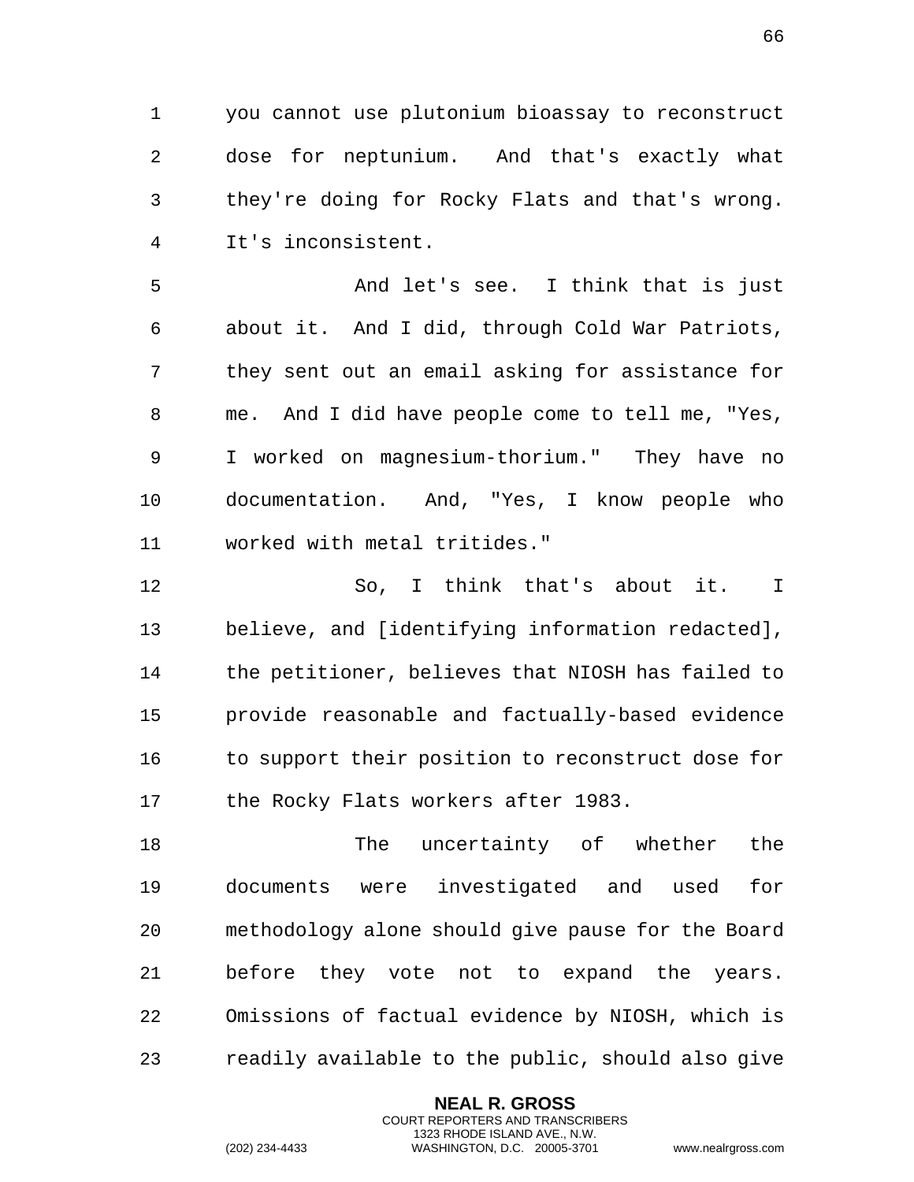you cannot use plutonium bioassay to reconstruct dose for neptunium. And that's exactly what they're doing for Rocky Flats and that's wrong. It's inconsistent.

And let's see. I think that is just about it. And I did, through Cold War Patriots, they sent out an email asking for assistance for me. And I did have people come to tell me, "Yes, I worked on magnesium-thorium." They have no documentation. And, "Yes, I know people who worked with metal tritides."

So, I think that's about it. I believe, and [identifying information redacted], the petitioner, believes that NIOSH has failed to provide reasonable and factually-based evidence to support their position to reconstruct dose for the Rocky Flats workers after 1983.

The uncertainty of whether the documents were investigated and used for methodology alone should give pause for the Board before they vote not to expand the years. Omissions of factual evidence by NIOSH, which is readily available to the public, should also give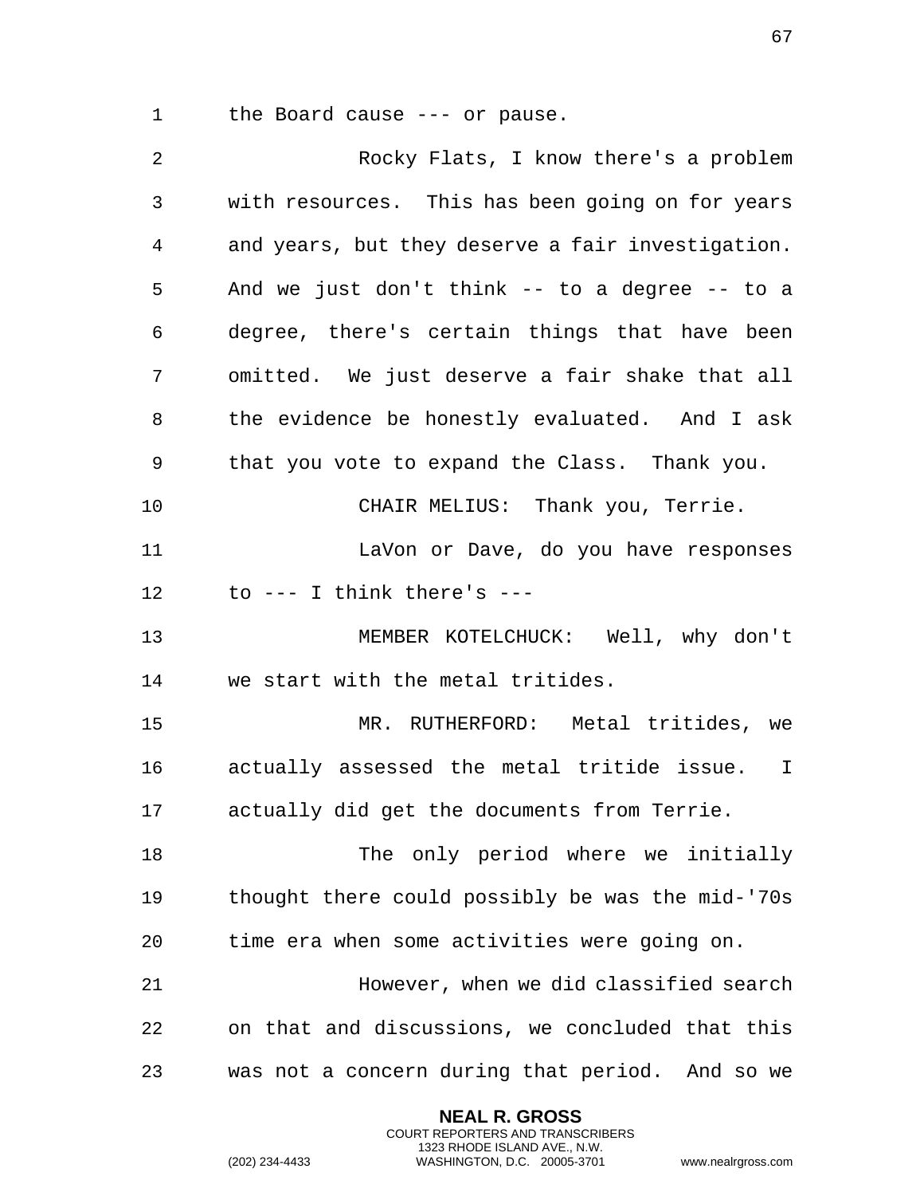the Board cause --- or pause.

Rocky Flats, I know there's a problem with resources. This has been going on for years and years, but they deserve a fair investigation. And we just don't think -- to a degree -- to a degree, there's certain things that have been omitted. We just deserve a fair shake that all the evidence be honestly evaluated. And I ask that you vote to expand the Class. Thank you.

CHAIR MELIUS: Thank you, Terrie.

LaVon or Dave, do you have responses to --- I think there's ---

MEMBER KOTELCHUCK: Well, why don't we start with the metal tritides.

MR. RUTHERFORD: Metal tritides, we actually assessed the metal tritide issue. I actually did get the documents from Terrie.

The only period where we initially thought there could possibly be was the mid-'70s time era when some activities were going on.

However, when we did classified search on that and discussions, we concluded that this was not a concern during that period. And so we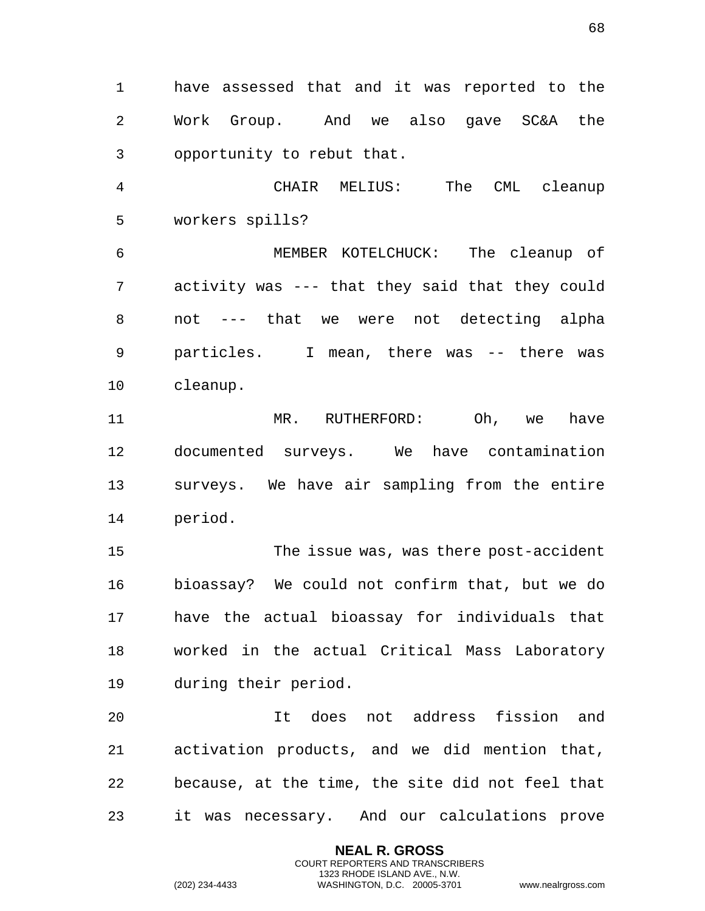have assessed that and it was reported to the Work Group. And we also gave SC&A the opportunity to rebut that.

CHAIR MELIUS: The CML cleanup workers spills?

MEMBER KOTELCHUCK: The cleanup of activity was --- that they said that they could not --- that we were not detecting alpha particles. I mean, there was -- there was cleanup.

MR. RUTHERFORD: Oh, we have documented surveys. We have contamination surveys. We have air sampling from the entire period.

The issue was, was there post-accident bioassay? We could not confirm that, but we do have the actual bioassay for individuals that worked in the actual Critical Mass Laboratory during their period.

It does not address fission and activation products, and we did mention that, because, at the time, the site did not feel that it was necessary. And our calculations prove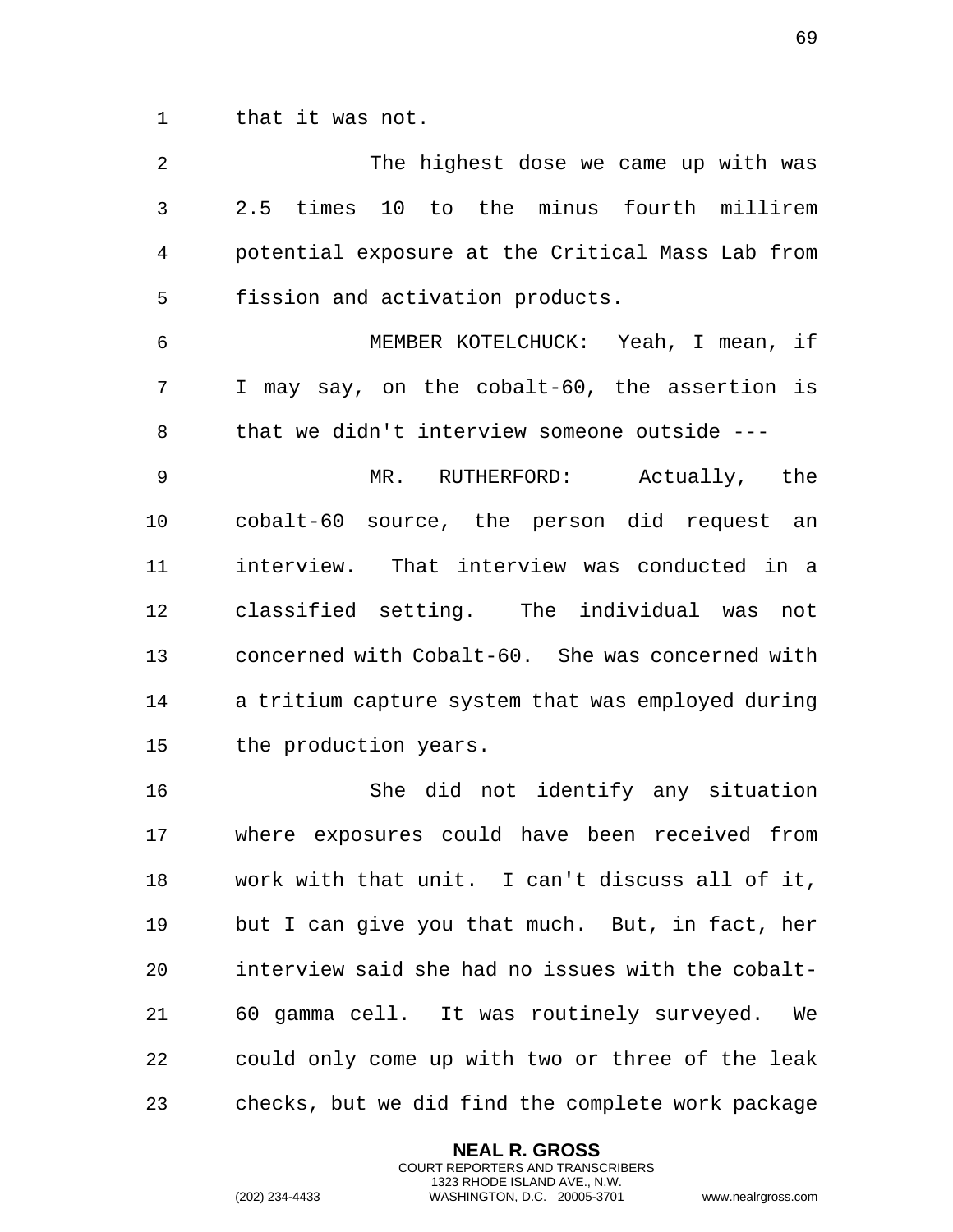that it was not.

The highest dose we came up with was 2.5 times 10 to the minus fourth millirem potential exposure at the Critical Mass Lab from fission and activation products.

MEMBER KOTELCHUCK: Yeah, I mean, if I may say, on the cobalt-60, the assertion is that we didn't interview someone outside ---

MR. RUTHERFORD: Actually, the cobalt-60 source, the person did request an interview. That interview was conducted in a classified setting. The individual was not concerned with Cobalt-60. She was concerned with a tritium capture system that was employed during the production years.

She did not identify any situation where exposures could have been received from work with that unit. I can't discuss all of it, but I can give you that much. But, in fact, her interview said she had no issues with the cobalt-60 gamma cell. It was routinely surveyed. We could only come up with two or three of the leak checks, but we did find the complete work package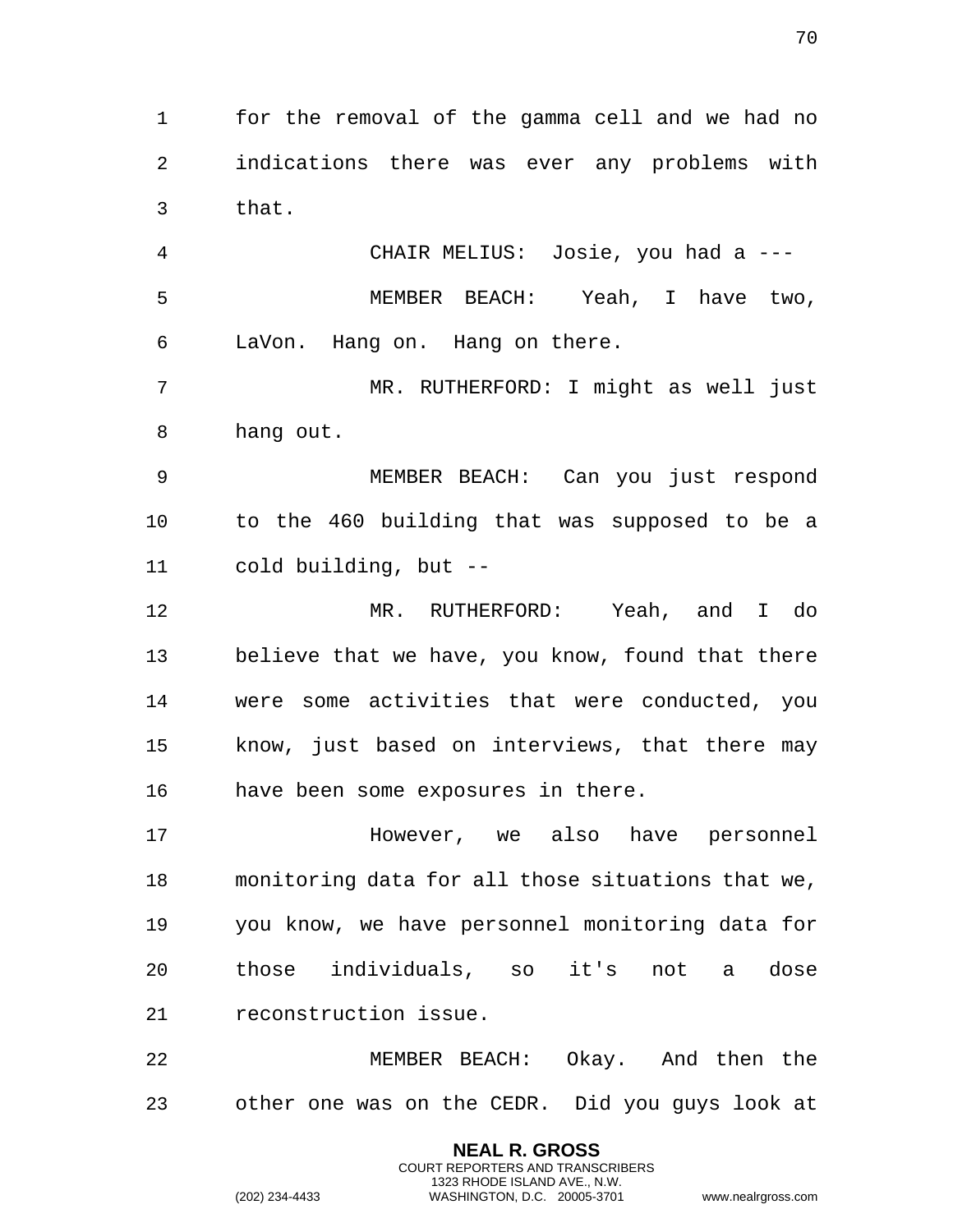for the removal of the gamma cell and we had no indications there was ever any problems with that.

CHAIR MELIUS: Josie, you had a ---

MEMBER BEACH: Yeah, I have two, LaVon. Hang on. Hang on there.

MR. RUTHERFORD: I might as well just hang out.

MEMBER BEACH: Can you just respond to the 460 building that was supposed to be a cold building, but --

MR. RUTHERFORD: Yeah, and I do believe that we have, you know, found that there were some activities that were conducted, you know, just based on interviews, that there may have been some exposures in there.

However, we also have personnel monitoring data for all those situations that we, you know, we have personnel monitoring data for those individuals, so it's not a dose reconstruction issue.

MEMBER BEACH: Okay. And then the other one was on the CEDR. Did you guys look at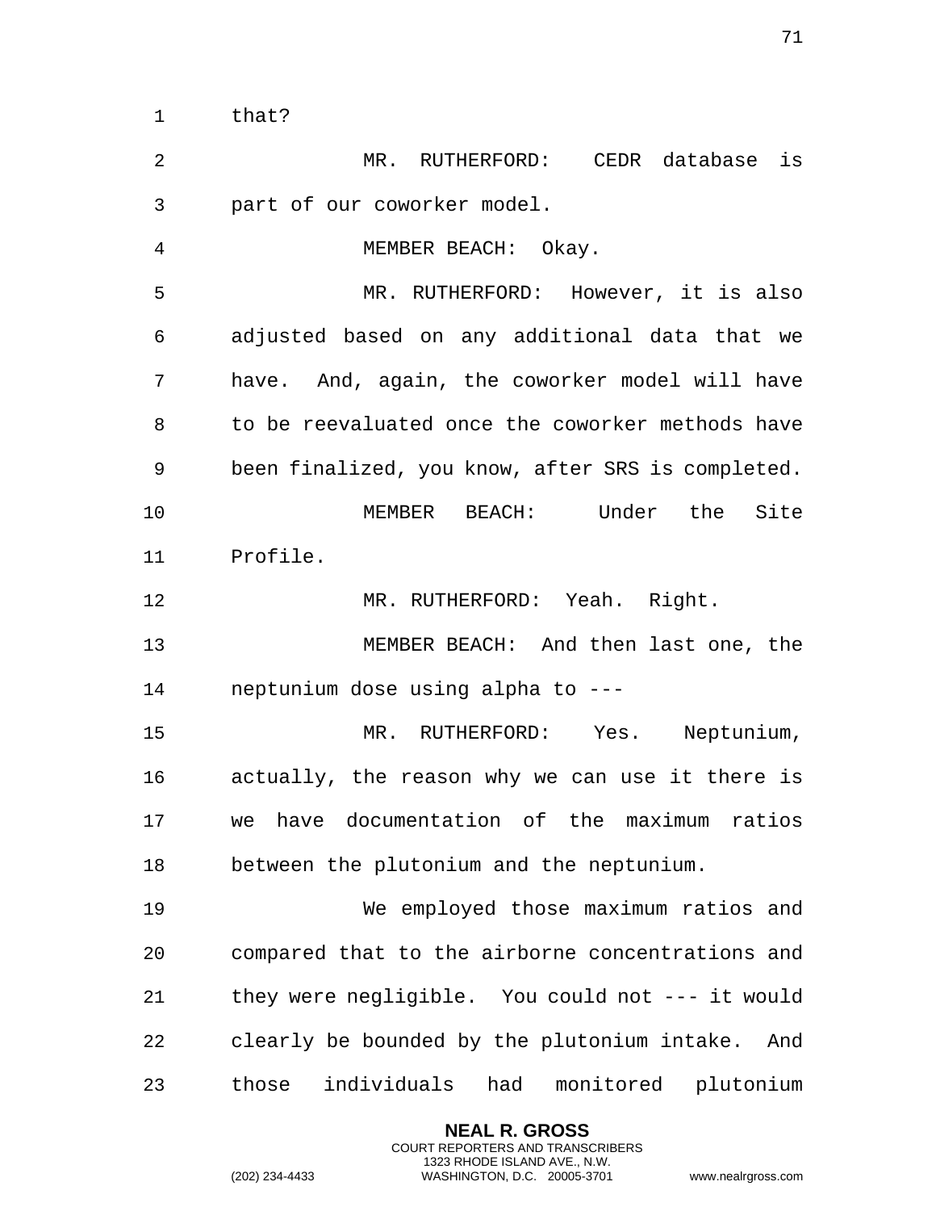that?

MR. RUTHERFORD: CEDR database is part of our coworker model.

MEMBER BEACH: Okay.

MR. RUTHERFORD: However, it is also adjusted based on any additional data that we have. And, again, the coworker model will have to be reevaluated once the coworker methods have been finalized, you know, after SRS is completed.

MEMBER BEACH: Under the Site Profile.

MR. RUTHERFORD: Yeah. Right.

MEMBER BEACH: And then last one, the neptunium dose using alpha to ---

MR. RUTHERFORD: Yes. Neptunium, actually, the reason why we can use it there is we have documentation of the maximum ratios between the plutonium and the neptunium.

We employed those maximum ratios and compared that to the airborne concentrations and they were negligible. You could not --- it would clearly be bounded by the plutonium intake. And those individuals had monitored plutonium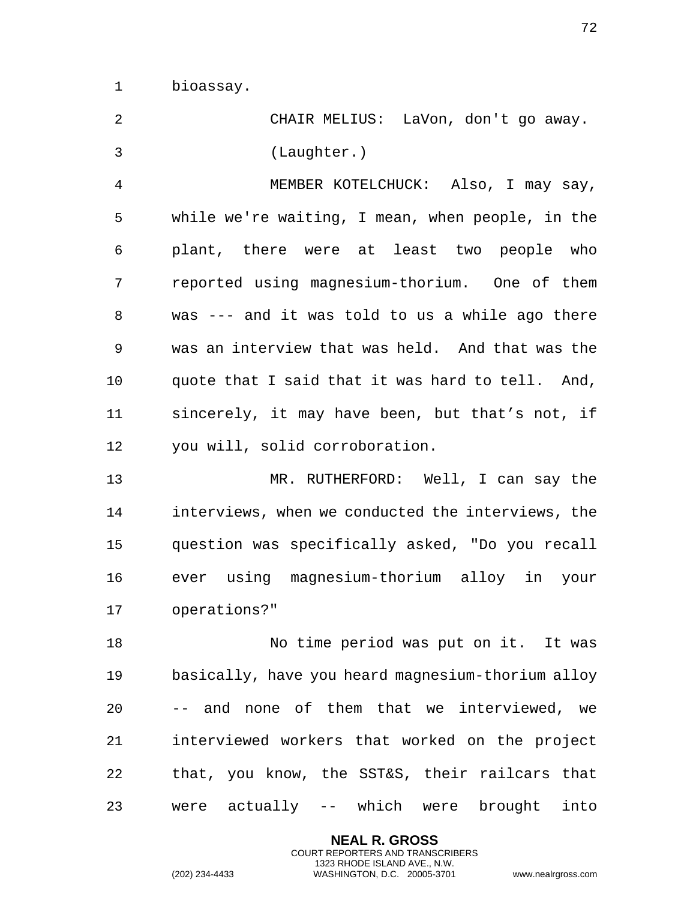bioassay.

CHAIR MELIUS: LaVon, don't go away.

(Laughter.)

MEMBER KOTELCHUCK: Also, I may say, while we're waiting, I mean, when people, in the plant, there were at least two people who reported using magnesium-thorium. One of them was --- and it was told to us a while ago there was an interview that was held. And that was the quote that I said that it was hard to tell. And, sincerely, it may have been, but that's not, if you will, solid corroboration.

MR. RUTHERFORD: Well, I can say the interviews, when we conducted the interviews, the question was specifically asked, "Do you recall ever using magnesium-thorium alloy in your operations?"

No time period was put on it. It was basically, have you heard magnesium-thorium alloy -- and none of them that we interviewed, we interviewed workers that worked on the project that, you know, the SST&S, their railcars that were actually -- which were brought into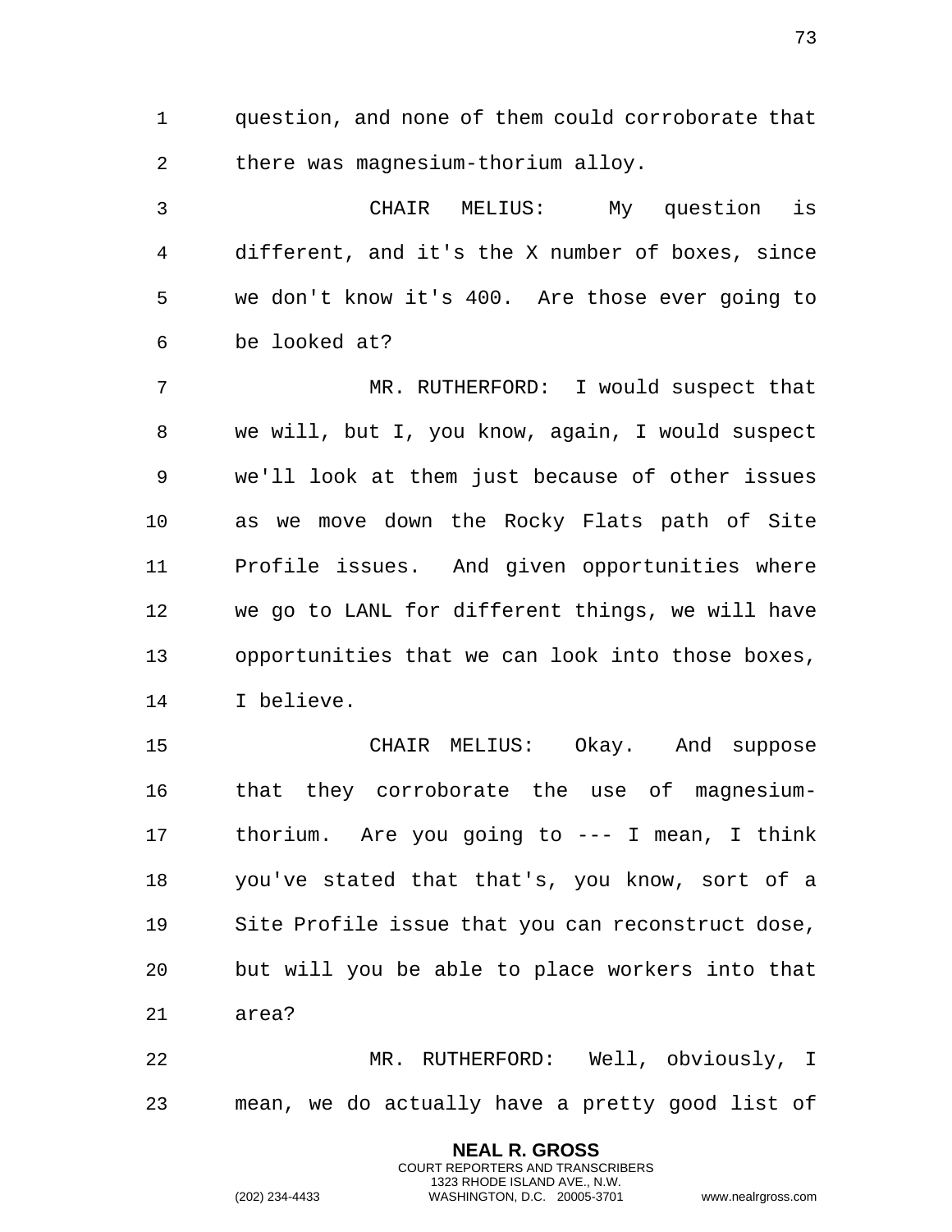question, and none of them could corroborate that there was magnesium-thorium alloy.

CHAIR MELIUS: My question is different, and it's the X number of boxes, since we don't know it's 400. Are those ever going to be looked at?

MR. RUTHERFORD: I would suspect that we will, but I, you know, again, I would suspect we'll look at them just because of other issues as we move down the Rocky Flats path of Site Profile issues. And given opportunities where we go to LANL for different things, we will have opportunities that we can look into those boxes, I believe.

CHAIR MELIUS: Okay. And suppose that they corroborate the use of magnesium-thorium. Are you going to --- I mean, I think you've stated that that's, you know, sort of a Site Profile issue that you can reconstruct dose, but will you be able to place workers into that area?

MR. RUTHERFORD: Well, obviously, I mean, we do actually have a pretty good list of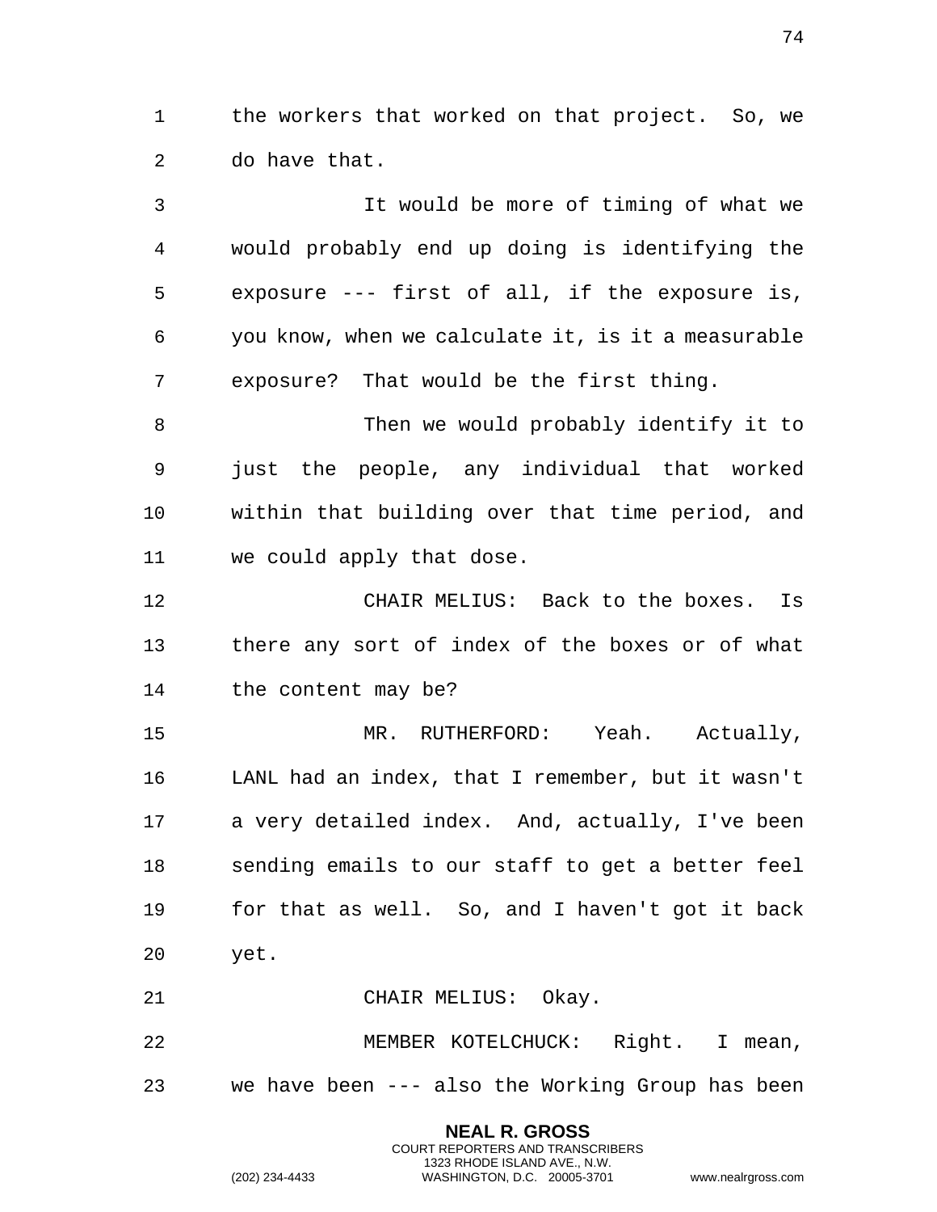the workers that worked on that project. So, we do have that.

It would be more of timing of what we would probably end up doing is identifying the exposure --- first of all, if the exposure is, you know, when we calculate it, is it a measurable exposure? That would be the first thing.

Then we would probably identify it to just the people, any individual that worked within that building over that time period, and we could apply that dose.

CHAIR MELIUS: Back to the boxes. Is there any sort of index of the boxes or of what the content may be?

MR. RUTHERFORD: Yeah. Actually, LANL had an index, that I remember, but it wasn't a very detailed index. And, actually, I've been sending emails to our staff to get a better feel for that as well. So, and I haven't got it back yet.

CHAIR MELIUS: Okay.

MEMBER KOTELCHUCK: Right. I mean, we have been --- also the Working Group has been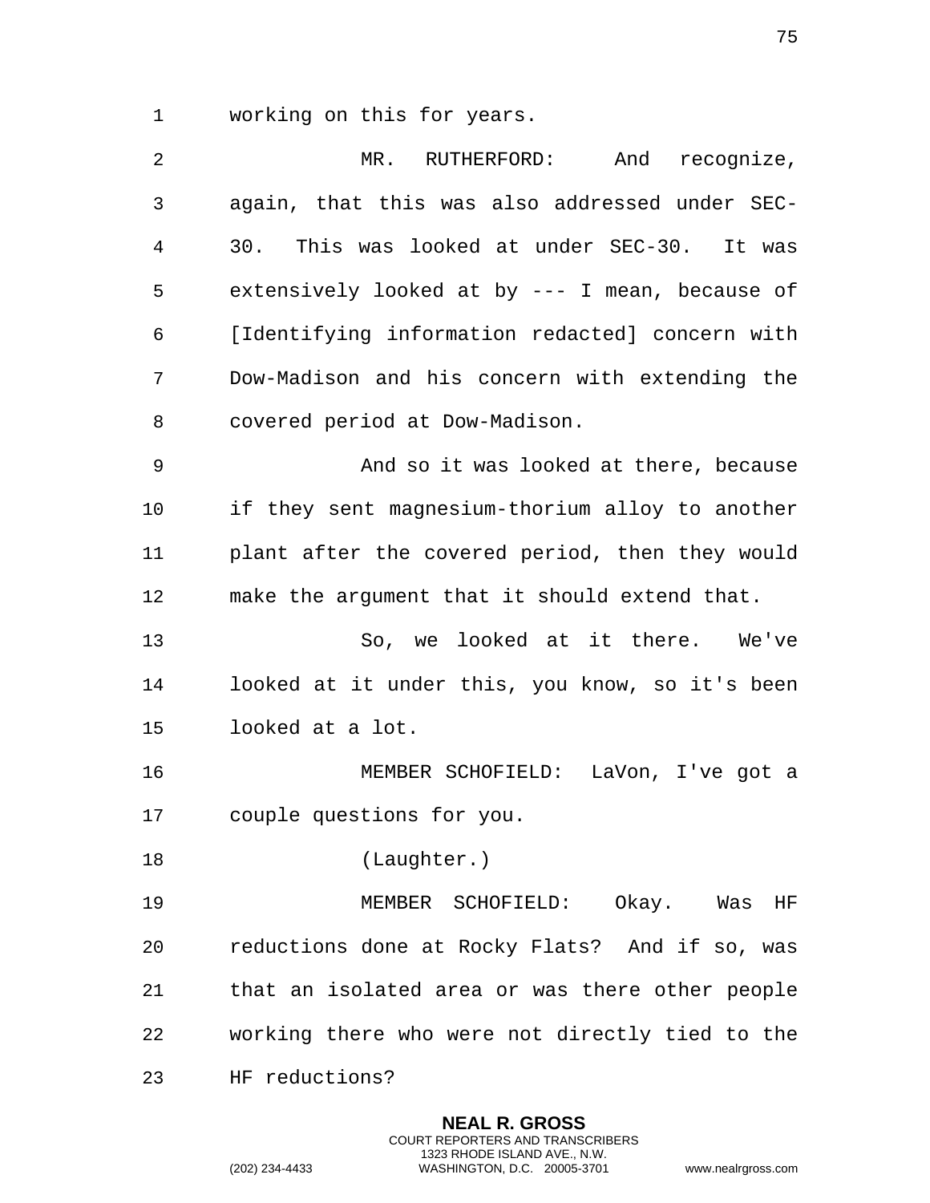working on this for years.

MR. RUTHERFORD: And recognize, again, that this was also addressed under SEC-30. This was looked at under SEC-30. It was extensively looked at by --- I mean, because of [Identifying information redacted] concern with Dow-Madison and his concern with extending the covered period at Dow-Madison.

And so it was looked at there, because if they sent magnesium-thorium alloy to another plant after the covered period, then they would make the argument that it should extend that.

So, we looked at it there. We've looked at it under this, you know, so it's been looked at a lot.

MEMBER SCHOFIELD: LaVon, I've got a couple questions for you.

(Laughter.)

MEMBER SCHOFIELD: Okay. Was HF reductions done at Rocky Flats? And if so, was that an isolated area or was there other people working there who were not directly tied to the HF reductions?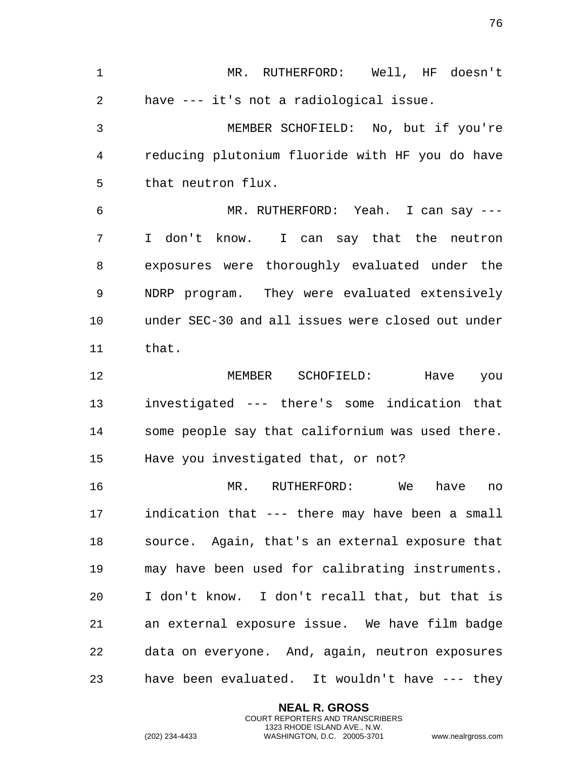MR. RUTHERFORD: Well, HF doesn't have --- it's not a radiological issue.

MEMBER SCHOFIELD: No, but if you're reducing plutonium fluoride with HF you do have that neutron flux.

MR. RUTHERFORD: Yeah. I can say --- I don't know. I can say that the neutron exposures were thoroughly evaluated under the NDRP program. They were evaluated extensively under SEC-30 and all issues were closed out under that.

MEMBER SCHOFIELD: Have you investigated --- there's some indication that some people say that californium was used there. Have you investigated that, or not?

MR. RUTHERFORD: We have no indication that --- there may have been a small source. Again, that's an external exposure that may have been used for calibrating instruments. I don't know. I don't recall that, but that is an external exposure issue. We have film badge data on everyone. And, again, neutron exposures have been evaluated. It wouldn't have --- they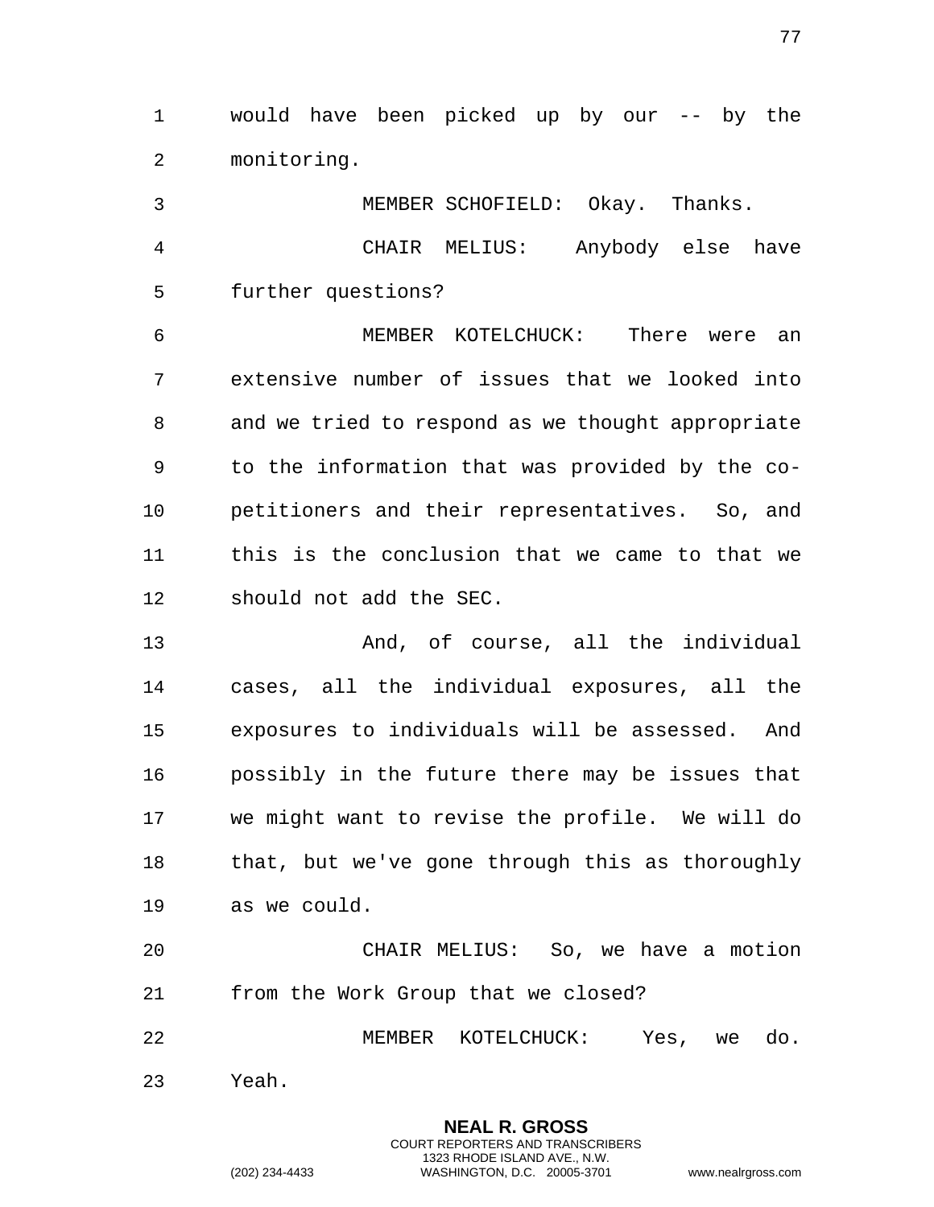would have been picked up by our -- by the monitoring.

MEMBER SCHOFIELD: Okay. Thanks.

CHAIR MELIUS: Anybody else have further questions?

MEMBER KOTELCHUCK: There were an extensive number of issues that we looked into and we tried to respond as we thought appropriate to the information that was provided by the co-petitioners and their representatives. So, and this is the conclusion that we came to that we should not add the SEC.

And, of course, all the individual cases, all the individual exposures, all the exposures to individuals will be assessed. And possibly in the future there may be issues that we might want to revise the profile. We will do that, but we've gone through this as thoroughly as we could.

CHAIR MELIUS: So, we have a motion from the Work Group that we closed?

MEMBER KOTELCHUCK: Yes, we do. Yeah.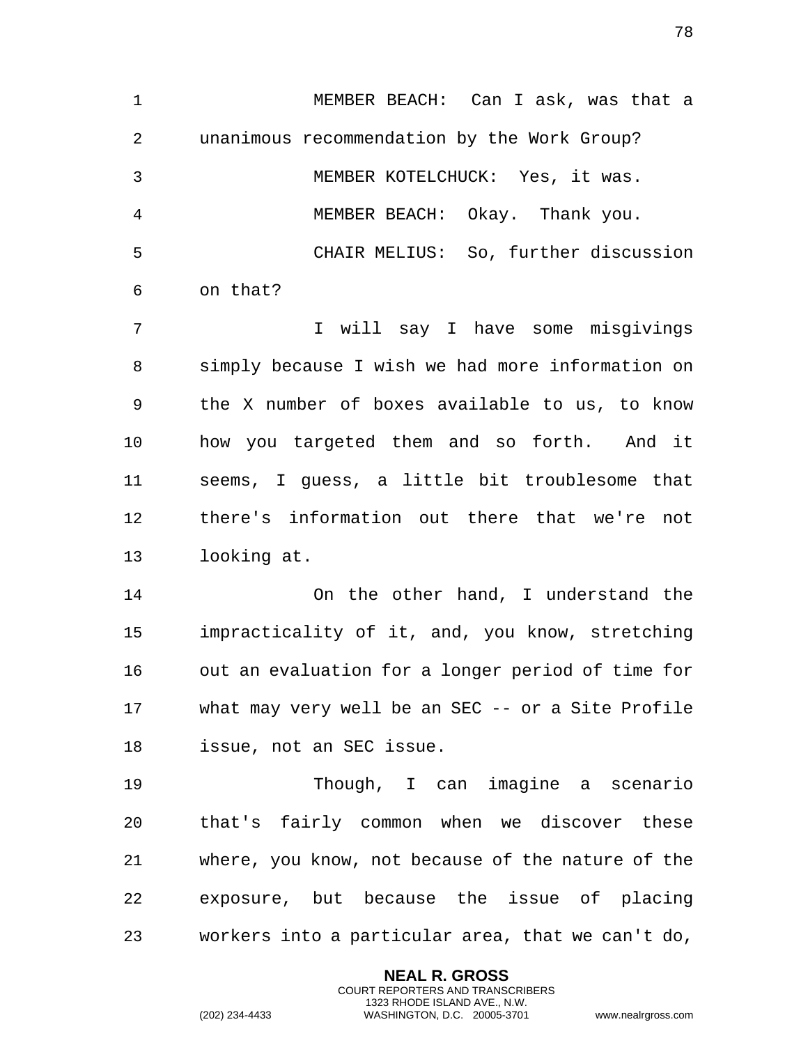MEMBER BEACH: Can I ask, was that a unanimous recommendation by the Work Group?

MEMBER KOTELCHUCK: Yes, it was.

MEMBER BEACH: Okay. Thank you.

CHAIR MELIUS: So, further discussion on that?

I will say I have some misgivings simply because I wish we had more information on the X number of boxes available to us, to know how you targeted them and so forth. And it seems, I guess, a little bit troublesome that there's information out there that we're not looking at.

On the other hand, I understand the impracticality of it, and, you know, stretching out an evaluation for a longer period of time for what may very well be an SEC -- or a Site Profile issue, not an SEC issue.

Though, I can imagine a scenario that's fairly common when we discover these where, you know, not because of the nature of the exposure, but because the issue of placing workers into a particular area, that we can't do,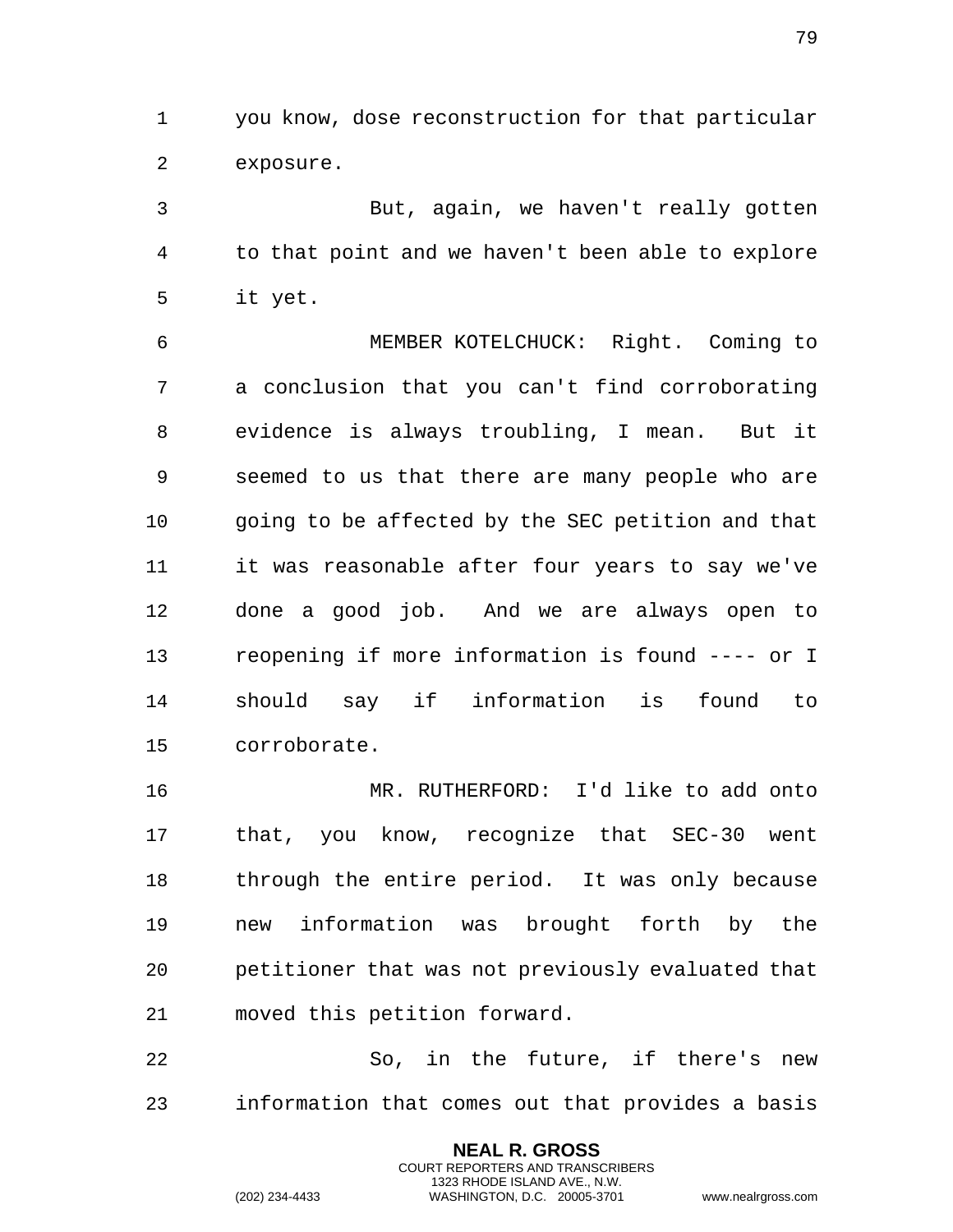you know, dose reconstruction for that particular exposure.

But, again, we haven't really gotten to that point and we haven't been able to explore it yet.

MEMBER KOTELCHUCK: Right. Coming to a conclusion that you can't find corroborating evidence is always troubling, I mean. But it seemed to us that there are many people who are going to be affected by the SEC petition and that it was reasonable after four years to say we've done a good job. And we are always open to reopening if more information is found ---- or I should say if information is found to corroborate.

MR. RUTHERFORD: I'd like to add onto that, you know, recognize that SEC-30 went through the entire period. It was only because new information was brought forth by the petitioner that was not previously evaluated that moved this petition forward.

So, in the future, if there's new information that comes out that provides a basis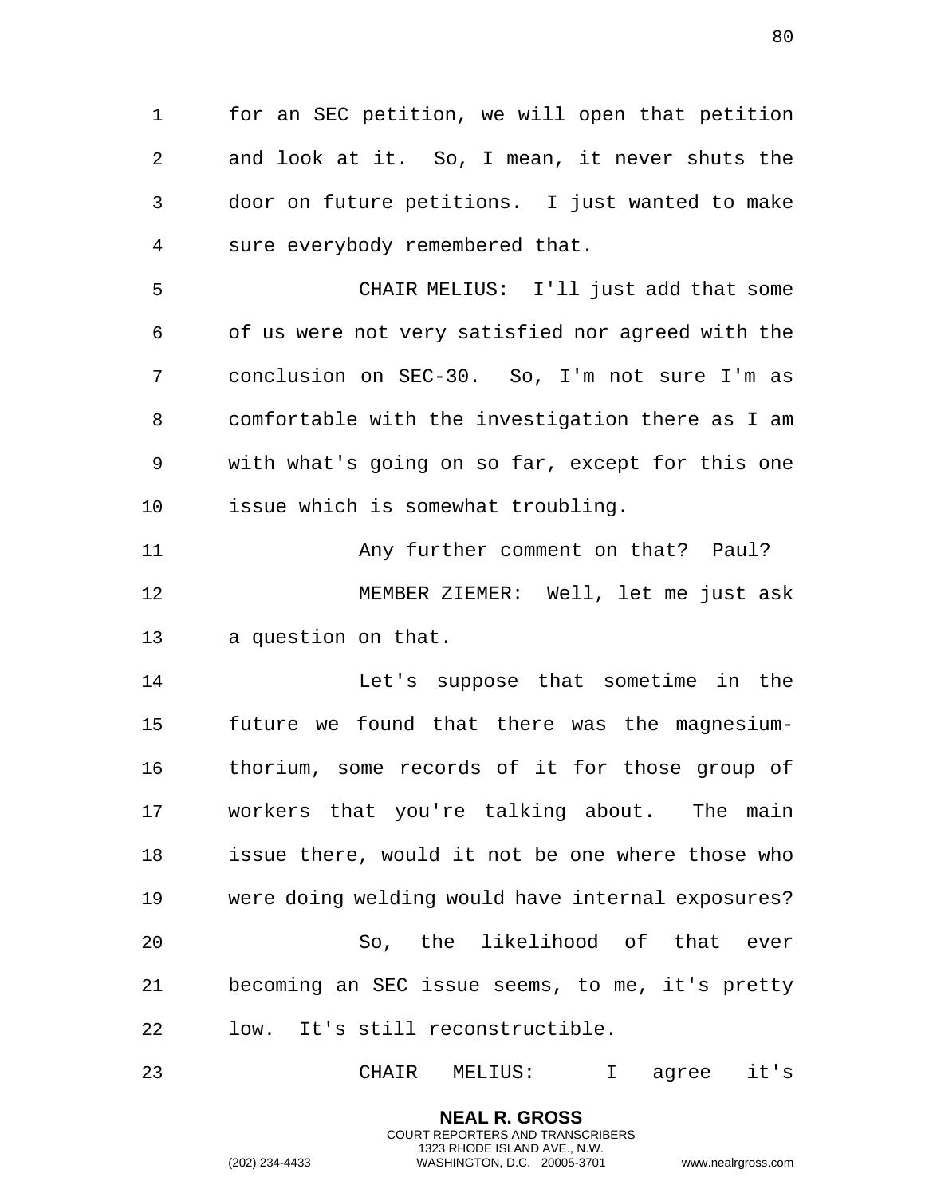for an SEC petition, we will open that petition and look at it. So, I mean, it never shuts the door on future petitions. I just wanted to make sure everybody remembered that.

CHAIR MELIUS: I'll just add that some of us were not very satisfied nor agreed with the conclusion on SEC-30. So, I'm not sure I'm as comfortable with the investigation there as I am with what's going on so far, except for this one issue which is somewhat troubling.

Any further comment on that? Paul?

MEMBER ZIEMER: Well, let me just ask a question on that.

Let's suppose that sometime in the future we found that there was the magnesium-thorium, some records of it for those group of workers that you're talking about. The main issue there, would it not be one where those who were doing welding would have internal exposures?

So, the likelihood of that ever becoming an SEC issue seems, to me, it's pretty low. It's still reconstructible.

CHAIR MELIUS: I agree it's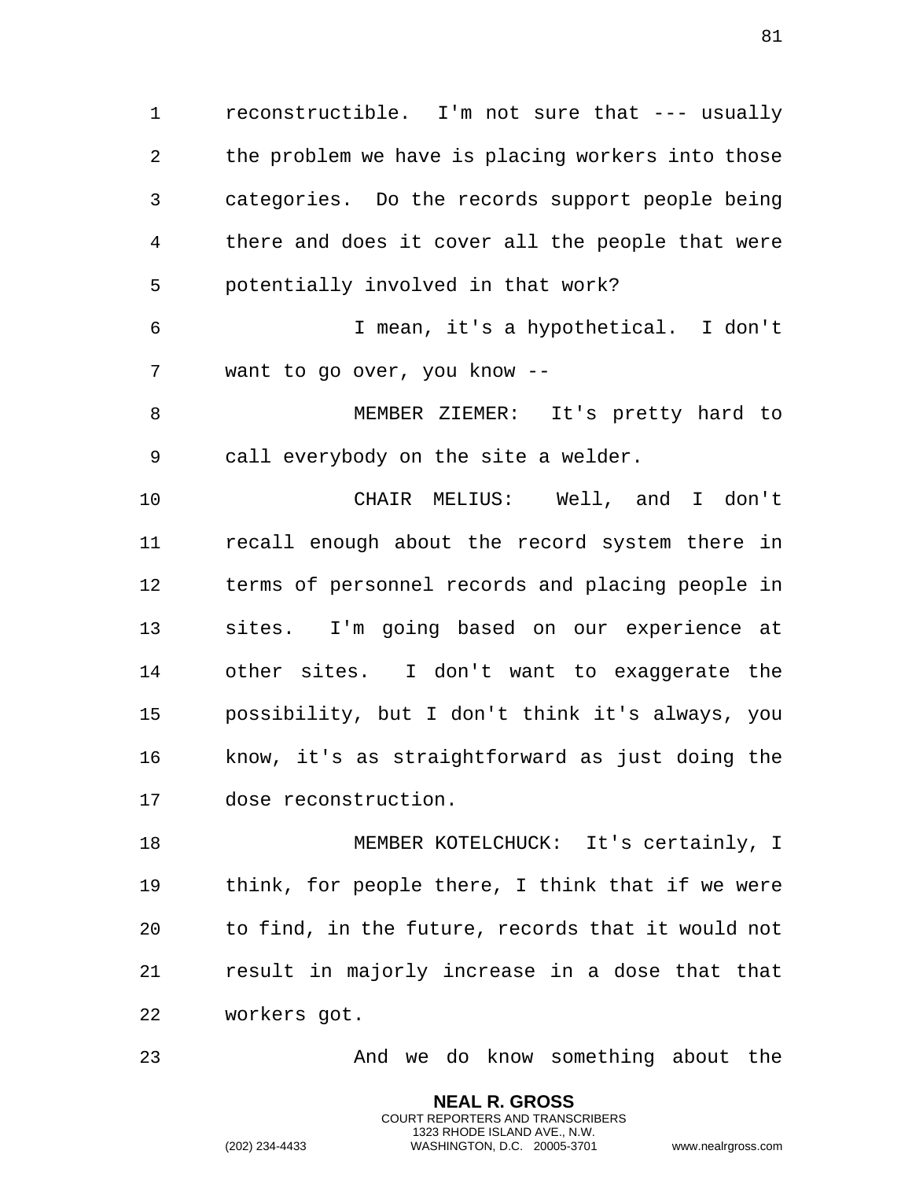reconstructible. I'm not sure that --- usually the problem we have is placing workers into those categories. Do the records support people being there and does it cover all the people that were potentially involved in that work?

I mean, it's a hypothetical. I don't want to go over, you know --

MEMBER ZIEMER: It's pretty hard to call everybody on the site a welder.

CHAIR MELIUS: Well, and I don't recall enough about the record system there in terms of personnel records and placing people in sites. I'm going based on our experience at other sites. I don't want to exaggerate the possibility, but I don't think it's always, you know, it's as straightforward as just doing the dose reconstruction.

MEMBER KOTELCHUCK: It's certainly, I think, for people there, I think that if we were to find, in the future, records that it would not result in majorly increase in a dose that that workers got.

And we do know something about the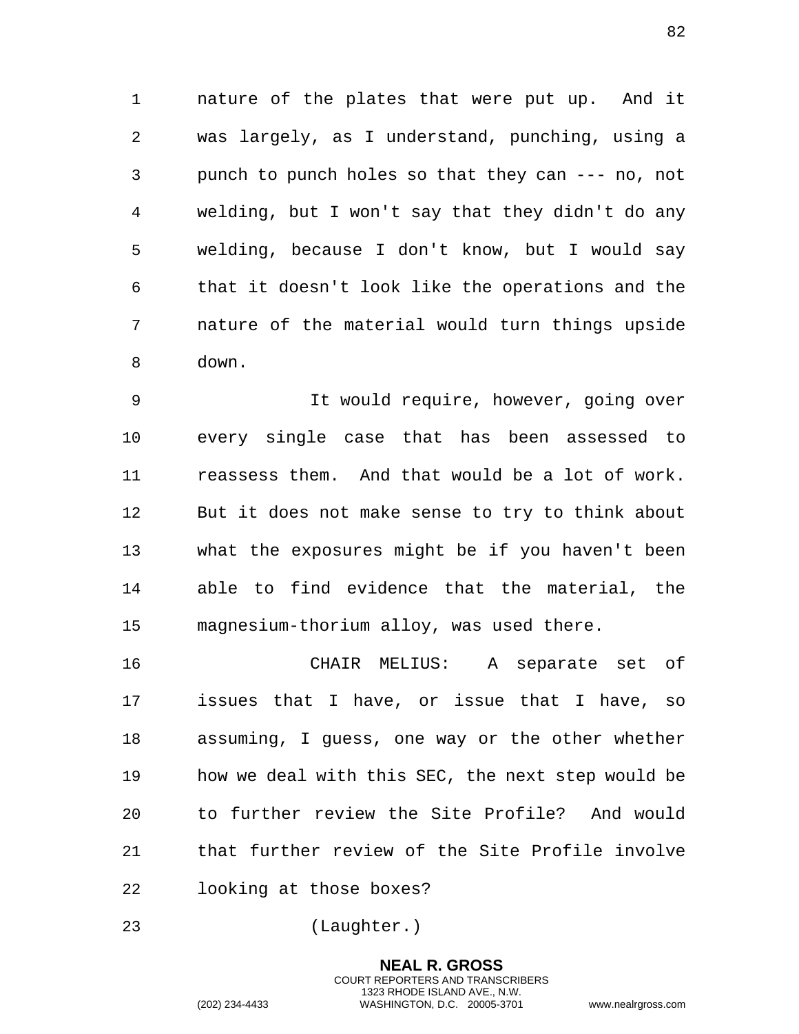nature of the plates that were put up. And it was largely, as I understand, punching, using a punch to punch holes so that they can --- no, not welding, but I won't say that they didn't do any welding, because I don't know, but I would say that it doesn't look like the operations and the nature of the material would turn things upside down.

It would require, however, going over every single case that has been assessed to reassess them. And that would be a lot of work. But it does not make sense to try to think about what the exposures might be if you haven't been able to find evidence that the material, the magnesium-thorium alloy, was used there.

CHAIR MELIUS: A separate set of issues that I have, or issue that I have, so assuming, I guess, one way or the other whether how we deal with this SEC, the next step would be to further review the Site Profile? And would that further review of the Site Profile involve looking at those boxes?

(Laughter.)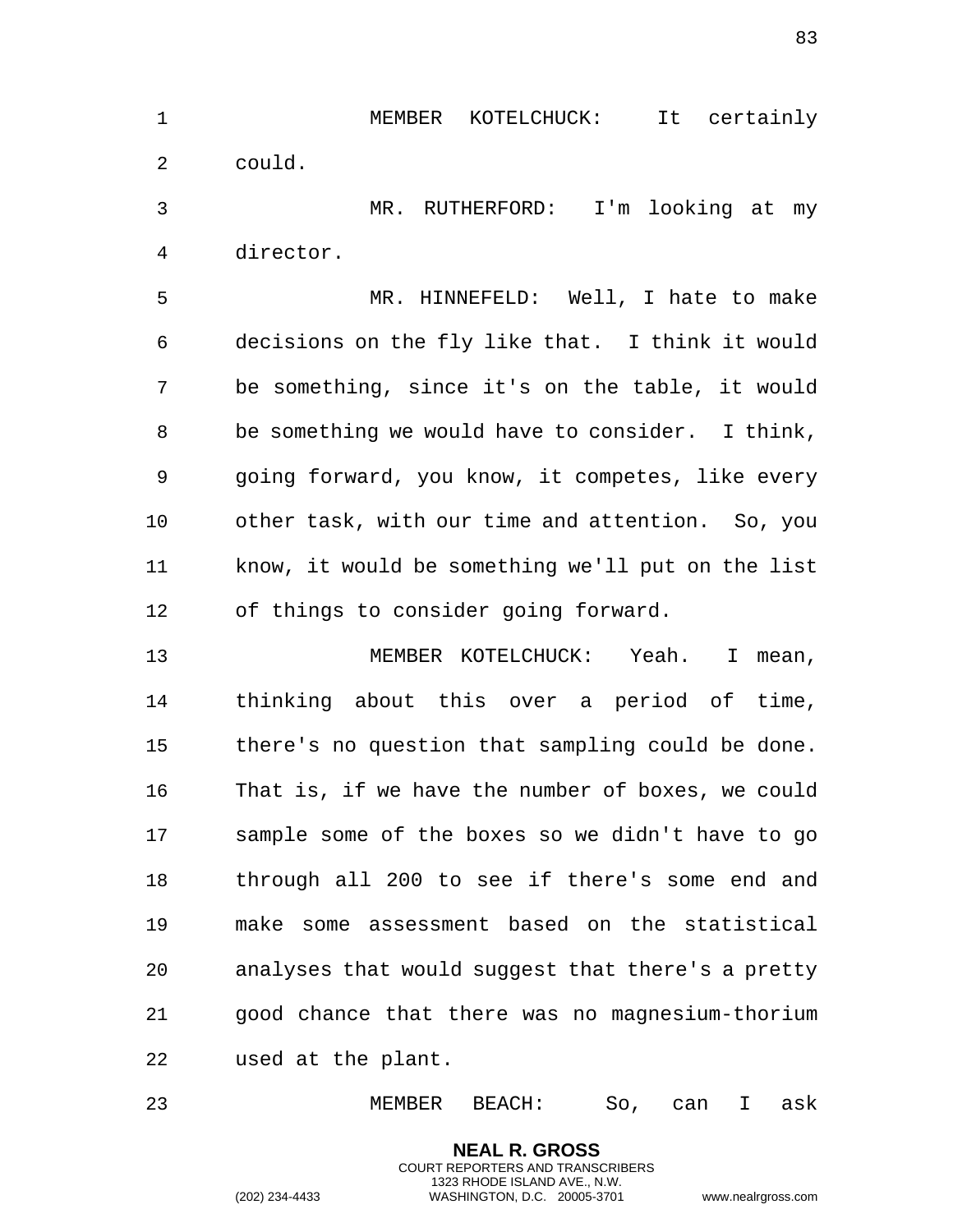MEMBER KOTELCHUCK: It certainly could.

MR. RUTHERFORD: I'm looking at my director.

MR. HINNEFELD: Well, I hate to make decisions on the fly like that. I think it would be something, since it's on the table, it would be something we would have to consider. I think, going forward, you know, it competes, like every other task, with our time and attention. So, you know, it would be something we'll put on the list of things to consider going forward.

MEMBER KOTELCHUCK: Yeah. I mean, thinking about this over a period of time, there's no question that sampling could be done. That is, if we have the number of boxes, we could sample some of the boxes so we didn't have to go through all 200 to see if there's some end and make some assessment based on the statistical analyses that would suggest that there's a pretty good chance that there was no magnesium-thorium used at the plant.

MEMBER BEACH: So, can I ask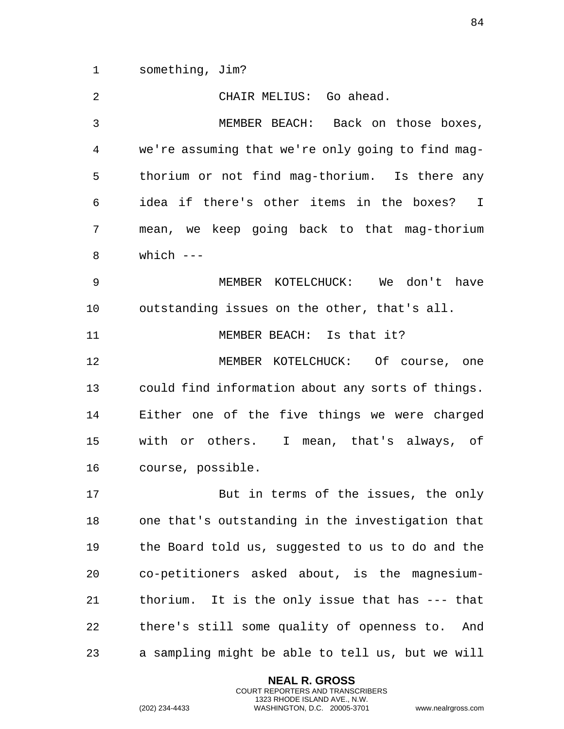something, Jim?

CHAIR MELIUS: Go ahead.

MEMBER BEACH: Back on those boxes, we're assuming that we're only going to find mag-thorium or not find mag-thorium. Is there any idea if there's other items in the boxes? I mean, we keep going back to that mag-thorium which ---

MEMBER KOTELCHUCK: We don't have outstanding issues on the other, that's all.

MEMBER BEACH: Is that it?

MEMBER KOTELCHUCK: Of course, one could find information about any sorts of things. Either one of the five things we were charged with or others. I mean, that's always, of course, possible.

But in terms of the issues, the only one that's outstanding in the investigation that the Board told us, suggested to us to do and the co-petitioners asked about, is the magnesium-thorium. It is the only issue that has --- that there's still some quality of openness to. And a sampling might be able to tell us, but we will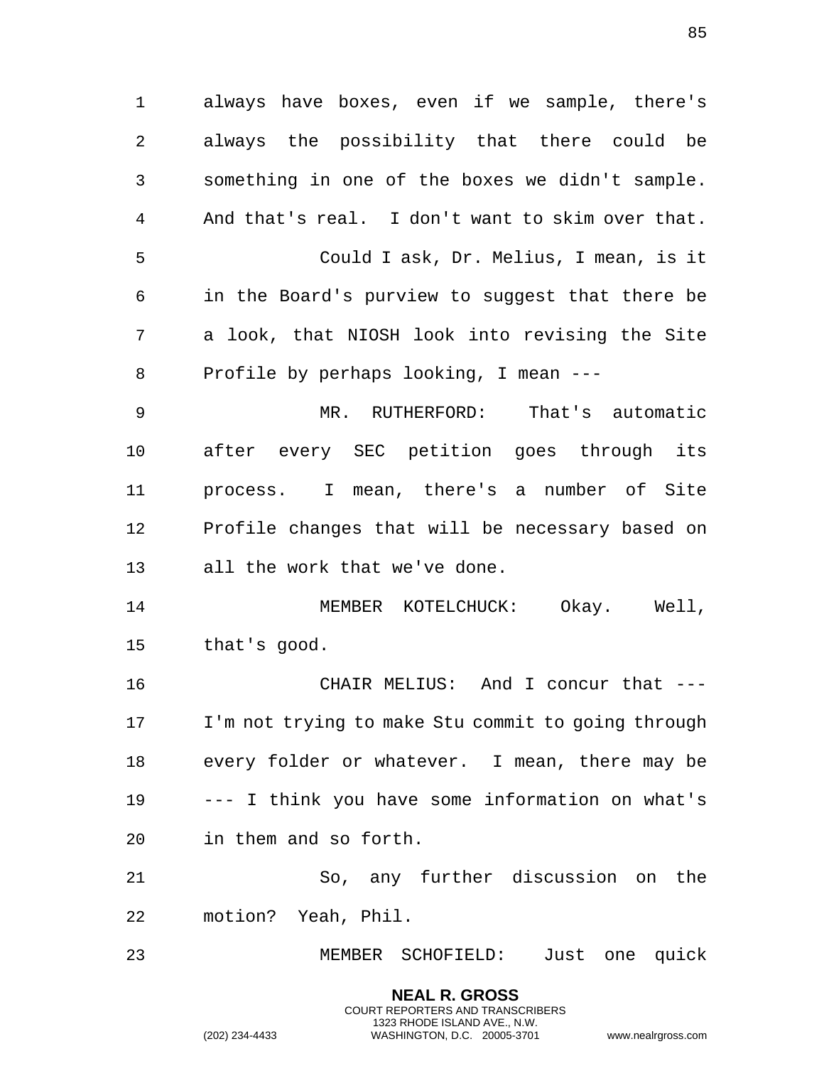always have boxes, even if we sample, there's always the possibility that there could be something in one of the boxes we didn't sample. And that's real. I don't want to skim over that.

Could I ask, Dr. Melius, I mean, is it in the Board's purview to suggest that there be a look, that NIOSH look into revising the Site Profile by perhaps looking, I mean ---

MR. RUTHERFORD: That's automatic after every SEC petition goes through its process. I mean, there's a number of Site Profile changes that will be necessary based on all the work that we've done.

MEMBER KOTELCHUCK: Okay. Well, that's good.

CHAIR MELIUS: And I concur that --- I'm not trying to make Stu commit to going through every folder or whatever. I mean, there may be --- I think you have some information on what's in them and so forth.

So, any further discussion on the motion? Yeah, Phil.

MEMBER SCHOFIELD: Just one quick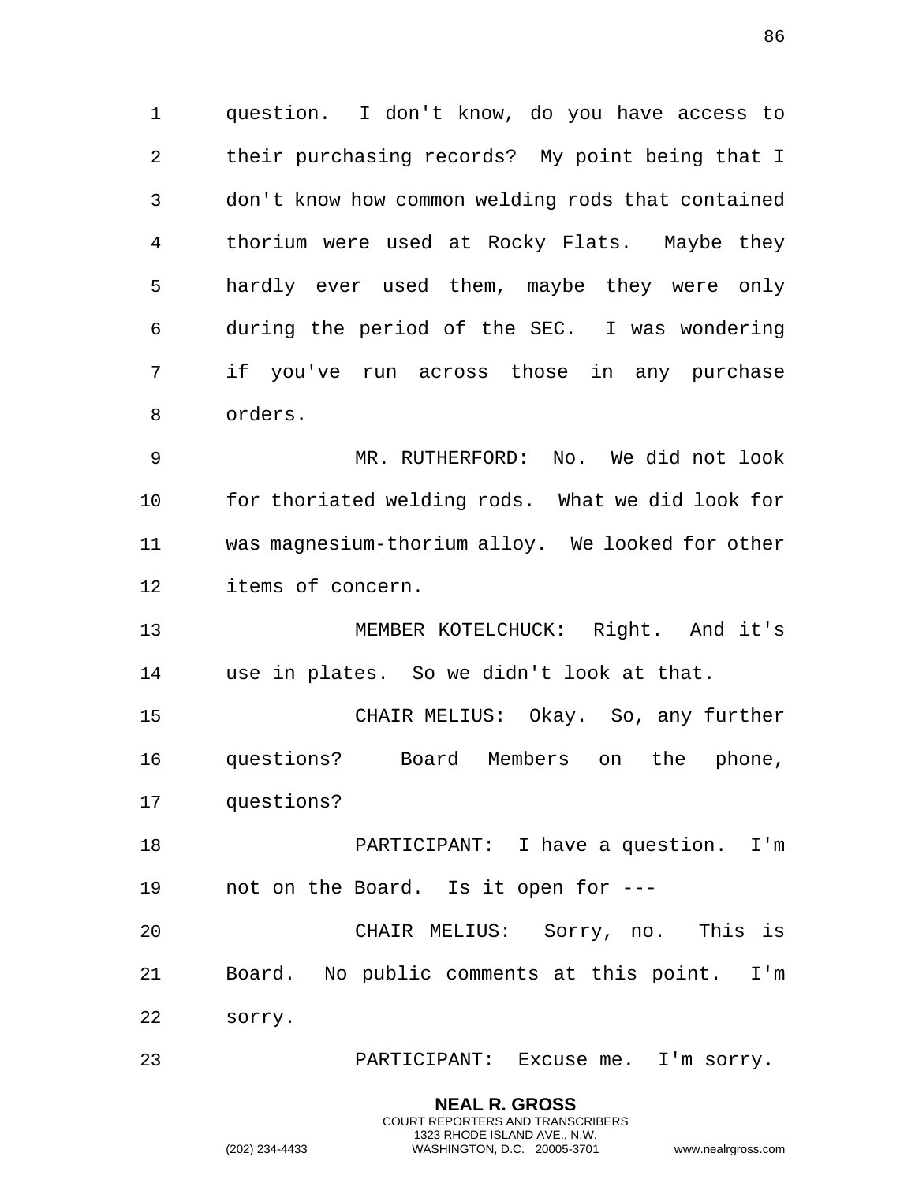question. I don't know, do you have access to their purchasing records? My point being that I don't know how common welding rods that contained thorium were used at Rocky Flats. Maybe they hardly ever used them, maybe they were only during the period of the SEC. I was wondering if you've run across those in any purchase orders.

MR. RUTHERFORD: No. We did not look for thoriated welding rods. What we did look for was magnesium-thorium alloy. We looked for other items of concern.

MEMBER KOTELCHUCK: Right. And it's use in plates. So we didn't look at that.

CHAIR MELIUS: Okay. So, any further questions? Board Members on the phone, questions?

PARTICIPANT: I have a question. I'm not on the Board. Is it open for ---

CHAIR MELIUS: Sorry, no. This is Board. No public comments at this point. I'm sorry.

PARTICIPANT: Excuse me. I'm sorry.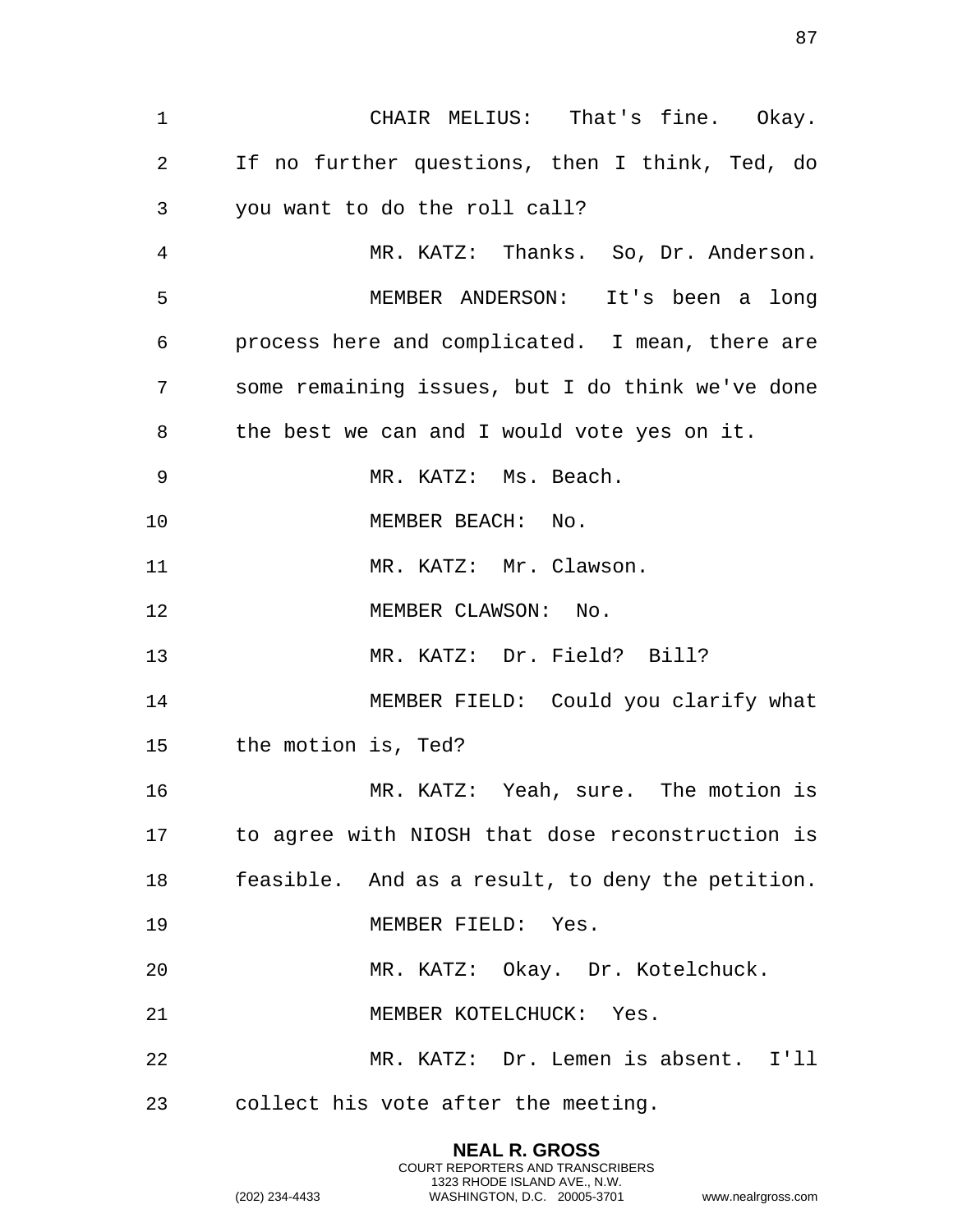CHAIR MELIUS: That's fine. Okay. If no further questions, then I think, Ted, do you want to do the roll call?

MR. KATZ: Thanks. So, Dr. Anderson.

MEMBER ANDERSON: It's been a long process here and complicated. I mean, there are some remaining issues, but I do think we've done the best we can and I would vote yes on it.

MR. KATZ: Ms. Beach.

MEMBER BEACH: No.

MR. KATZ: Mr. Clawson.

MEMBER CLAWSON: No.

MR. KATZ: Dr. Field? Bill?

MEMBER FIELD: Could you clarify what the motion is, Ted?

MR. KATZ: Yeah, sure. The motion is to agree with NIOSH that dose reconstruction is feasible. And as a result, to deny the petition.

MEMBER FIELD: Yes.

MR. KATZ: Okay. Dr. Kotelchuck.

MEMBER KOTELCHUCK: Yes.

MR. KATZ: Dr. Lemen is absent. I'll collect his vote after the meeting.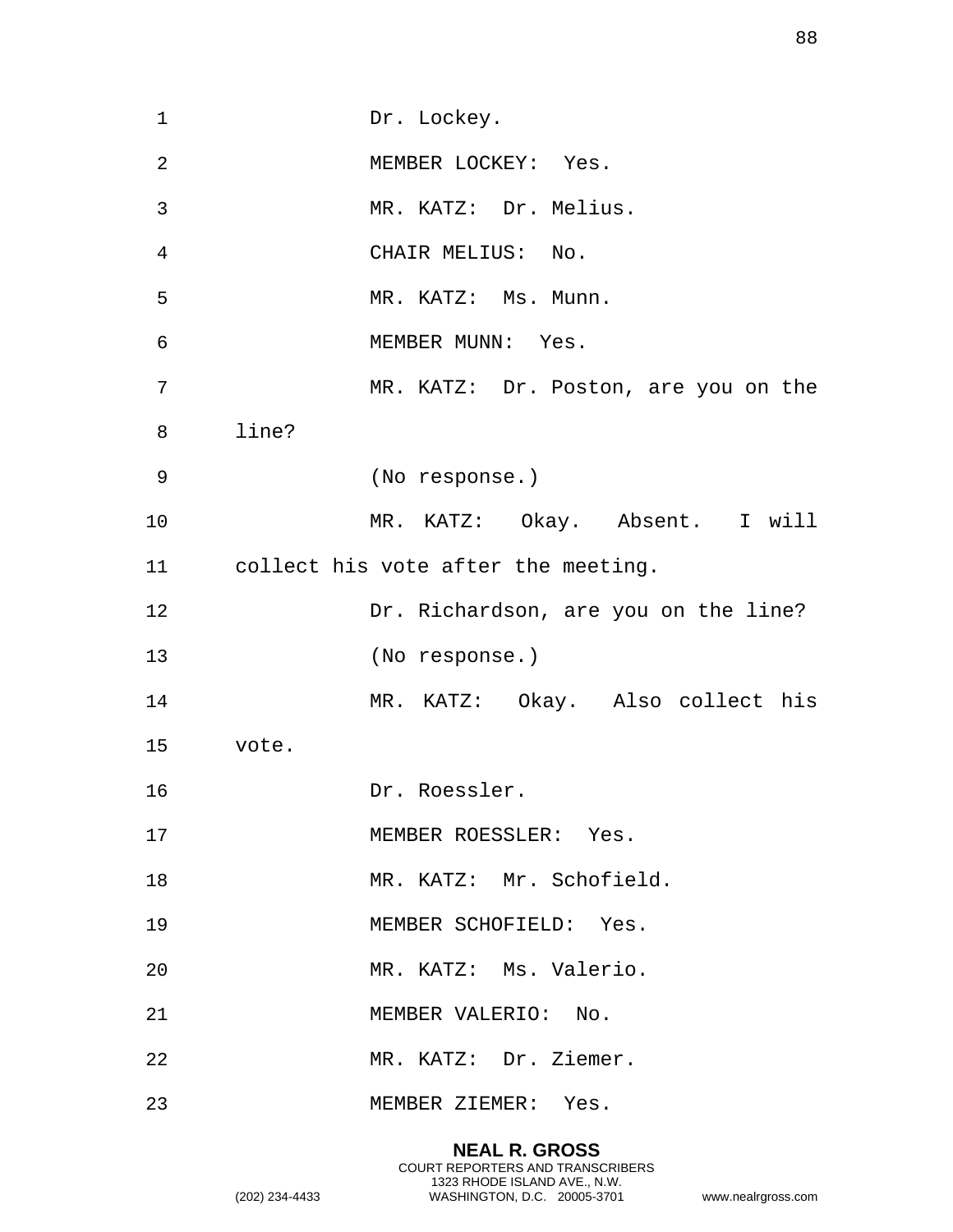Dr. Lockey.

MEMBER LOCKEY: Yes.

MR. KATZ: Dr. Melius.

CHAIR MELIUS: No.

MR. KATZ: Ms. Munn.

MEMBER MUNN: Yes.

MR. KATZ: Dr. Poston, are you on the line?

(No response.)

MR. KATZ: Okay. Absent. I will collect his vote after the meeting.

Dr. Richardson, are you on the line?

(No response.)

MR. KATZ: Okay. Also collect his vote.

Dr. Roessler.

MEMBER ROESSLER: Yes.

MR. KATZ: Mr. Schofield.

MEMBER SCHOFIELD: Yes.

MR. KATZ: Ms. Valerio.

MEMBER VALERIO: No.

MR. KATZ: Dr. Ziemer.

MEMBER ZIEMER: Yes.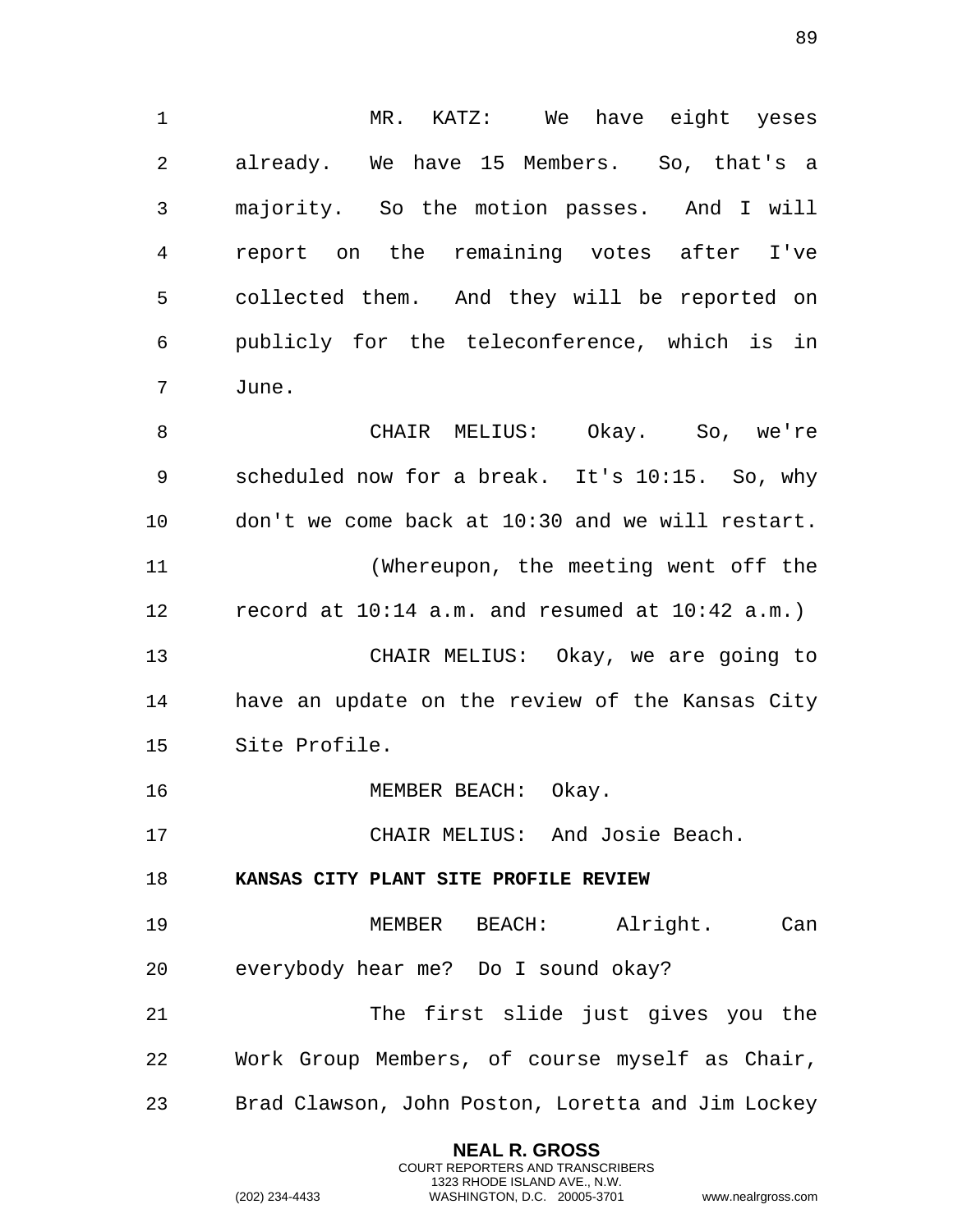MR. KATZ: We have eight yeses already. We have 15 Members. So, that's a majority. So the motion passes. And I will report on the remaining votes after I've collected them. And they will be reported on publicly for the teleconference, which is in June.

CHAIR MELIUS: Okay. So, we're scheduled now for a break. It's 10:15. So, why don't we come back at 10:30 and we will restart.

(Whereupon, the meeting went off the record at 10:14 a.m. and resumed at 10:42 a.m.)

CHAIR MELIUS: Okay, we are going to have an update on the review of the Kansas City Site Profile.

MEMBER BEACH: Okay.

CHAIR MELIUS: And Josie Beach.

**KANSAS CITY PLANT SITE PROFILE REVIEW**

MEMBER BEACH: Alright. Can everybody hear me? Do I sound okay?

The first slide just gives you the Work Group Members, of course myself as Chair, Brad Clawson, John Poston, Loretta and Jim Lockey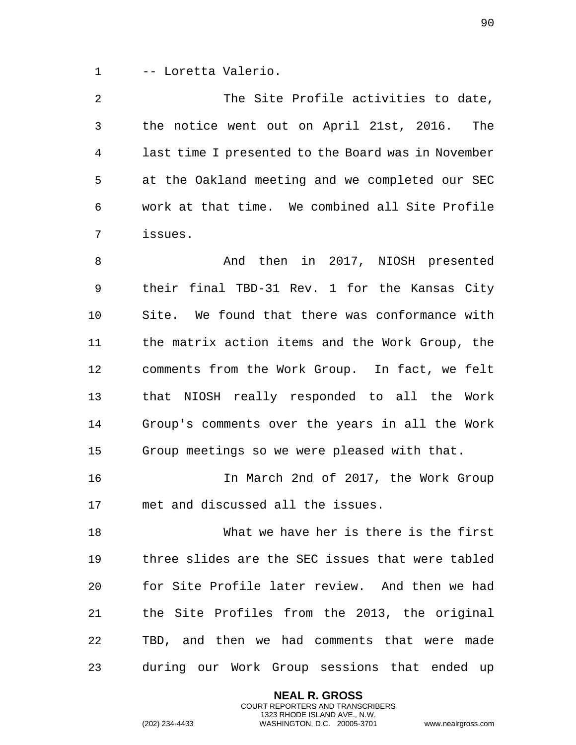-- Loretta Valerio.

The Site Profile activities to date, the notice went out on April 21st, 2016. The last time I presented to the Board was in November at the Oakland meeting and we completed our SEC work at that time. We combined all Site Profile issues.

And then in 2017, NIOSH presented their final TBD-31 Rev. 1 for the Kansas City Site. We found that there was conformance with the matrix action items and the Work Group, the comments from the Work Group. In fact, we felt that NIOSH really responded to all the Work Group's comments over the years in all the Work Group meetings so we were pleased with that.

In March 2nd of 2017, the Work Group met and discussed all the issues.

What we have her is there is the first three slides are the SEC issues that were tabled for Site Profile later review. And then we had the Site Profiles from the 2013, the original TBD, and then we had comments that were made during our Work Group sessions that ended up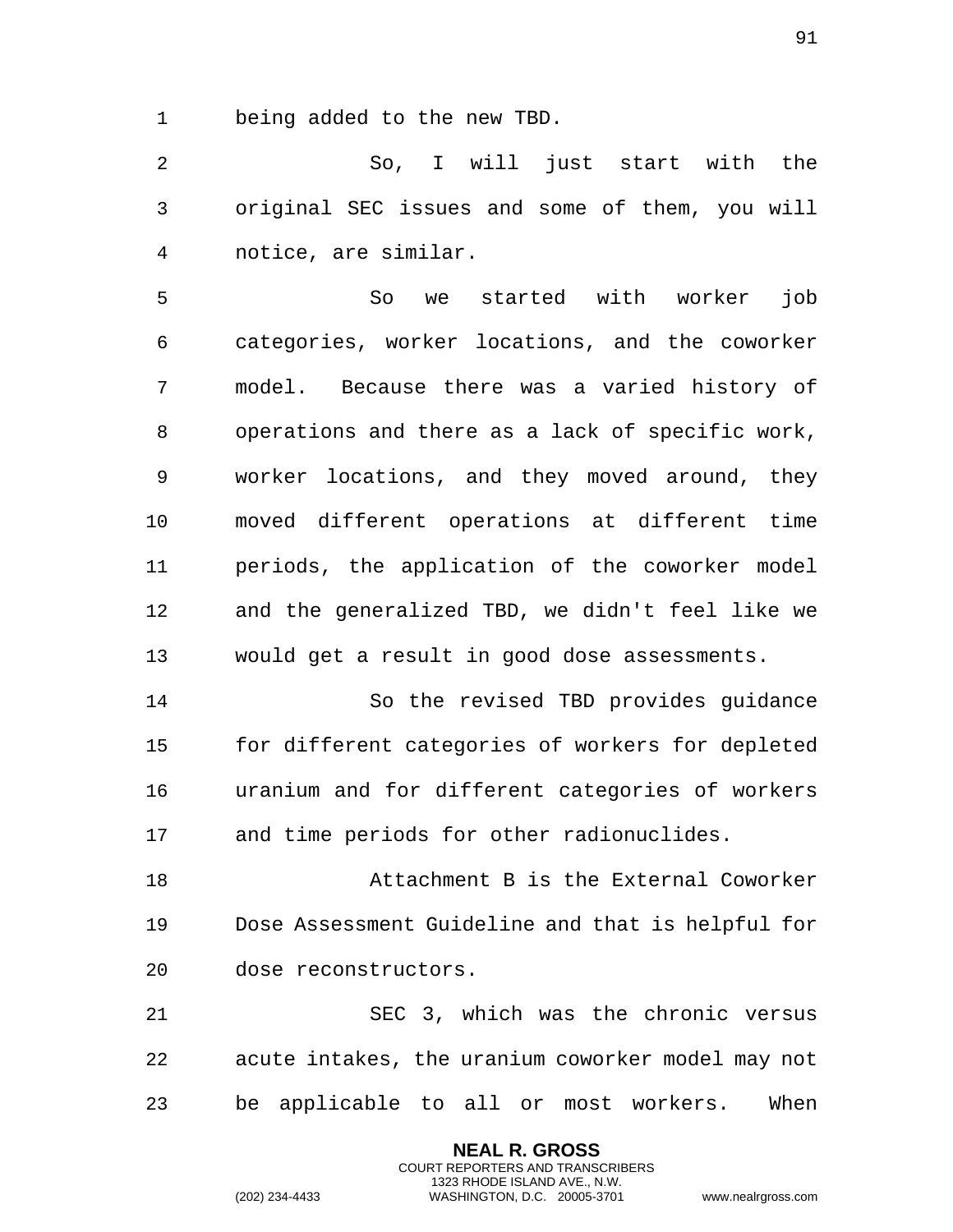being added to the new TBD.

So, I will just start with the original SEC issues and some of them, you will notice, are similar.

So we started with worker job categories, worker locations, and the coworker model. Because there was a varied history of operations and there as a lack of specific work, worker locations, and they moved around, they moved different operations at different time periods, the application of the coworker model and the generalized TBD, we didn't feel like we would get a result in good dose assessments.

So the revised TBD provides guidance for different categories of workers for depleted uranium and for different categories of workers and time periods for other radionuclides.

Attachment B is the External Coworker Dose Assessment Guideline and that is helpful for dose reconstructors.

SEC 3, which was the chronic versus acute intakes, the uranium coworker model may not be applicable to all or most workers. When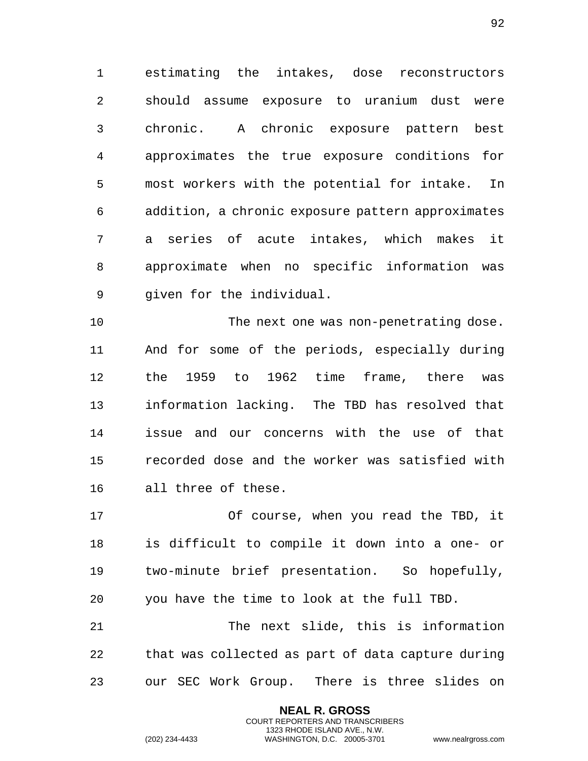estimating the intakes, dose reconstructors should assume exposure to uranium dust were chronic. A chronic exposure pattern best approximates the true exposure conditions for most workers with the potential for intake. In addition, a chronic exposure pattern approximates a series of acute intakes, which makes it approximate when no specific information was given for the individual.

The next one was non-penetrating dose. And for some of the periods, especially during the 1959 to 1962 time frame, there was information lacking. The TBD has resolved that issue and our concerns with the use of that recorded dose and the worker was satisfied with all three of these.

Of course, when you read the TBD, it is difficult to compile it down into a one- or two-minute brief presentation. So hopefully, you have the time to look at the full TBD.

The next slide, this is information that was collected as part of data capture during our SEC Work Group. There is three slides on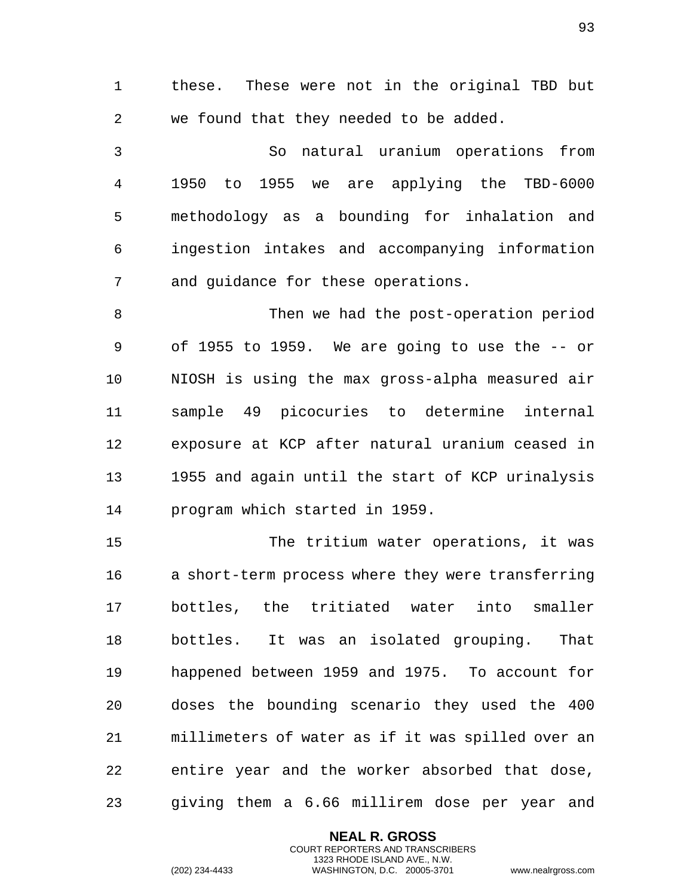these. These were not in the original TBD but we found that they needed to be added.

So natural uranium operations from 1950 to 1955 we are applying the TBD-6000 methodology as a bounding for inhalation and ingestion intakes and accompanying information and guidance for these operations.

Then we had the post-operation period of 1955 to 1959. We are going to use the -- or NIOSH is using the max gross-alpha measured air sample 49 picocuries to determine internal exposure at KCP after natural uranium ceased in 1955 and again until the start of KCP urinalysis program which started in 1959.

The tritium water operations, it was a short-term process where they were transferring bottles, the tritiated water into smaller bottles. It was an isolated grouping. That happened between 1959 and 1975. To account for doses the bounding scenario they used the 400 millimeters of water as if it was spilled over an entire year and the worker absorbed that dose, giving them a 6.66 millirem dose per year and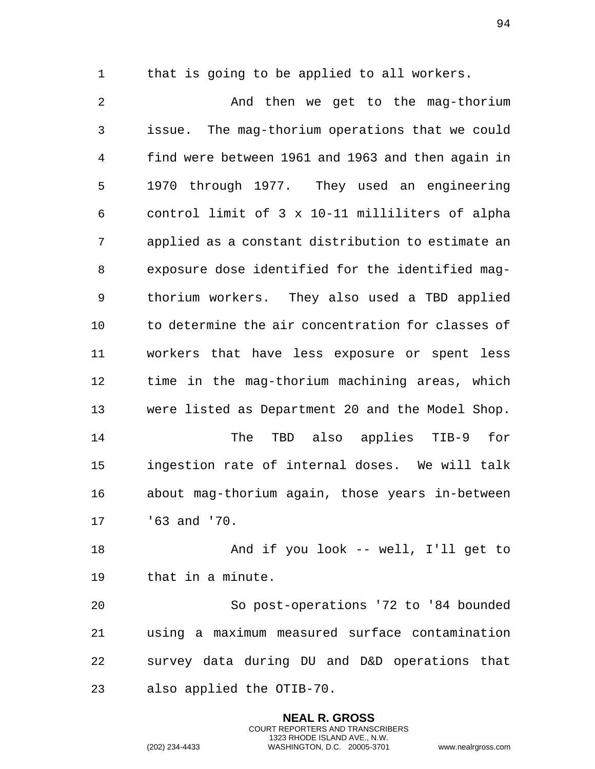that is going to be applied to all workers.

And then we get to the mag-thorium issue. The mag-thorium operations that we could find were between 1961 and 1963 and then again in 1970 through 1977. They used an engineering control limit of 3 x 10-11 milliliters of alpha applied as a constant distribution to estimate an exposure dose identified for the identified mag-thorium workers. They also used a TBD applied to determine the air concentration for classes of workers that have less exposure or spent less time in the mag-thorium machining areas, which were listed as Department 20 and the Model Shop.

The TBD also applies TIB-9 for ingestion rate of internal doses. We will talk about mag-thorium again, those years in-between '63 and '70.

And if you look -- well, I'll get to that in a minute.

So post-operations '72 to '84 bounded using a maximum measured surface contamination survey data during DU and D&D operations that also applied the OTIB-70.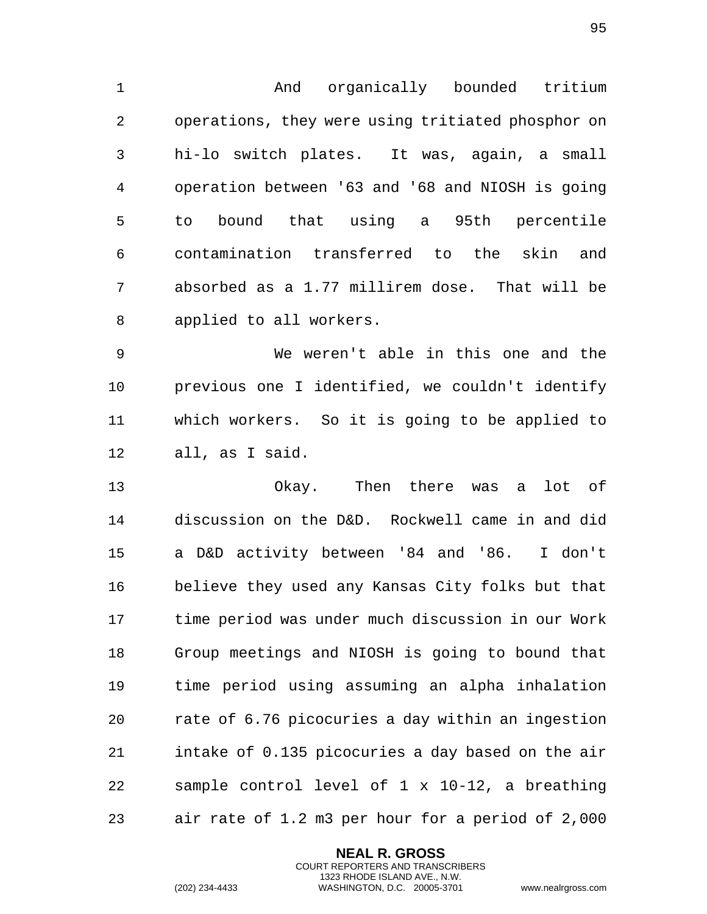And organically bounded tritium operations, they were using tritiated phosphor on hi-lo switch plates. It was, again, a small operation between '63 and '68 and NIOSH is going to bound that using a 95th percentile contamination transferred to the skin and absorbed as a 1.77 millirem dose. That will be applied to all workers.

We weren't able in this one and the previous one I identified, we couldn't identify which workers. So it is going to be applied to all, as I said.

Okay. Then there was a lot of discussion on the D&D. Rockwell came in and did a D&D activity between '84 and '86. I don't believe they used any Kansas City folks but that time period was under much discussion in our Work Group meetings and NIOSH is going to bound that time period using assuming an alpha inhalation rate of 6.76 picocuries a day within an ingestion intake of 0.135 picocuries a day based on the air sample control level of 1 x 10-12, a breathing air rate of 1.2 m3 per hour for a period of 2,000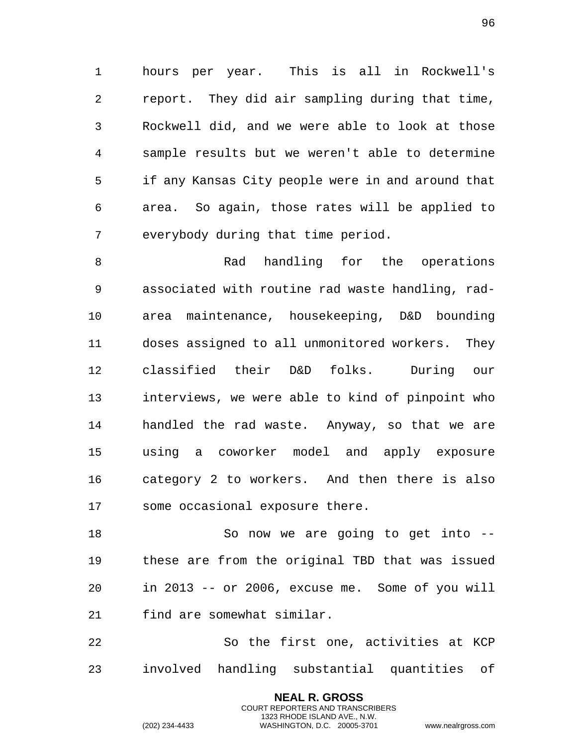hours per year. This is all in Rockwell's report. They did air sampling during that time, Rockwell did, and we were able to look at those sample results but we weren't able to determine if any Kansas City people were in and around that area. So again, those rates will be applied to everybody during that time period.

Rad handling for the operations associated with routine rad waste handling, rad-area maintenance, housekeeping, D&D bounding doses assigned to all unmonitored workers. They classified their D&D folks. During our interviews, we were able to kind of pinpoint who handled the rad waste. Anyway, so that we are using a coworker model and apply exposure category 2 to workers. And then there is also some occasional exposure there.

So now we are going to get into -- these are from the original TBD that was issued in 2013 -- or 2006, excuse me. Some of you will find are somewhat similar.

So the first one, activities at KCP involved handling substantial quantities of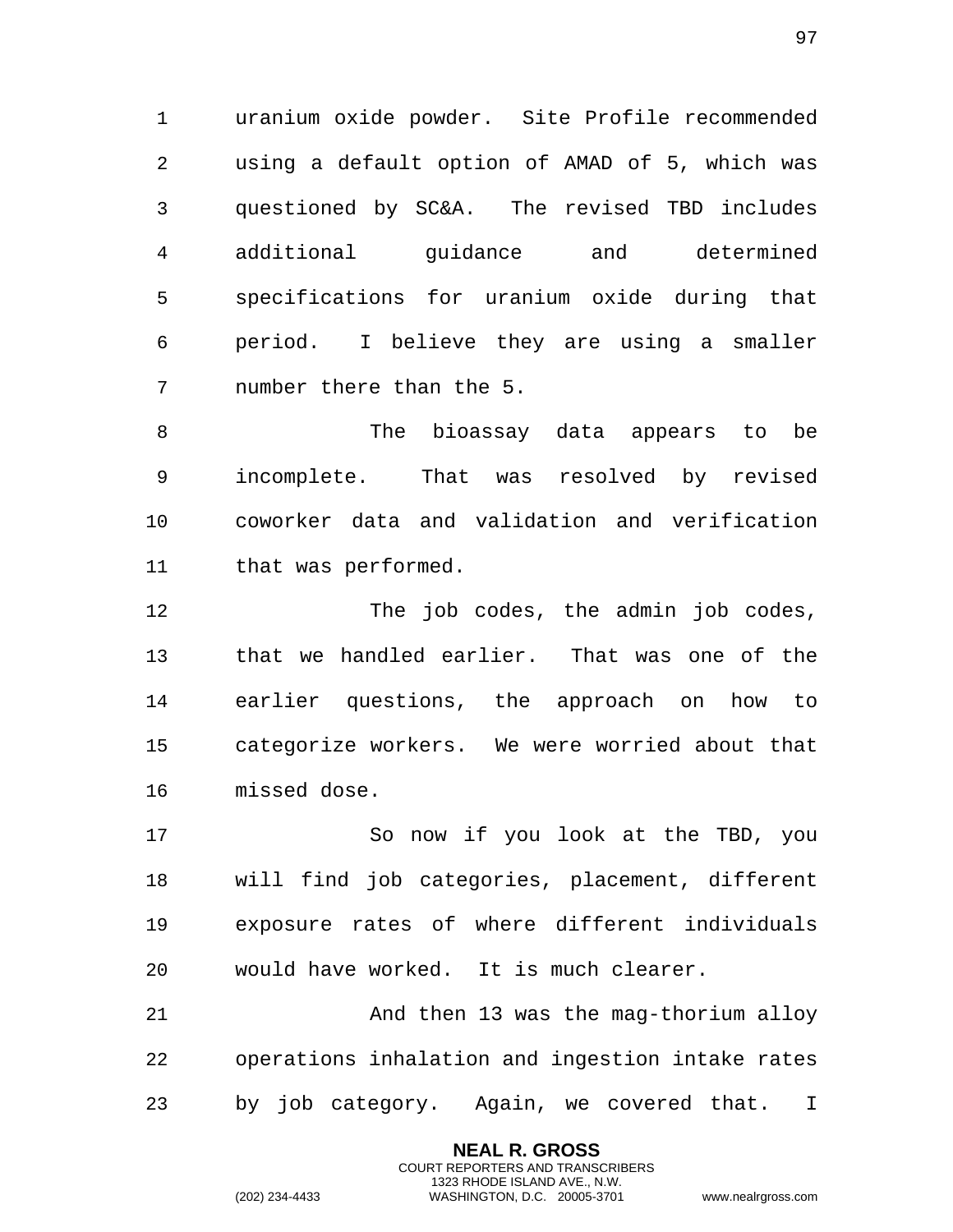uranium oxide powder. Site Profile recommended using a default option of AMAD of 5, which was questioned by SC&A. The revised TBD includes additional guidance and determined specifications for uranium oxide during that period. I believe they are using a smaller number there than the 5.

The bioassay data appears to be incomplete. That was resolved by revised coworker data and validation and verification that was performed.

The job codes, the admin job codes, that we handled earlier. That was one of the earlier questions, the approach on how to categorize workers. We were worried about that missed dose.

So now if you look at the TBD, you will find job categories, placement, different exposure rates of where different individuals would have worked. It is much clearer.

And then 13 was the mag-thorium alloy operations inhalation and ingestion intake rates by job category. Again, we covered that. I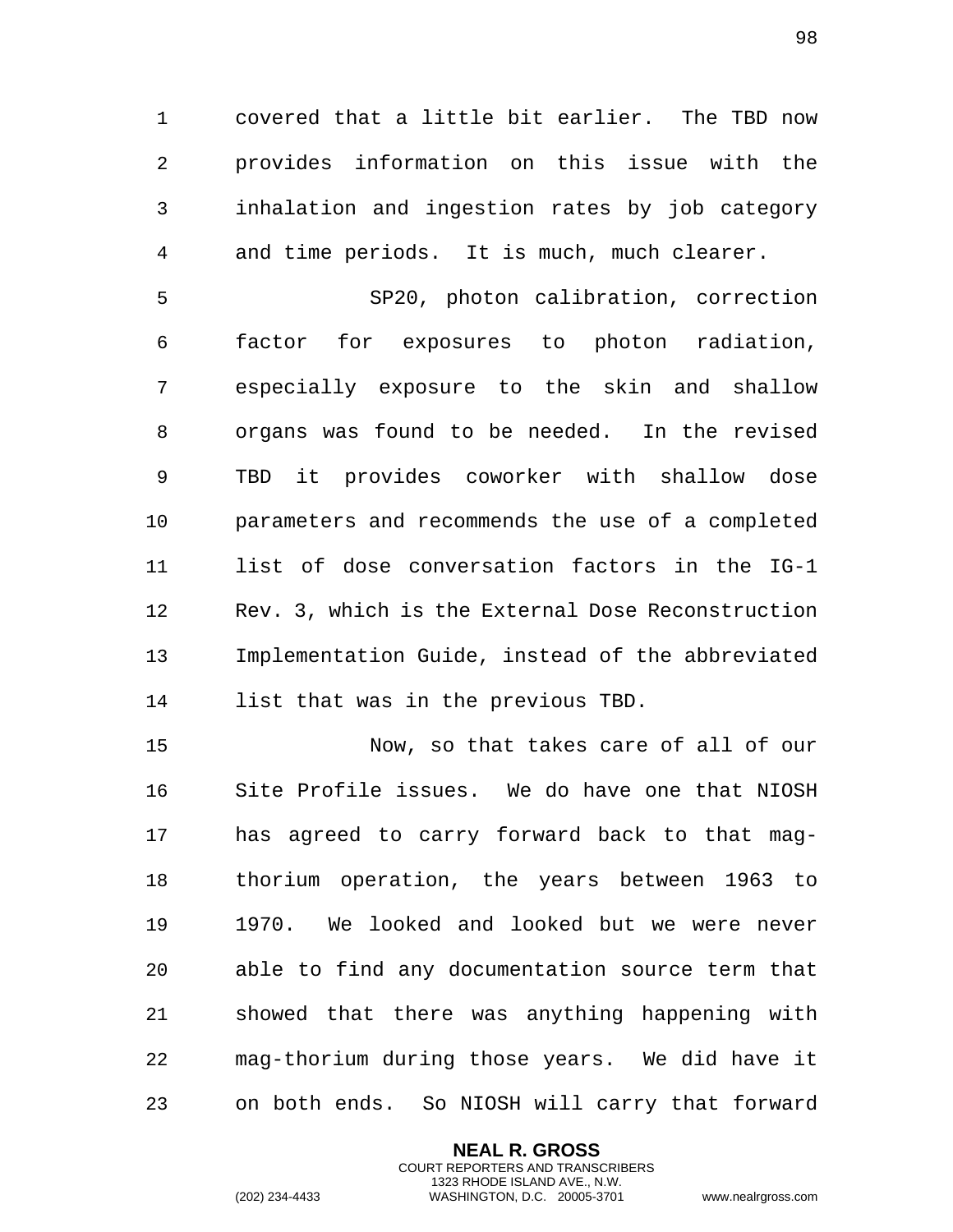covered that a little bit earlier. The TBD now provides information on this issue with the inhalation and ingestion rates by job category and time periods. It is much, much clearer.

SP20, photon calibration, correction factor for exposures to photon radiation, especially exposure to the skin and shallow organs was found to be needed. In the revised TBD it provides coworker with shallow dose parameters and recommends the use of a completed list of dose conversation factors in the IG-1 Rev. 3, which is the External Dose Reconstruction Implementation Guide, instead of the abbreviated list that was in the previous TBD.

Now, so that takes care of all of our Site Profile issues. We do have one that NIOSH has agreed to carry forward back to that mag-thorium operation, the years between 1963 to 1970. We looked and looked but we were never able to find any documentation source term that showed that there was anything happening with mag-thorium during those years. We did have it on both ends. So NIOSH will carry that forward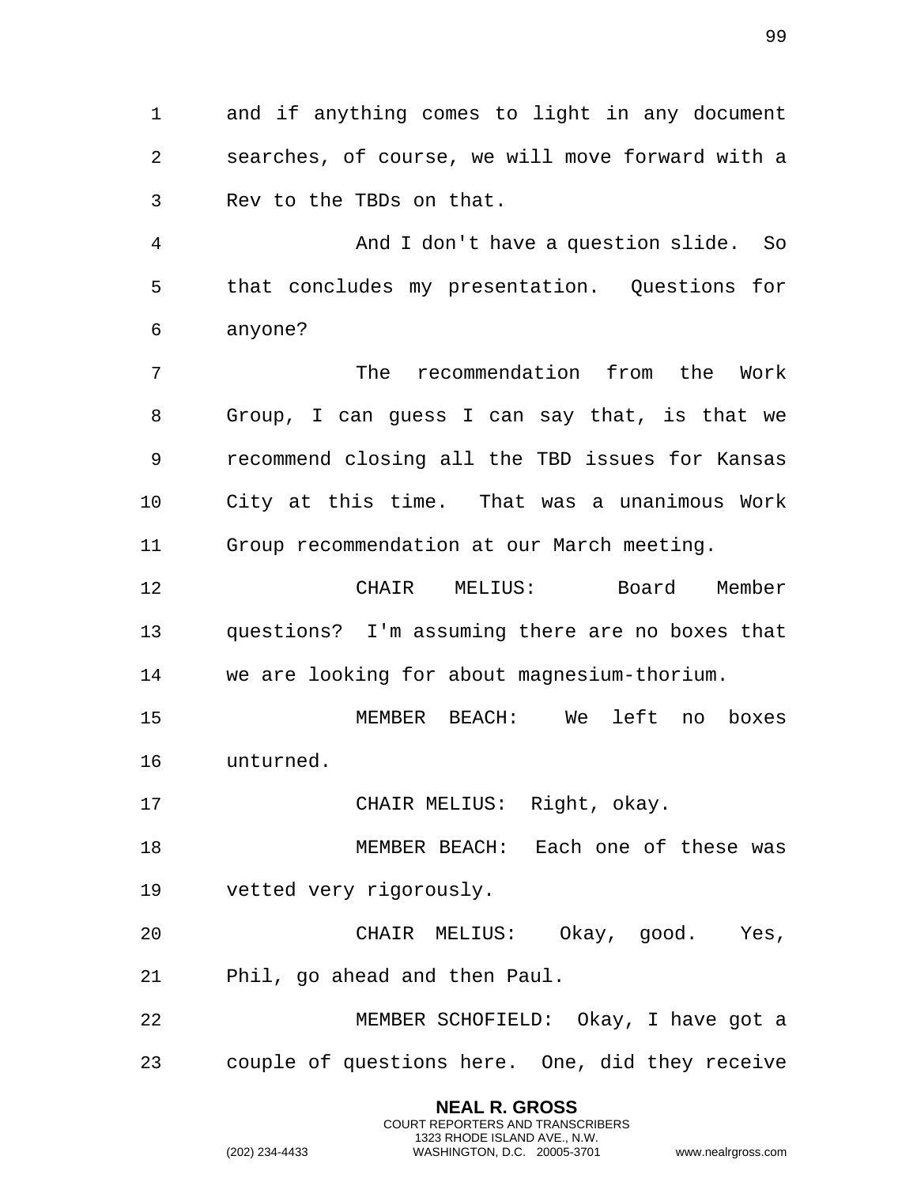and if anything comes to light in any document searches, of course, we will move forward with a Rev to the TBDs on that.

And I don't have a question slide. So that concludes my presentation. Questions for anyone?

The recommendation from the Work Group, I can guess I can say that, is that we recommend closing all the TBD issues for Kansas City at this time. That was a unanimous Work Group recommendation at our March meeting.

CHAIR MELIUS: Board Member questions? I'm assuming there are no boxes that we are looking for about magnesium-thorium.

MEMBER BEACH: We left no boxes unturned.

CHAIR MELIUS: Right, okay.

MEMBER BEACH: Each one of these was vetted very rigorously.

CHAIR MELIUS: Okay, good. Yes, Phil, go ahead and then Paul.

MEMBER SCHOFIELD: Okay, I have got a couple of questions here. One, did they receive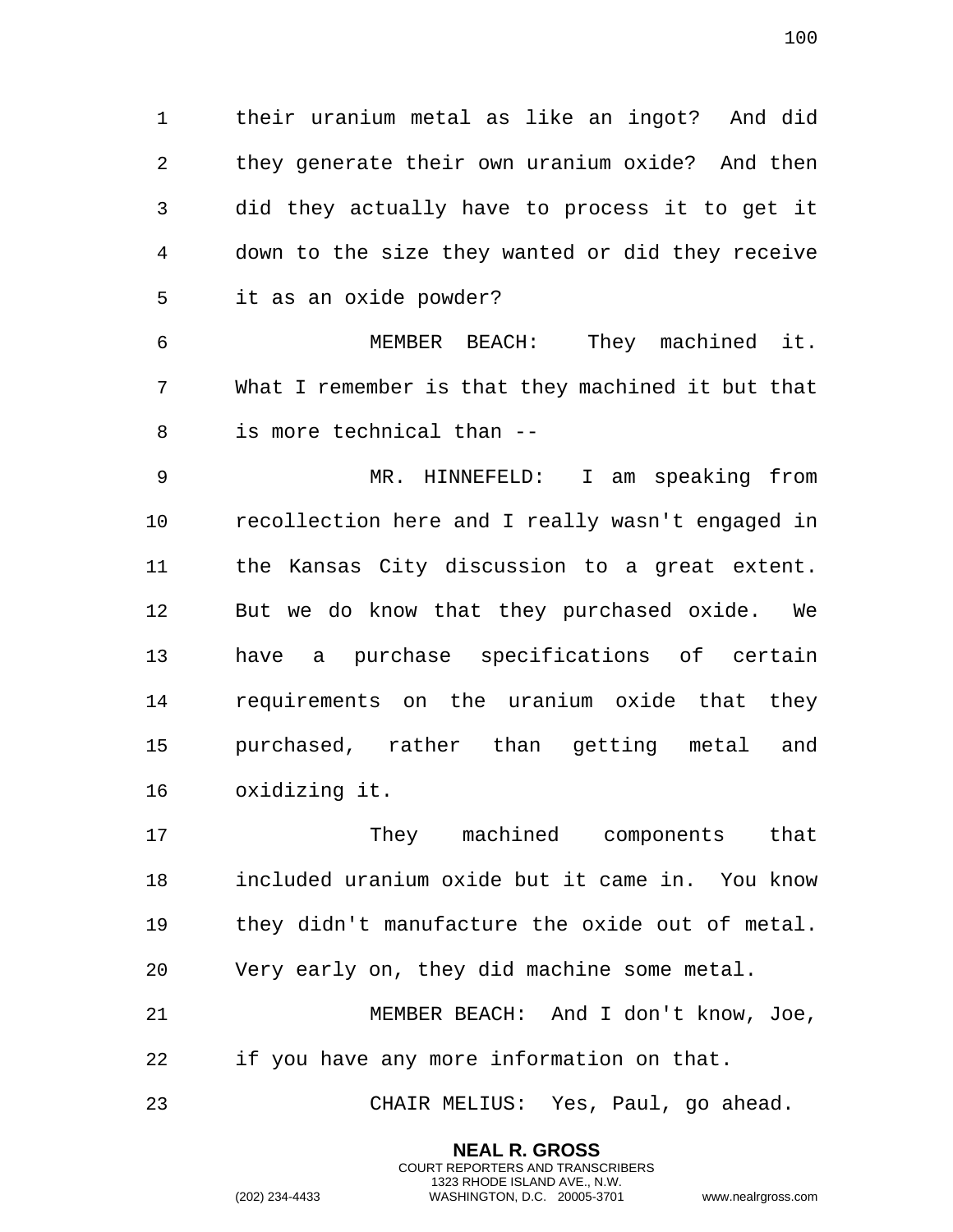their uranium metal as like an ingot? And did they generate their own uranium oxide? And then did they actually have to process it to get it down to the size they wanted or did they receive it as an oxide powder?

MEMBER BEACH: They machined it. What I remember is that they machined it but that is more technical than --

MR. HINNEFELD: I am speaking from recollection here and I really wasn't engaged in the Kansas City discussion to a great extent. But we do know that they purchased oxide. We have a purchase specifications of certain requirements on the uranium oxide that they purchased, rather than getting metal and oxidizing it.

They machined components that included uranium oxide but it came in. You know they didn't manufacture the oxide out of metal. Very early on, they did machine some metal.

MEMBER BEACH: And I don't know, Joe, if you have any more information on that.

CHAIR MELIUS: Yes, Paul, go ahead.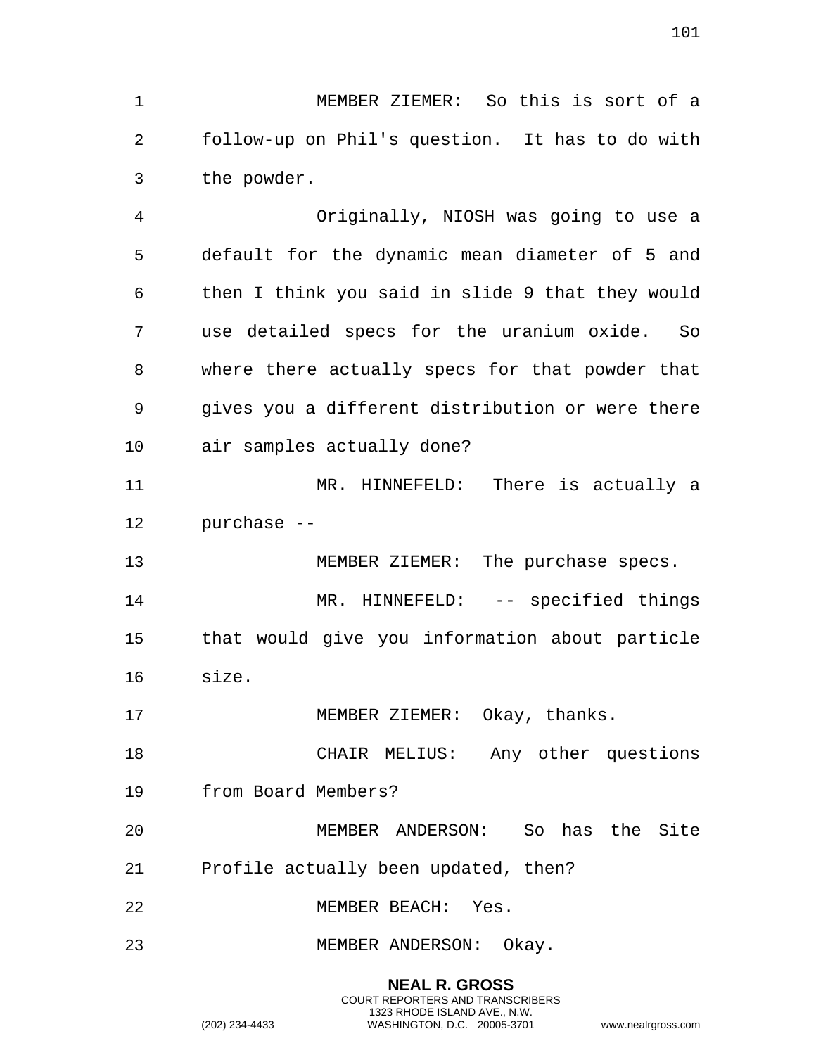MEMBER ZIEMER: So this is sort of a follow-up on Phil's question. It has to do with the powder.

Originally, NIOSH was going to use a default for the dynamic mean diameter of 5 and then I think you said in slide 9 that they would use detailed specs for the uranium oxide. So where there actually specs for that powder that gives you a different distribution or were there air samples actually done?

MR. HINNEFELD: There is actually a purchase --

MEMBER ZIEMER: The purchase specs.

MR. HINNEFELD: -- specified things that would give you information about particle size.

MEMBER ZIEMER: Okay, thanks.

CHAIR MELIUS: Any other questions from Board Members?

MEMBER ANDERSON: So has the Site Profile actually been updated, then?

MEMBER BEACH: Yes.

MEMBER ANDERSON: Okay.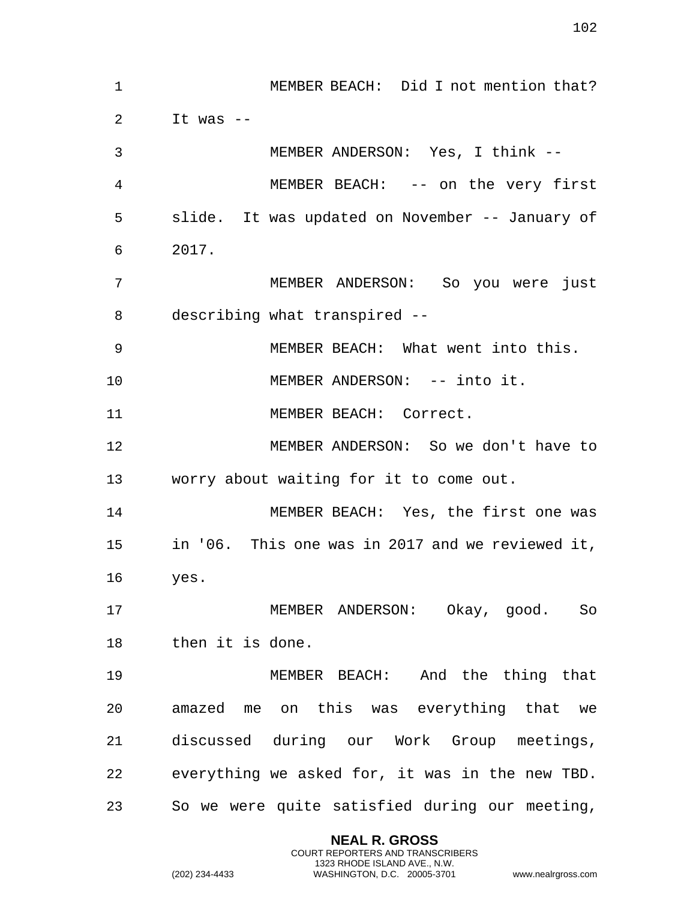MEMBER BEACH: Did I not mention that? It was --

MEMBER ANDERSON: Yes, I think --

MEMBER BEACH: -- on the very first slide. It was updated on November -- January of 2017.

MEMBER ANDERSON: So you were just describing what transpired --

MEMBER BEACH: What went into this.

MEMBER ANDERSON: -- into it.

MEMBER BEACH: Correct.

MEMBER ANDERSON: So we don't have to worry about waiting for it to come out.

MEMBER BEACH: Yes, the first one was in '06. This one was in 2017 and we reviewed it, yes.

MEMBER ANDERSON: Okay, good. So then it is done.

MEMBER BEACH: And the thing that amazed me on this was everything that we discussed during our Work Group meetings, everything we asked for, it was in the new TBD. So we were quite satisfied during our meeting,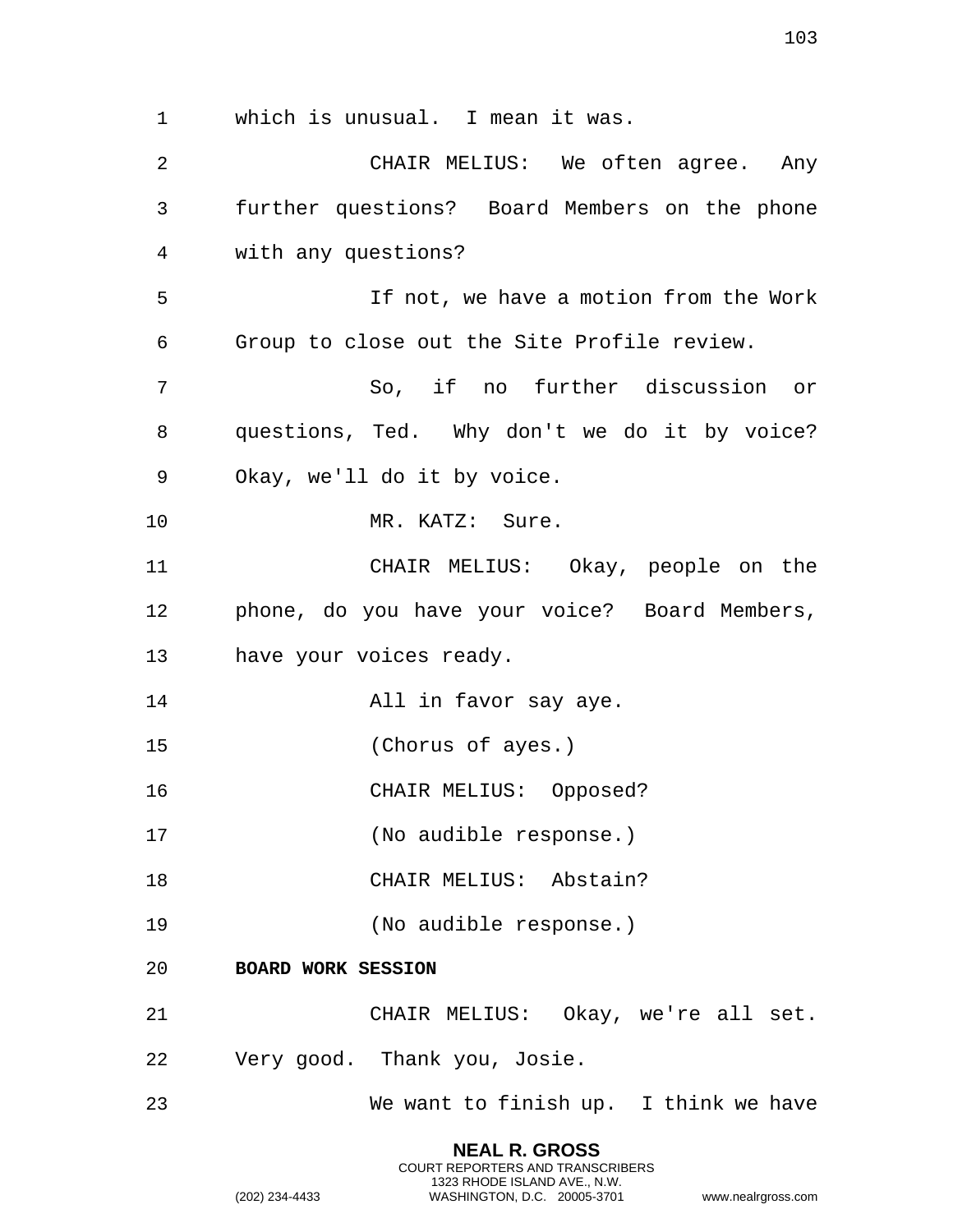which is unusual. I mean it was.

CHAIR MELIUS: We often agree. Any further questions? Board Members on the phone with any questions?

If not, we have a motion from the Work Group to close out the Site Profile review.

So, if no further discussion or questions, Ted. Why don't we do it by voice? Okay, we'll do it by voice.

MR. KATZ: Sure.

CHAIR MELIUS: Okay, people on the phone, do you have your voice? Board Members, have your voices ready.

All in favor say aye.

(Chorus of ayes.)

CHAIR MELIUS: Opposed?

(No audible response.)

CHAIR MELIUS: Abstain?

(No audible response.)

**BOARD WORK SESSION**

CHAIR MELIUS: Okay, we're all set. Very good. Thank you, Josie.

We want to finish up. I think we have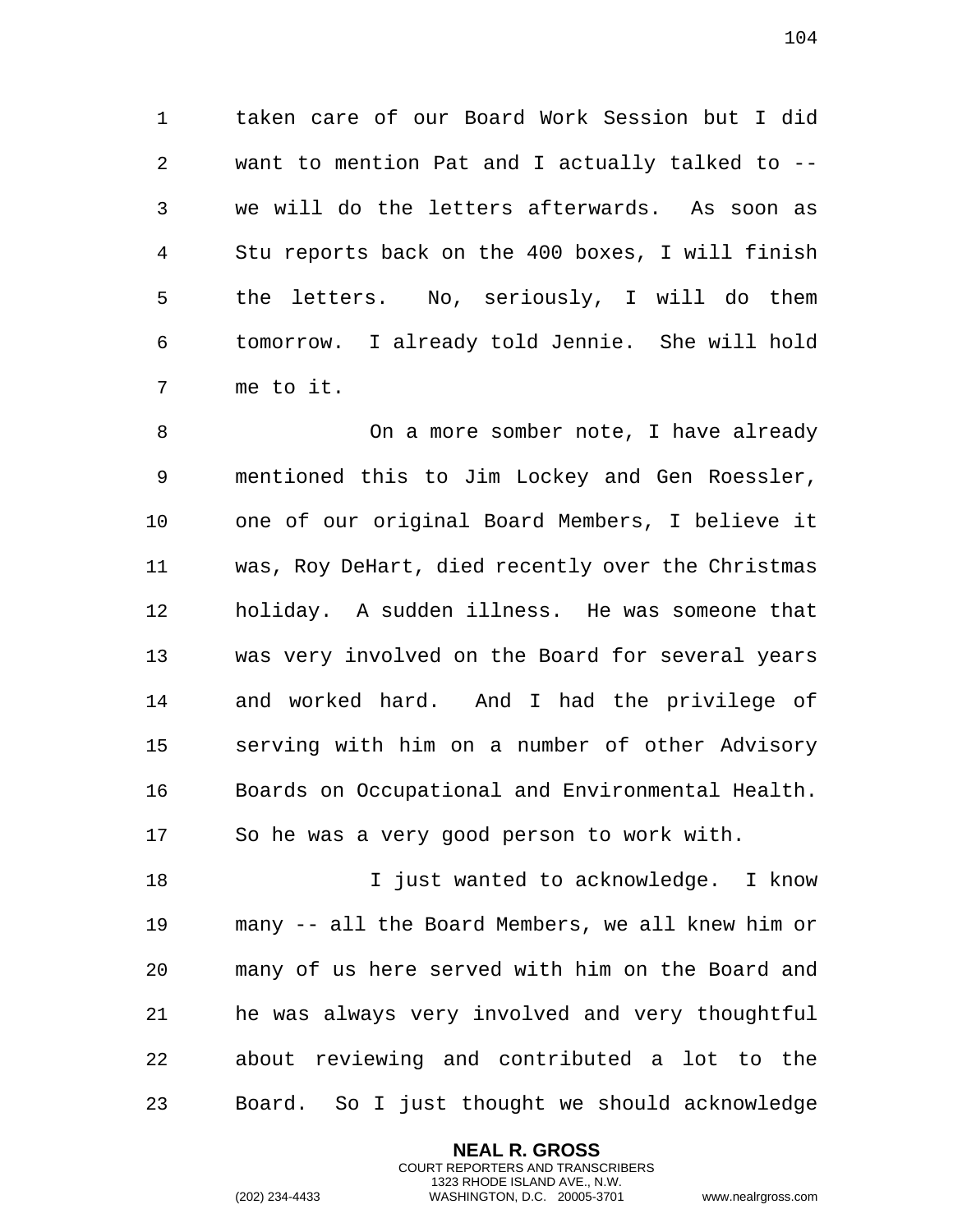taken care of our Board Work Session but I did want to mention Pat and I actually talked to -- we will do the letters afterwards. As soon as Stu reports back on the 400 boxes, I will finish the letters. No, seriously, I will do them tomorrow. I already told Jennie. She will hold me to it.

On a more somber note, I have already mentioned this to Jim Lockey and Gen Roessler, one of our original Board Members, I believe it was, Roy DeHart, died recently over the Christmas holiday. A sudden illness. He was someone that was very involved on the Board for several years and worked hard. And I had the privilege of serving with him on a number of other Advisory Boards on Occupational and Environmental Health. So he was a very good person to work with.

I just wanted to acknowledge. I know many -- all the Board Members, we all knew him or many of us here served with him on the Board and he was always very involved and very thoughtful about reviewing and contributed a lot to the Board. So I just thought we should acknowledge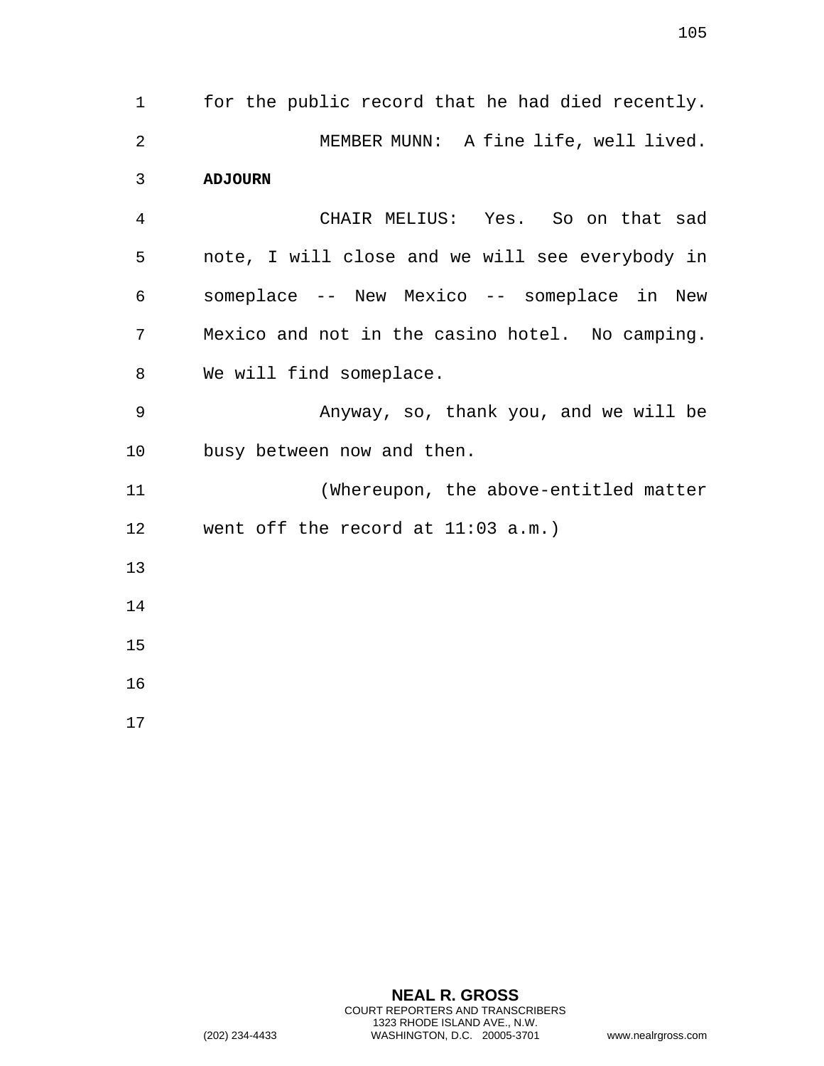for the public record that he had died recently.

MEMBER MUNN: A fine life, well lived.

**ADJOURN**

CHAIR MELIUS: Yes. So on that sad note, I will close and we will see everybody in someplace -- New Mexico -- someplace in New Mexico and not in the casino hotel. No camping. We will find someplace.

Anyway, so, thank you, and we will be busy between now and then.

(Whereupon, the above-entitled matter went off the record at 11:03 a.m.)